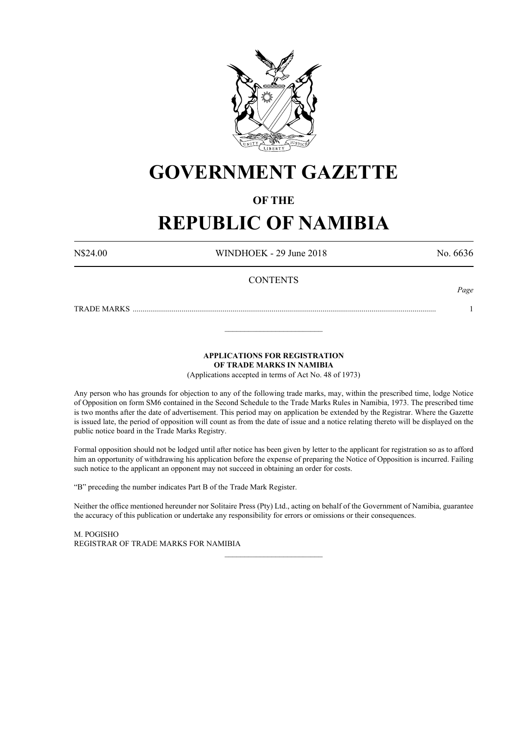# GOVERNMENT GAZETTE

## OF THE

# REPUBLIC OF NAMIBIA

N$24.00 WINDHOEK - 29 June 2018 No. 6636

**CONTENTS**

*Page*

TRADE MARKS ........................................................................................................................................................... 1

---

**APPLICATIONS FOR REGISTRATION OF TRADE MARKS IN NAMIBIA**

(Applications accepted in terms of Act No. 48 of 1973)

Any person who has grounds for objection to any of the following trade marks, may, within the prescribed time, lodge Notice of Opposition on form SM6 contained in the Second Schedule to the Trade Marks Rules in Namibia, 1973. The prescribed time is two months after the date of advertisement. This period may on application be extended by the Registrar. Where the Gazette is issued late, the period of opposition will count as from the date of issue and a notice relating thereto will be displayed on the public notice board in the Trade Marks Registry.

Formal opposition should not be lodged until after notice has been given by letter to the applicant for registration so as to afford him an opportunity of withdrawing his application before the expense of preparing the Notice of Opposition is incurred. Failing such notice to the applicant an opponent may not succeed in obtaining an order for costs.

"B" preceding the number indicates Part B of the Trade Mark Register.

Neither the office mentioned hereunder nor Solitaire Press (Pty) Ltd., acting on behalf of the Government of Namibia, guarantee the accuracy of this publication or undertake any responsibility for errors or omissions or their consequences.

M. POGISHO
REGISTRAR OF TRADE MARKS FOR NAMIBIA

---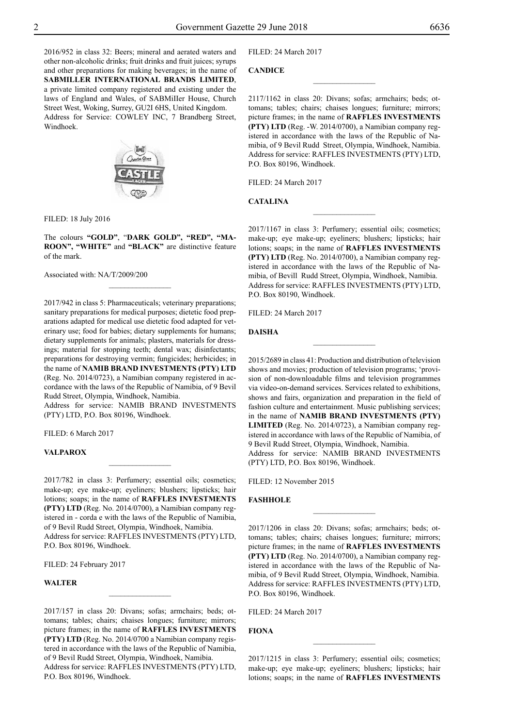2016/952 in class 32: Beers; mineral and aerated waters and other non-alcoholic drinks; fruit drinks and fruit juices; syrups and other preparations for making beverages; in the name of **SABMILLER INTERNATIONAL BRANDS LIMITED**, a private limited company registered and existing under the laws of England and Wales, of SABMiIIer House, Church Street West, Woking, Surrey, GU2I 6HS, United Kingdom.
Address for Service: COWLEY INC, 7 Brandberg Street, Windhoek.

FILED: 18 July 2016

The colours **"GOLD"**, "**DARK GOLD", "RED", "MAROON", "WHITE"** and **"BLACK"** are distinctive feature of the mark.

Associated with: NA/T/2009/200

---

2017/942 in class 5: Pharmaceuticals; veterinary preparations; sanitary preparations for medical purposes; dietetic food preparations adapted for medical use dietetic food adapted for veterinary use; food for babies; dietary supplements for humans; dietary supplements for animals; plasters, materials for dressings; material for stopping teeth; dental wax; disinfectants; preparations for destroying vermin; fungicides; herbicides; in the name of **NAMIB BRAND INVESTMENTS (PTY) LTD** (Reg. No. 2014/0723), a Namibian company registered in accordance with the laws of the Republic of Namibia, of 9 Bevil Rudd Street, Olympia, Windhoek, Namibia.
Address for service: NAMIB BRAND INVESTMENTS (PTY) LTD, P.O. Box 80196, Windhoek.

FILED: 6 March 2017

**VALPAROX**

---

2017/782 in class 3: Perfumery; essential oils; cosmetics; make-up; eye make-up; eyeliners; blushers; lipsticks; hair lotions; soaps; in the name of **RAFFLES INVESTMENTS (PTY) LTD** (Reg. No. 2014/0700), a Namibian company registered in - corda e with the laws of the Republic of Namibia, of 9 Bevil Rudd Street, Olympia, Windhoek, Namibia.
Address for service: RAFFLES INVESTMENTS (PTY) LTD, P.O. Box 80196, Windhoek.

FILED: 24 February 2017

**WALTER**

---

2017/157 in class 20: Divans; sofas; armchairs; beds; ottomans; tables; chairs; chaises longues; furniture; mirrors; picture frames; in the name of **RAFFLES INVESTMENTS (PTY) LTD** (Reg. No. 2014/0700 a Namibian company registered in accordance with the laws of the Republic of Namibia, of 9 Bevil Rudd Street, Olympia, Windhoek, Namibia.
Address for service: RAFFLES INVESTMENTS (PTY) LTD, P.O. Box 80196, Windhoek.

FILED: 24 March 2017

**CANDICE**

---

2117/1162 in class 20: Divans; sofas; armchairs; beds; ottomans; tables; chairs; chaises longues; furniture; mirrors; picture frames; in the name of **RAFFLES INVESTMENTS (PTY) LTD** (Reg. -W. 2014/0700), a Namibian company registered in accordance with the laws of the Republic of Namibia, of 9 Bevil Rudd Street, Olympia, Windhoek, Namibia.
Address for service: RAFFLES INVESTMENTS (PTY) LTD, P.O. Box 80196, Windhoek.

FILED: 24 March 2017

**CATALINA**

---

2017/1167 in class 3: Perfumery; essential oils; cosmetics; make-up; eye make-up; eyeliners; blushers; lipsticks; hair lotions; soaps; in the name of **RAFFLES INVESTMENTS (PTY) LTD** (Reg. No. 2014/0700), a Namibian company registered in accordance with the laws of the Republic of Namibia, of Bevill Rudd Street, Olympia, Windhoek, Namibia.
Address for service: RAFFLES INVESTMENTS (PTY) LTD, P.O. Box 80190, Windhoek.

FILED: 24 March 2017

**DAISHA**

---

2015/2689 in class 41: Production and distribution of television shows and movies; production of television programs; 'provision of non-downloadable films and television programmes via video-on-demand services. Services related to exhibitions, shows and fairs, organization and preparation in the field of fashion culture and entertainment. Music publishing services; in the name of **NAMIB BRAND INVESTMENTS (PTY) LIMITED** (Reg. No. 2014/0723), a Namibian company registered in accordance with laws of the Republic of Namibia, of 9 Bevil Rudd Street, Olympia, Windhoek, Namibia.
Address for service: NAMIB BRAND INVESTMENTS (PTY) LTD, P.O. Box 80196, Windhoek.

FILED: 12 November 2015

**FASHHOLE**

---

2017/1206 in class 20: Divans; sofas; armchairs; beds; ottomans; tables; chairs; chaises longues; furniture; mirrors; picture frames; in the name of **RAFFLES INVESTMENTS (PTY) LTD** (Reg. No. 2014/0700), a Namibian company registered in accordance with the laws of the Republic of Namibia, of 9 Bevil Rudd Street, Olympia, Windhoek, Namibia.
Address for service: RAFFLES INVESTMENTS (PTY) LTD, P.O. Box 80196, Windhoek.

FILED: 24 March 2017

**FIONA**

---

2017/1215 in class 3: Perfumery; essential oils; cosmetics; make-up; eye make-up; eyeliners; blushers; lipsticks; hair lotions; soaps; in the name of **RAFFLES INVESTMENTS**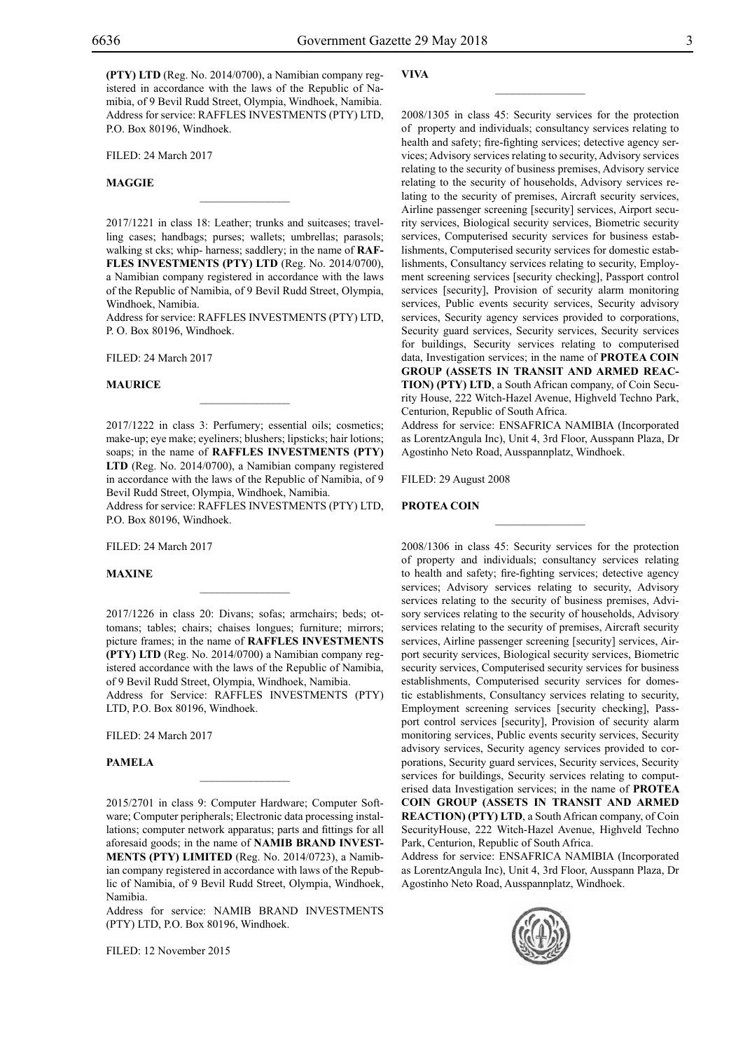**(PTY) LTD** (Reg. No. 2014/0700), a Namibian company registered in accordance with the laws of the Republic of Namibia, of 9 Bevil Rudd Street, Olympia, Windhoek, Namibia. Address for service: RAFFLES INVESTMENTS (PTY) LTD, P.O. Box 80196, Windhoek.

FILED: 24 March 2017

**MAGGIE**

---

2017/1221 in class 18: Leather; trunks and suitcases; travelling cases; handbags; purses; wallets; umbrellas; parasols; walking st cks; whip- harness; saddlery; in the name of **RAFFLES INVESTMENTS (PTY) LTD** (Reg. No. 2014/0700), a Namibian company registered in accordance with the laws of the Republic of Namibia, of 9 Bevil Rudd Street, Olympia, Windhoek, Namibia.
Address for service: RAFFLES INVESTMENTS (PTY) LTD, P. O. Box 80196, Windhoek.

FILED: 24 March 2017

**MAURICE**

---

2017/1222 in class 3: Perfumery; essential oils; cosmetics; make-up; eye make; eyeliners; blushers; lipsticks; hair lotions; soaps; in the name of **RAFFLES INVESTMENTS (PTY) LTD** (Reg. No. 2014/0700), a Namibian company registered in accordance with the laws of the Republic of Namibia, of 9 Bevil Rudd Street, Olympia, Windhoek, Namibia.
Address for service: RAFFLES INVESTMENTS (PTY) LTD, P.O. Box 80196, Windhoek.

FILED: 24 March 2017

**MAXINE**

---

2017/1226 in class 20: Divans; sofas; armchairs; beds; ottomans; tables; chairs; chaises longues; furniture; mirrors; picture frames; in the name of **RAFFLES INVESTMENTS (PTY) LTD** (Reg. No. 2014/0700) a Namibian company registered accordance with the laws of the Republic of Namibia, of 9 Bevil Rudd Street, Olympia, Windhoek, Namibia.
Address for Service: RAFFLES INVESTMENTS (PTY) LTD, P.O. Box 80196, Windhoek.

FILED: 24 March 2017

**PAMELA**

---

2015/2701 in class 9: Computer Hardware; Computer Software; Computer peripherals; Electronic data processing installations; computer network apparatus; parts and fittings for all aforesaid goods; in the name of **NAMIB BRAND INVESTMENTS (PTY) LIMITED** (Reg. No. 2014/0723), a Namibian company registered in accordance with laws of the Republic of Namibia, of 9 Bevil Rudd Street, Olympia, Windhoek, Namibia.
Address for service: NAMIB BRAND INVESTMENTS (PTY) LTD, P.O. Box 80196, Windhoek.

FILED: 12 November 2015

**VIVA**

---

2008/1305 in class 45: Security services for the protection of property and individuals; consultancy services relating to health and safety; fire-fighting services; detective agency services; Advisory services relating to security, Advisory services relating to the security of business premises, Advisory service relating to the security of households, Advisory services relating to the security of premises, Aircraft security services, Airline passenger screening [security] services, Airport security services, Biological security services, Biometric security services, Computerised security services for business establishments, Computerised security services for domestic establishments, Consultancy services relating to security, Employment screening services [security checking], Passport control services [security], Provision of security alarm monitoring services, Public events security services, Security advisory services, Security agency services provided to corporations, Security guard services, Security services, Security services for buildings, Security services relating to computerised data, Investigation services; in the name of **PROTEA COIN GROUP (ASSETS IN TRANSIT AND ARMED REACTION) (PTY) LTD**, a South African company, of Coin Security House, 222 Witch-Hazel Avenue, Highveld Techno Park, Centurion, Republic of South Africa.
Address for service: ENSAFRICA NAMIBIA (Incorporated as LorentzAngula Inc), Unit 4, 3rd Floor, Ausspann Plaza, Dr Agostinho Neto Road, Ausspannplatz, Windhoek.

FILED: 29 August 2008

**PROTEA COIN**

---

2008/1306 in class 45: Security services for the protection of property and individuals; consultancy services relating to health and safety; fire-fighting services; detective agency services; Advisory services relating to security, Advisory services relating to the security of business premises, Advisory services relating to the security of households, Advisory services relating to the security of premises, Aircraft security services, Airline passenger screening [security] services, Airport security services, Biological security services, Biometric security services, Computerised security services for business establishments, Computerised security services for domestic establishments, Consultancy services relating to security, Employment screening services [security checking], Passport control services [security], Provision of security alarm monitoring services, Public events security services, Security advisory services, Security agency services provided to corporations, Security guard services, Security services, Security services for buildings, Security services relating to computerised data Investigation services; in the name of **PROTEA COIN GROUP (ASSETS IN TRANSIT AND ARMED REACTION) (PTY) LTD**, a South African company, of Coin SecurityHouse, 222 Witch-Hazel Avenue, Highveld Techno Park, Centurion, Republic of South Africa.
Address for service: ENSAFRICA NAMIBIA (Incorporated as LorentzAngula Inc), Unit 4, 3rd Floor, Ausspann Plaza, Dr Agostinho Neto Road, Ausspannplatz, Windhoek.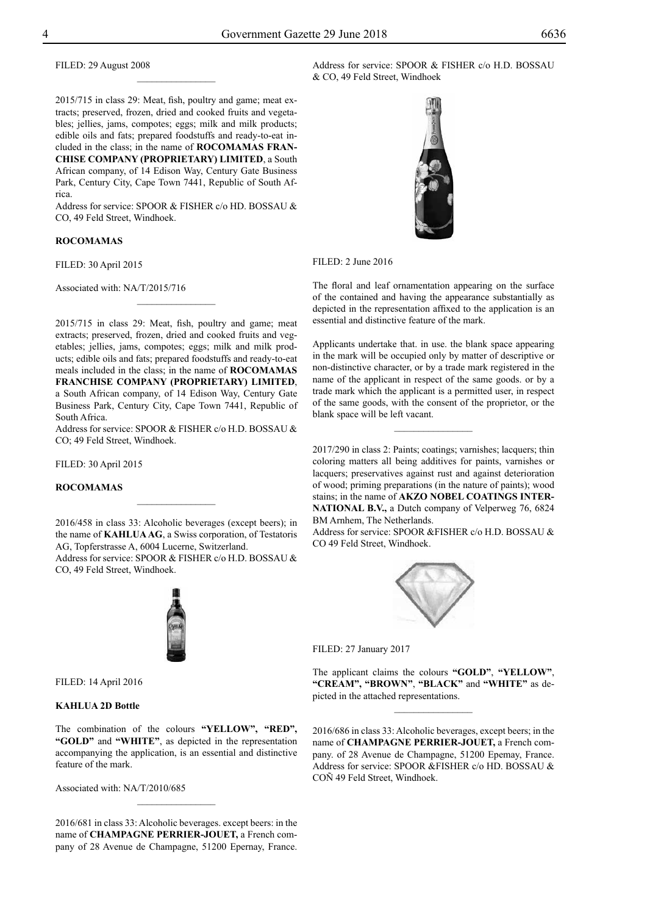FILED: 29 August 2008

---

2015/715 in class 29: Meat, fish, poultry and game; meat extracts; preserved, frozen, dried and cooked fruits and vegetables; jellies, jams, compotes; eggs; milk and milk products; edible oils and fats; prepared foodstuffs and ready-to-eat included in the class; in the name of **ROCOMAMAS FRANCHISE COMPANY (PROPRIETARY) LIMITED**, a South African company, of 14 Edison Way, Century Gate Business Park, Century City, Cape Town 7441, Republic of South Africa.

Address for service: SPOOR & FISHER c/o HD. BOSSAU & CO, 49 Feld Street, Windhoek.

**ROCOMAMAS**

FILED: 30 April 2015

Associated with: NA/T/2015/716

---

2015/715 in class 29: Meat, fish, poultry and game; meat extracts; preserved, frozen, dried and cooked fruits and vegetables; jellies, jams, compotes; eggs; milk and milk products; edible oils and fats; prepared foodstuffs and ready-to-eat meals included in the class; in the name of **ROCOMAMAS FRANCHISE COMPANY (PROPRIETARY) LIMITED**, a South African company, of 14 Edison Way, Century Gate Business Park, Century City, Cape Town 7441, Republic of South Africa.

Address for service: SPOOR & FISHER c/o H.D. BOSSAU & CO; 49 Feld Street, Windhoek.

FILED: 30 April 2015

**ROCOMAMAS**

---

2016/458 in class 33: Alcoholic beverages (except beers); in the name of **KAHLUA AG**, a Swiss corporation, of Testatoris AG, Topferstrasse A, 6004 Lucerne, Switzerland.

Address for service: SPOOR & FISHER c/o H.D. BOSSAU & CO, 49 Feld Street, Windhoek.

FILED: 14 April 2016

**KAHLUA 2D Bottle**

The combination of the colours **"YELLOW", "RED", "GOLD"** and **"WHITE"**, as depicted in the representation accompanying the application, is an essential and distinctive feature of the mark.

Associated with: NA/T/2010/685

---

2016/681 in class 33: Alcoholic beverages. except beers: in the name of **CHAMPAGNE PERRIER-JOUET,** a French company of 28 Avenue de Champagne, 51200 Epernay, France.

Address for service: SPOOR & FISHER c/o H.D. BOSSAU & CO, 49 Feld Street, Windhoek

FILED: 2 June 2016

The floral and leaf ornamentation appearing on the surface of the contained and having the appearance substantially as depicted in the representation affixed to the application is an essential and distinctive feature of the mark.

Applicants undertake that. in use. the blank space appearing in the mark will be occupied only by matter of descriptive or non-distinctive character, or by a trade mark registered in the name of the applicant in respect of the same goods. or by a trade mark which the applicant is a permitted user, in respect of the same goods, with the consent of the proprietor, or the blank space will be left vacant.

---

2017/290 in class 2: Paints; coatings; varnishes; lacquers; thin coloring matters all being additives for paints, varnishes or lacquers; preservatives against rust and against deterioration of wood; priming preparations (in the nature of paints); wood stains; in the name of **AKZO NOBEL COATINGS INTERNATIONAL B.V.,** a Dutch company of Velperweg 76, 6824 BM Arnhem, The Netherlands.

Address for service: SPOOR &FISHER c/o H.D. BOSSAU & CO 49 Feld Street, Windhoek.

FILED: 27 January 2017

The applicant claims the colours **"GOLD"**, **"YELLOW"**, **"CREAM", "BROWN"**, **"BLACK"** and **"WHITE"** as depicted in the attached representations.

---

2016/686 in class 33: Alcoholic beverages, except beers; in the name of **CHAMPAGNE PERRIER-JOUET,** a French company. of 28 Avenue de Champagne, 51200 Epemay, France.

Address for service: SPOOR &FISHER c/o HD. BOSSAU & COÑ 49 Feld Street, Windhoek.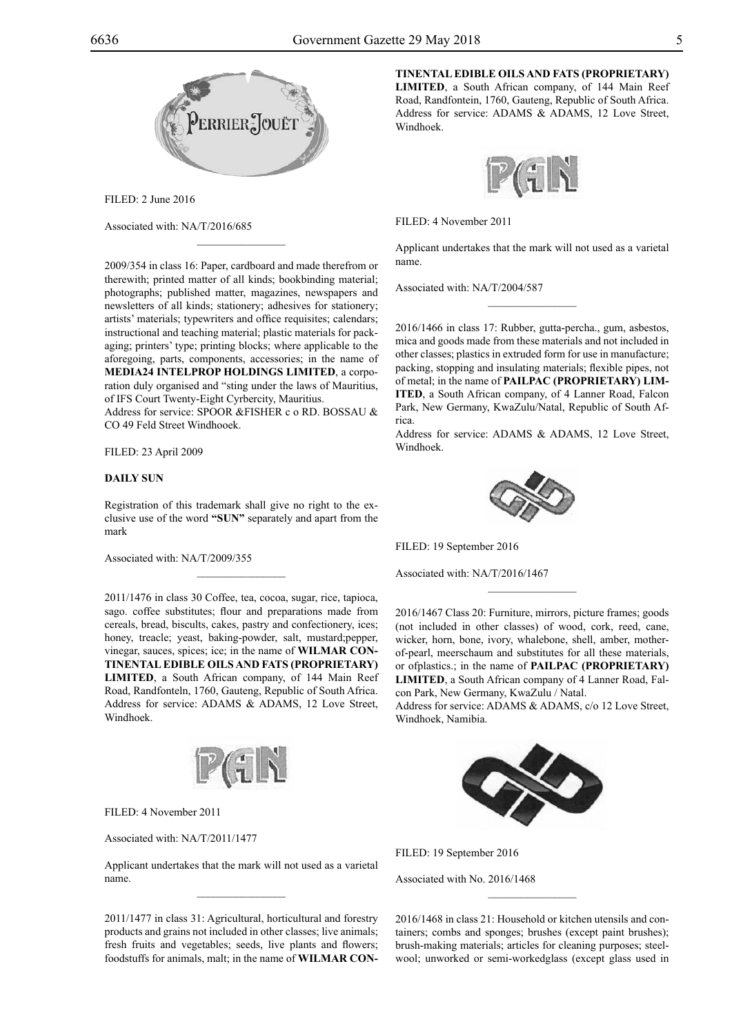FILED: 2 June 2016

Associated with: NA/T/2016/685

---

2009/354 in class 16: Paper, cardboard and made therefrom or therewith; printed matter of all kinds; bookbinding material; photographs; published matter, magazines, newspapers and newsletters of all kinds; stationery; adhesives for stationery; artists' materials; typewriters and office requisites; calendars; instructional and teaching material; plastic materials for packaging; printers' type; printing blocks; where applicable to the aforegoing, parts, components, accessories; in the name of **MEDIA24 INTELPROP HOLDINGS LIMITED**, a corporation duly organised and "sting under the laws of Mauritius, of IFS Court Twenty-Eight Cyrbercity, Mauritius.

Address for service: SPOOR &FISHER c o RD. BOSSAU & CO 49 Feld Street Windhooek.

FILED: 23 April 2009

**DAILY SUN**

Registration of this trademark shall give no right to the exclusive use of the word **"SUN"** separately and apart from the mark

Associated with: NA/T/2009/355

---

2011/1476 in class 30 Coffee, tea, cocoa, sugar, rice, tapioca, sago. coffee substitutes; flour and preparations made from cereals, bread, biscults, cakes, pastry and confectionery, ices; honey, treacle; yeast, baking-powder, salt, mustard;pepper, vinegar, sauces, spices; ice; in the name of **WILMAR CONTINENTAL EDIBLE OILS AND FATS (PROPRIETARY) LIMITED**, a South African company, of 144 Main Reef Road, Randfonteln, 1760, Gauteng, Republic of South Africa.

Address for service: ADAMS & ADAMS, 12 Love Street, Windhoek.

FILED: 4 November 2011

Associated with: NA/T/2011/1477

Applicant undertakes that the mark will not used as a varietal name.

---

2011/1477 in class 31: Agricultural, horticultural and forestry products and grains not included in other classes; live animals; fresh fruits and vegetables; seeds, live plants and flowers; foodstuffs for animals, malt; in the name of **WILMAR CONTINENTAL EDIBLE OILS AND FATS (PROPRIETARY) LIMITED**, a South African company, of 144 Main Reef Road, Randfontein, 1760, Gauteng, Republic of South Africa.

Address for service: ADAMS & ADAMS, 12 Love Street, Windhoek.

FILED: 4 November 2011

Applicant undertakes that the mark will not used as a varietal name.

Associated with: NA/T/2004/587

---

2016/1466 in class 17: Rubber, gutta-percha., gum, asbestos, mica and goods made from these materials and not included in other classes; plastics in extruded form for use in manufacture; packing, stopping and insulating materials; flexible pipes, not of metal; in the name of **PAILPAC (PROPRIETARY) LIMITED**, a South African company, of 4 Lanner Road, Falcon Park, New Germany, KwaZulu/Natal, Republic of South Africa.

Address for service: ADAMS & ADAMS, 12 Love Street, Windhoek.

FILED: 19 September 2016

Associated with: NA/T/2016/1467

---

2016/1467 Class 20: Furniture, mirrors, picture frames; goods (not included in other classes) of wood, cork, reed, cane, wicker, horn, bone, ivory, whalebone, shell, amber, mother-of-pearl, meerschaum and substitutes for all these materials, or ofplastics.; in the name of **PAILPAC (PROPRIETARY) LIMITED**, a South African company of 4 Lanner Road, Falcon Park, New Germany, KwaZulu / Natal.

Address for service: ADAMS & ADAMS, c/o 12 Love Street, Windhoek, Namibia.

FILED: 19 September 2016

Associated with No. 2016/1468

---

2016/1468 in class 21: Household or kitchen utensils and containers; combs and sponges; brushes (except paint brushes); brush-making materials; articles for cleaning purposes; steelwool; unworked or semi-workedglass (except glass used in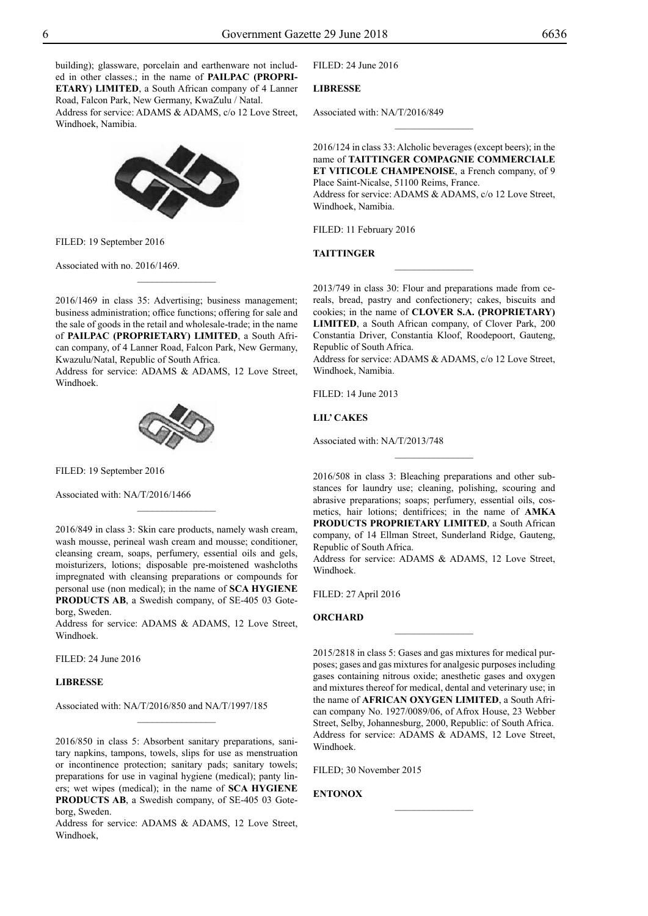building); glassware, porcelain and earthenware not included in other classes.; in the name of **PAILPAC (PROPRIETARY) LIMITED**, a South African company of 4 Lanner Road, Falcon Park, New Germany, KwaZulu / Natal.
Address for service: ADAMS & ADAMS, c/o 12 Love Street, Windhoek, Namibia.

FILED: 19 September 2016

Associated with no. 2016/1469.

---

2016/1469 in class 35: Advertising; business management; business administration; office functions; offering for sale and the sale of goods in the retail and wholesale-trade; in the name of **PAILPAC (PROPRIETARY) LIMITED**, a South African company, of 4 Lanner Road, Falcon Park, New Germany, Kwazulu/Natal, Republic of South Africa.
Address for service: ADAMS & ADAMS, 12 Love Street, Windhoek.

FILED: 19 September 2016

Associated with: NA/T/2016/1466

---

2016/849 in class 3: Skin care products, namely wash cream, wash mousse, perineal wash cream and mousse; conditioner, cleansing cream, soaps, perfumery, essential oils and gels, moisturizers, lotions; disposable pre-moistened washcloths impregnated with cleansing preparations or compounds for personal use (non medical); in the name of **SCA HYGIENE PRODUCTS AB**, a Swedish company, of SE-405 03 Goteborg, Sweden.
Address for service: ADAMS & ADAMS, 12 Love Street, Windhoek.

FILED: 24 June 2016

**LIBRESSE**

Associated with: NA/T/2016/850 and NA/T/1997/185

---

2016/850 in class 5: Absorbent sanitary preparations, sanitary napkins, tampons, towels, slips for use as menstruation or incontinence protection; sanitary pads; sanitary towels; preparations for use in vaginal hygiene (medical); panty liners; wet wipes (medical); in the name of **SCA HYGIENE PRODUCTS AB**, a Swedish company, of SE-405 03 Goteborg, Sweden.
Address for service: ADAMS & ADAMS, 12 Love Street, Windhoek,

FILED: 24 June 2016

**LIBRESSE**

Associated with: NA/T/2016/849

---

2016/124 in class 33: Alcholic beverages (except beers); in the name of **TAITTINGER COMPAGNIE COMMERCIALE ET VITICOLE CHAMPENOISE**, a French company, of 9 Place Saint-Nicalse, 51100 Reims, France.
Address for service: ADAMS & ADAMS, c/o 12 Love Street, Windhoek, Namibia.

FILED: 11 February 2016

**TAITTINGER**

---

2013/749 in class 30: Flour and preparations made from cereals, bread, pastry and confectionery; cakes, biscuits and cookies; in the name of **CLOVER S.A. (PROPRIETARY) LIMITED**, a South African company, of Clover Park, 200 Constantia Driver, Constantia Kloof, Roodepoort, Gauteng, Republic of South Africa.
Address for service: ADAMS & ADAMS, c/o 12 Love Street, Windhoek, Namibia.

FILED: 14 June 2013

**LIL' CAKES**

Associated with: NA/T/2013/748

---

2016/508 in class 3: Bleaching preparations and other substances for laundry use; cleaning, polishing, scouring and abrasive preparations; soaps; perfumery, essential oils, cosmetics, hair lotions; dentifrices; in the name of **AMKA PRODUCTS PROPRIETARY LIMITED**, a South African company, of 14 Ellman Street, Sunderland Ridge, Gauteng, Republic of South Africa.
Address for service: ADAMS & ADAMS, 12 Love Street, Windhoek.

FILED: 27 April 2016

**ORCHARD**

---

2015/2818 in class 5: Gases and gas mixtures for medical purposes; gases and gas mixtures for analgesic purposes including gases containing nitrous oxide; anesthetic gases and oxygen and mixtures thereof for medical, dental and veterinary use; in the name of **AFRICAN OXYGEN LIMITED**, a South African company No. 1927/0089/06, of Afrox House, 23 Webber Street, Selby, Johannesburg, 2000, Republic: of South Africa.
Address for service: ADAMS & ADAMS, 12 Love Street, Windhoek.

FILED; 30 November 2015

**ENTONOX**

---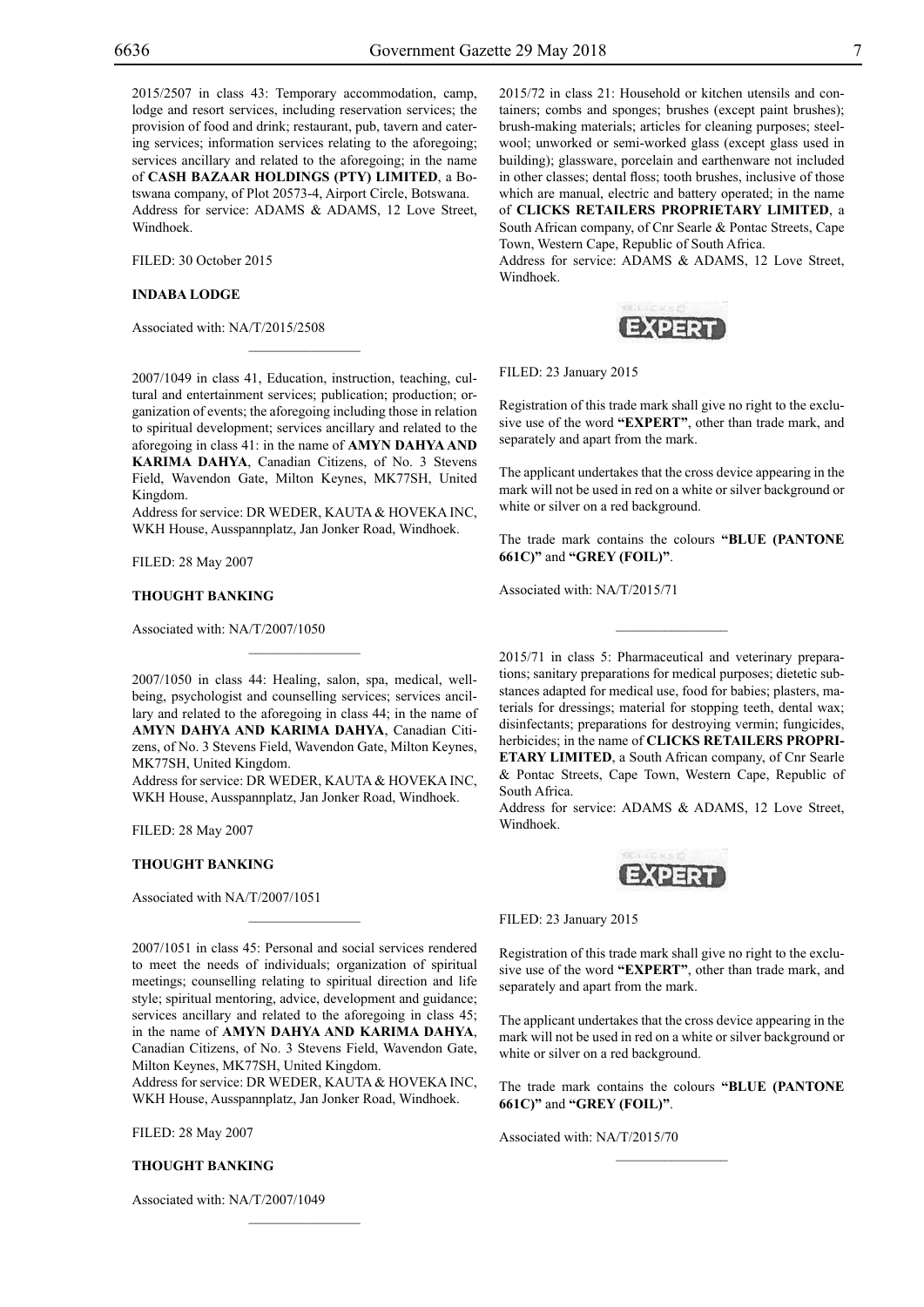2015/2507 in class 43: Temporary accommodation, camp, lodge and resort services, including reservation services; the provision of food and drink; restaurant, pub, tavern and catering services; information services relating to the aforegoing; services ancillary and related to the aforegoing; in the name of **CASH BAZAAR HOLDINGS (PTY) LIMITED**, a Botswana company, of Plot 20573-4, Airport Circle, Botswana.
Address for service: ADAMS & ADAMS, 12 Love Street, Windhoek.

FILED: 30 October 2015

**INDABA LODGE**

Associated with: NA/T/2015/2508

---

2007/1049 in class 41, Education, instruction, teaching, cultural and entertainment services; publication; production; organization of events; the aforegoing including those in relation to spiritual development; services ancillary and related to the aforegoing in class 41: in the name of **AMYN DAHYA AND KARIMA DAHYA**, Canadian Citizens, of No. 3 Stevens Field, Wavendon Gate, Milton Keynes, MK77SH, United Kingdom.
Address for service: DR WEDER, KAUTA & HOVEKA INC, WKH House, Ausspannplatz, Jan Jonker Road, Windhoek.

FILED: 28 May 2007

**THOUGHT BANKING**

Associated with: NA/T/2007/1050

---

2007/1050 in class 44: Healing, salon, spa, medical, wellbeing, psychologist and counselling services; services ancillary and related to the aforegoing in class 44; in the name of **AMYN DAHYA AND KARIMA DAHYA**, Canadian Citizens, of No. 3 Stevens Field, Wavendon Gate, Milton Keynes, MK77SH, United Kingdom.
Address for service: DR WEDER, KAUTA & HOVEKA INC, WKH House, Ausspannplatz, Jan Jonker Road, Windhoek.

FILED: 28 May 2007

**THOUGHT BANKING**

Associated with NA/T/2007/1051

---

2007/1051 in class 45: Personal and social services rendered to meet the needs of individuals; organization of spiritual meetings; counselling relating to spiritual direction and life style; spiritual mentoring, advice, development and guidance; services ancillary and related to the aforegoing in class 45; in the name of **AMYN DAHYA AND KARIMA DAHYA**, Canadian Citizens, of No. 3 Stevens Field, Wavendon Gate, Milton Keynes, MK77SH, United Kingdom.
Address for service: DR WEDER, KAUTA & HOVEKA INC, WKH House, Ausspannplatz, Jan Jonker Road, Windhoek.

FILED: 28 May 2007

**THOUGHT BANKING**

Associated with: NA/T/2007/1049

---

2015/72 in class 21: Household or kitchen utensils and containers; combs and sponges; brushes (except paint brushes); brush-making materials; articles for cleaning purposes; steelwool; unworked or semi-worked glass (except glass used in building); glassware, porcelain and earthenware not included in other classes; dental floss; tooth brushes, inclusive of those which are manual, electric and battery operated; in the name of **CLICKS RETAILERS PROPRIETARY LIMITED**, a South African company, of Cnr Searle & Pontac Streets, Cape Town, Western Cape, Republic of South Africa.
Address for service: ADAMS & ADAMS, 12 Love Street, Windhoek.

FILED: 23 January 2015

Registration of this trade mark shall give no right to the exclusive use of the word **"EXPERT"**, other than trade mark, and separately and apart from the mark.

The applicant undertakes that the cross device appearing in the mark will not be used in red on a white or silver background or white or silver on a red background.

The trade mark contains the colours **"BLUE (PANTONE 661C)"** and **"GREY (FOIL)"**.

Associated with: NA/T/2015/71

---

2015/71 in class 5: Pharmaceutical and veterinary preparations; sanitary preparations for medical purposes; dietetic substances adapted for medical use, food for babies; plasters, materials for dressings; material for stopping teeth, dental wax; disinfectants; preparations for destroying vermin; fungicides, herbicides; in the name of **CLICKS RETAILERS PROPRIETARY LIMITED**, a South African company, of Cnr Searle & Pontac Streets, Cape Town, Western Cape, Republic of South Africa.
Address for service: ADAMS & ADAMS, 12 Love Street, Windhoek.

FILED: 23 January 2015

Registration of this trade mark shall give no right to the exclusive use of the word **"EXPERT"**, other than trade mark, and separately and apart from the mark.

The applicant undertakes that the cross device appearing in the mark will not be used in red on a white or silver background or white or silver on a red background.

The trade mark contains the colours **"BLUE (PANTONE 661C)"** and **"GREY (FOIL)"**.

Associated with: NA/T/2015/70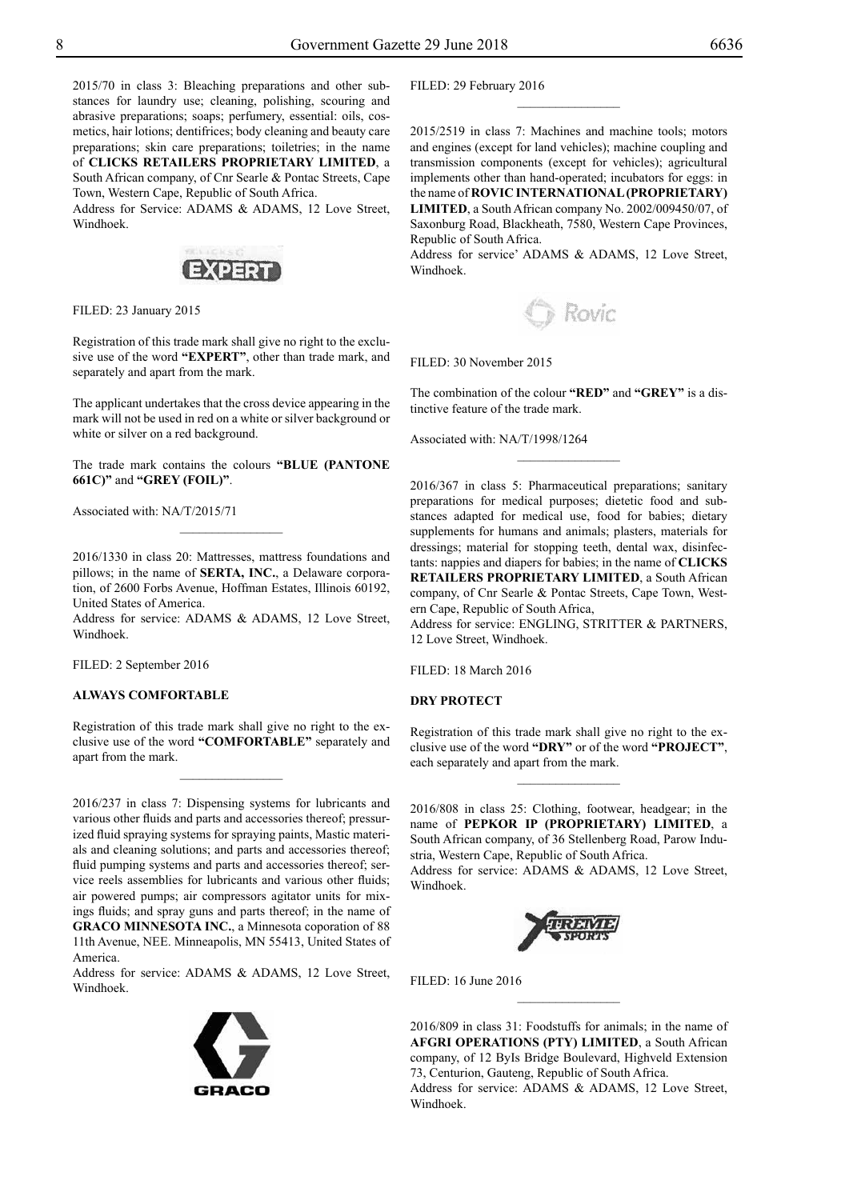2015/70 in class 3: Bleaching preparations and other substances for laundry use; cleaning, polishing, scouring and abrasive preparations; soaps; perfumery, essential: oils, cosmetics, hair lotions; dentifrices; body cleaning and beauty care preparations; skin care preparations; toiletries; in the name of **CLICKS RETAILERS PROPRIETARY LIMITED**, a South African company, of Cnr Searle & Pontac Streets, Cape Town, Western Cape, Republic of South Africa.

Address for Service: ADAMS & ADAMS, 12 Love Street, Windhoek.

FILED: 23 January 2015

Registration of this trade mark shall give no right to the exclusive use of the word **"EXPERT"**, other than trade mark, and separately and apart from the mark.

The applicant undertakes that the cross device appearing in the mark will not be used in red on a white or silver background or white or silver on a red background.

The trade mark contains the colours **"BLUE (PANTONE 661C)"** and **"GREY (FOIL)"**.

Associated with: NA/T/2015/71

---

2016/1330 in class 20: Mattresses, mattress foundations and pillows; in the name of **SERTA, INC.**, a Delaware corporation, of 2600 Forbs Avenue, Hoffman Estates, Illinois 60192, United States of America.

Address for service: ADAMS & ADAMS, 12 Love Street, Windhoek.

FILED: 2 September 2016

**ALWAYS COMFORTABLE**

Registration of this trade mark shall give no right to the exclusive use of the word **"COMFORTABLE"** separately and apart from the mark.

---

2016/237 in class 7: Dispensing systems for lubricants and various other fluids and parts and accessories thereof; pressurized fluid spraying systems for spraying paints, Mastic materials and cleaning solutions; and parts and accessories thereof; fluid pumping systems and parts and accessories thereof; service reels assemblies for lubricants and various other fluids; air powered pumps; air compressors agitator units for mixings fluids; and spray guns and parts thereof; in the name of **GRACO MINNESOTA INC.**, a Minnesota coporation of 88 11th Avenue, NEE. Minneapolis, MN 55413, United States of America.

Address for service: ADAMS & ADAMS, 12 Love Street, Windhoek.

FILED: 29 February 2016

---

2015/2519 in class 7: Machines and machine tools; motors and engines (except for land vehicles); machine coupling and transmission components (except for vehicles); agricultural implements other than hand-operated; incubators for eggs: in the name of **ROVIC INTERNATIONAL (PROPRIETARY) LIMITED**, a South African company No. 2002/009450/07, of Saxonburg Road, Blackheath, 7580, Western Cape Provinces, Republic of South Africa.

Address for service' ADAMS & ADAMS, 12 Love Street, Windhoek.

FILED: 30 November 2015

The combination of the colour **"RED"** and **"GREY"** is a distinctive feature of the trade mark.

Associated with: NA/T/1998/1264

---

2016/367 in class 5: Pharmaceutical preparations; sanitary preparations for medical purposes; dietetic food and substances adapted for medical use, food for babies; dietary supplements for humans and animals; plasters, materials for dressings; material for stopping teeth, dental wax, disinfectants: nappies and diapers for babies; in the name of **CLICKS RETAILERS PROPRIETARY LIMITED**, a South African company, of Cnr Searle & Pontac Streets, Cape Town, Western Cape, Republic of South Africa,

Address for service: ENGLING, STRITTER & PARTNERS, 12 Love Street, Windhoek.

FILED: 18 March 2016

**DRY PROTECT**

Registration of this trade mark shall give no right to the exclusive use of the word **"DRY"** or of the word **"PROJECT"**, each separately and apart from the mark.

---

2016/808 in class 25: Clothing, footwear, headgear; in the name of **PEPKOR IP (PROPRIETARY) LIMITED**, a South African company, of 36 Stellenberg Road, Parow Industria, Western Cape, Republic of South Africa.

Address for service: ADAMS & ADAMS, 12 Love Street, Windhoek.

FILED: 16 June 2016

---

2016/809 in class 31: Foodstuffs for animals; in the name of **AFGRI OPERATIONS (PTY) LIMITED**, a South African company, of 12 ByIs Bridge Boulevard, Highveld Extension 73, Centurion, Gauteng, Republic of South Africa.

Address for service: ADAMS & ADAMS, 12 Love Street, Windhoek.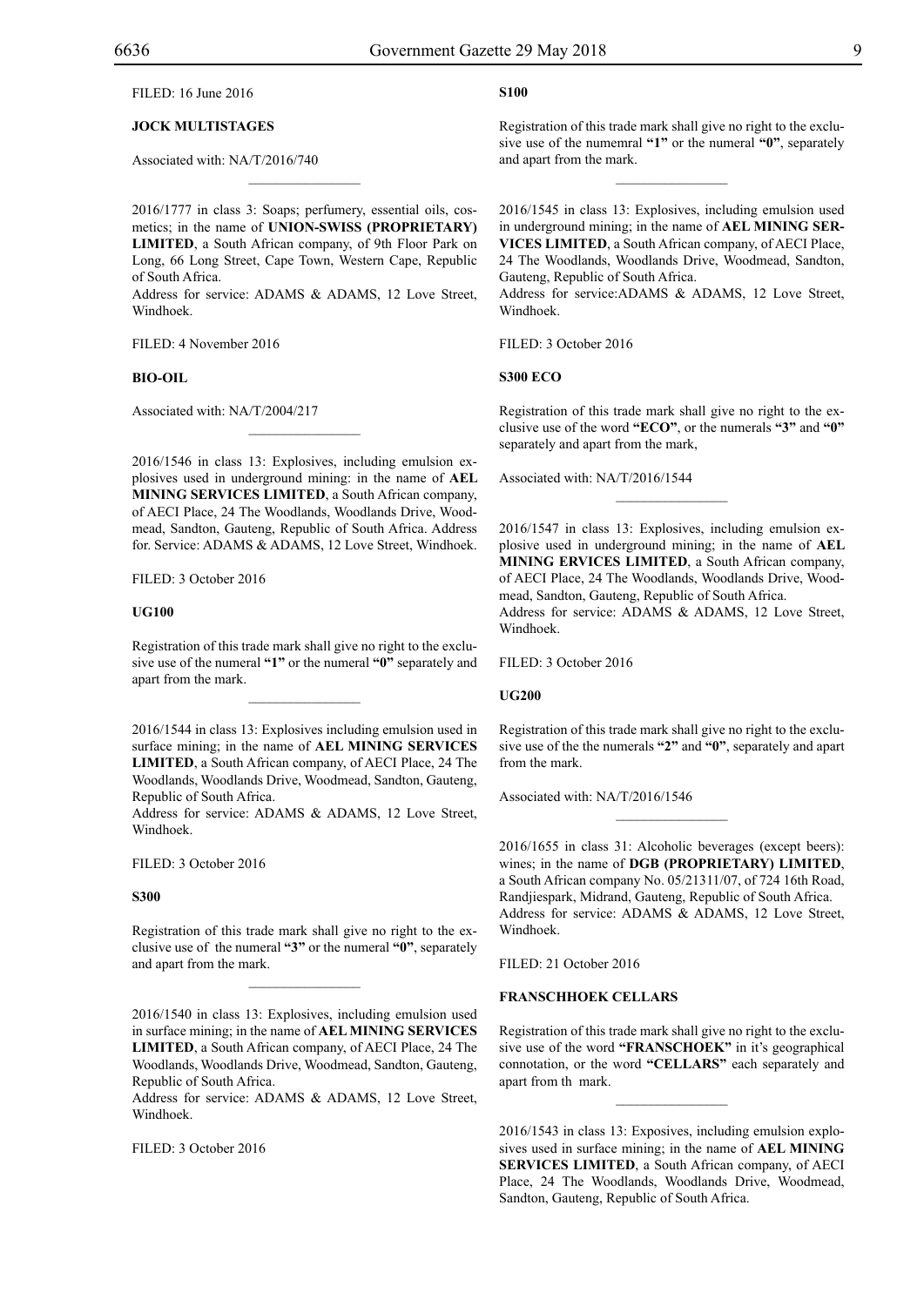FILED: 16 June 2016

**JOCK MULTISTAGES**

Associated with: NA/T/2016/740

---

2016/1777 in class 3: Soaps; perfumery, essential oils, cosmetics; in the name of **UNION-SWISS (PROPRIETARY) LIMITED**, a South African company, of 9th Floor Park on Long, 66 Long Street, Cape Town, Western Cape, Republic of South Africa.
Address for service: ADAMS & ADAMS, 12 Love Street, Windhoek.

FILED: 4 November 2016

**BIO-OIL**

Associated with: NA/T/2004/217

---

2016/1546 in class 13: Explosives, including emulsion explosives used in underground mining: in the name of **AEL MINING SERVICES LIMITED**, a South African company, of AECI Place, 24 The Woodlands, Woodlands Drive, Woodmead, Sandton, Gauteng, Republic of South Africa. Address for. Service: ADAMS & ADAMS, 12 Love Street, Windhoek.

FILED: 3 October 2016

**UG100**

Registration of this trade mark shall give no right to the exclusive use of the numeral **"1"** or the numeral **"0"** separately and apart from the mark.

---

2016/1544 in class 13: Explosives including emulsion used in surface mining; in the name of **AEL MINING SERVICES LIMITED**, a South African company, of AECI Place, 24 The Woodlands, Woodlands Drive, Woodmead, Sandton, Gauteng, Republic of South Africa.
Address for service: ADAMS & ADAMS, 12 Love Street, Windhoek.

FILED: 3 October 2016

**S300**

Registration of this trade mark shall give no right to the exclusive use of the numeral **"3"** or the numeral **"0"**, separately and apart from the mark.

---

2016/1540 in class 13: Explosives, including emulsion used in surface mining; in the name of **AEL MINING SERVICES LIMITED**, a South African company, of AECI Place, 24 The Woodlands, Woodlands Drive, Woodmead, Sandton, Gauteng, Republic of South Africa.
Address for service: ADAMS & ADAMS, 12 Love Street, Windhoek.

FILED: 3 October 2016

**S100**

Registration of this trade mark shall give no right to the exclusive use of the numemral **"1"** or the numeral **"0"**, separately and apart from the mark.

---

2016/1545 in class 13: Explosives, including emulsion used in underground mining; in the name of **AEL MINING SERVICES LIMITED**, a South African company, of AECI Place, 24 The Woodlands, Woodlands Drive, Woodmead, Sandton, Gauteng, Republic of South Africa.
Address for service:ADAMS & ADAMS, 12 Love Street, Windhoek.

FILED: 3 October 2016

**S300 ECO**

Registration of this trade mark shall give no right to the exclusive use of the word **"ECO"**, or the numerals **"3"** and **"0"** separately and apart from the mark,

Associated with: NA/T/2016/1544

---

2016/1547 in class 13: Explosives, including emulsion explosive used in underground mining; in the name of **AEL MINING ERVICES LIMITED**, a South African company, of AECI Place, 24 The Woodlands, Woodlands Drive, Woodmead, Sandton, Gauteng, Republic of South Africa.
Address for service: ADAMS & ADAMS, 12 Love Street, Windhoek.

FILED: 3 October 2016

**UG200**

Registration of this trade mark shall give no right to the exclusive use of the the numerals **"2"** and **"0"**, separately and apart from the mark.

Associated with: NA/T/2016/1546

---

2016/1655 in class 31: Alcoholic beverages (except beers): wines; in the name of **DGB (PROPRIETARY) LIMITED**, a South African company No. 05/21311/07, of 724 16th Road, Randjiespark, Midrand, Gauteng, Republic of South Africa.
Address for service: ADAMS & ADAMS, 12 Love Street, Windhoek.

FILED: 21 October 2016

**FRANSCHHOEK CELLARS**

Registration of this trade mark shall give no right to the exclusive use of the word **"FRANSCHOEK"** in it's geographical connotation, or the word **"CELLARS"** each separately and apart from th mark.

---

2016/1543 in class 13: Exposives, including emulsion explosives used in surface mining; in the name of **AEL MINING SERVICES LIMITED**, a South African company, of AECI Place, 24 The Woodlands, Woodlands Drive, Woodmead, Sandton, Gauteng, Republic of South Africa.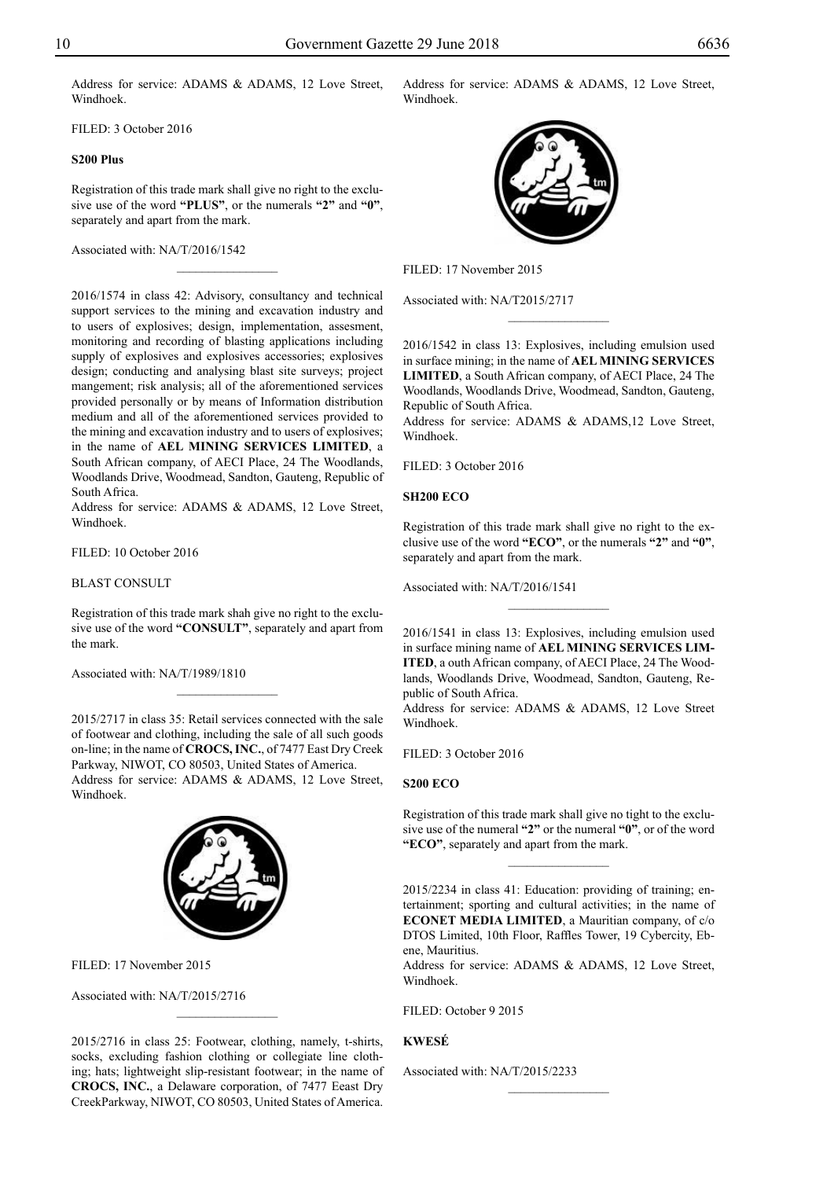Address for service: ADAMS & ADAMS, 12 Love Street, Windhoek.

FILED: 3 October 2016

**S200 Plus**

Registration of this trade mark shall give no right to the exclusive use of the word **"PLUS"**, or the numerals **"2"** and **"0"**, separately and apart from the mark.

Associated with: NA/T/2016/1542

________________

2016/1574 in class 42: Advisory, consultancy and technical support services to the mining and excavation industry and to users of explosives; design, implementation, assesment, monitoring and recording of blasting applications including supply of explosives and explosives accessories; explosives design; conducting and analysing blast site surveys; project mangement; risk analysis; all of the aforementioned services provided personally or by means of Information distribution medium and all of the aforementioned services provided to the mining and excavation industry and to users of explosives; in the name of **AEL MINING SERVICES LIMITED**, a South African company, of AECI Place, 24 The Woodlands, Woodlands Drive, Woodmead, Sandton, Gauteng, Republic of South Africa.
Address for service: ADAMS & ADAMS, 12 Love Street, Windhoek.

FILED: 10 October 2016

BLAST CONSULT

Registration of this trade mark shah give no right to the exclusive use of the word **"CONSULT"**, separately and apart from the mark.

Associated with: NA/T/1989/1810

________________

2015/2717 in class 35: Retail services connected with the sale of footwear and clothing, including the sale of all such goods on-line; in the name of **CROCS, INC.**, of 7477 East Dry Creek Parkway, NIWOT, CO 80503, United States of America.
Address for service: ADAMS & ADAMS, 12 Love Street, Windhoek.

FILED: 17 November 2015

Associated with: NA/T/2015/2716

________________

2015/2716 in class 25: Footwear, clothing, namely, t-shirts, socks, excluding fashion clothing or collegiate line clothing; hats; lightweight slip-resistant footwear; in the name of **CROCS, INC.**, a Delaware corporation, of 7477 Eeast Dry CreekParkway, NIWOT, CO 80503, United States of America.
Address for service: ADAMS & ADAMS, 12 Love Street, Windhoek.

FILED: 17 November 2015

Associated with: NA/T2015/2717

________________

2016/1542 in class 13: Explosives, including emulsion used in surface mining; in the name of **AEL MINING SERVICES LIMITED**, a South African company, of AECI Place, 24 The Woodlands, Woodlands Drive, Woodmead, Sandton, Gauteng, Republic of South Africa.
Address for service: ADAMS & ADAMS,12 Love Street, Windhoek.

FILED: 3 October 2016

**SH200 ECO**

Registration of this trade mark shall give no right to the exclusive use of the word **"ECO"**, or the numerals **"2"** and **"0"**, separately and apart from the mark.

Associated with: NA/T/2016/1541

________________

2016/1541 in class 13: Explosives, including emulsion used in surface mining name of **AEL MINING SERVICES LIMITED**, a outh African company, of AECI Place, 24 The Woodlands, Woodlands Drive, Woodmead, Sandton, Gauteng, Republic of South Africa.
Address for service: ADAMS & ADAMS, 12 Love Street Windhoek.

FILED: 3 October 2016

**S200 ECO**

Registration of this trade mark shall give no tight to the exclusive use of the numeral **"2"** or the numeral **"0"**, or of the word **"ECO"**, separately and apart from the mark.

________________

2015/2234 in class 41: Education: providing of training; entertainment; sporting and cultural activities; in the name of **ECONET MEDIA LIMITED**, a Mauritian company, of c/o DTOS Limited, 10th Floor, Raffles Tower, 19 Cybercity, Ebene, Mauritius.
Address for service: ADAMS & ADAMS, 12 Love Street, Windhoek.

FILED: October 9 2015

**KWESÉ**

Associated with: NA/T/2015/2233

________________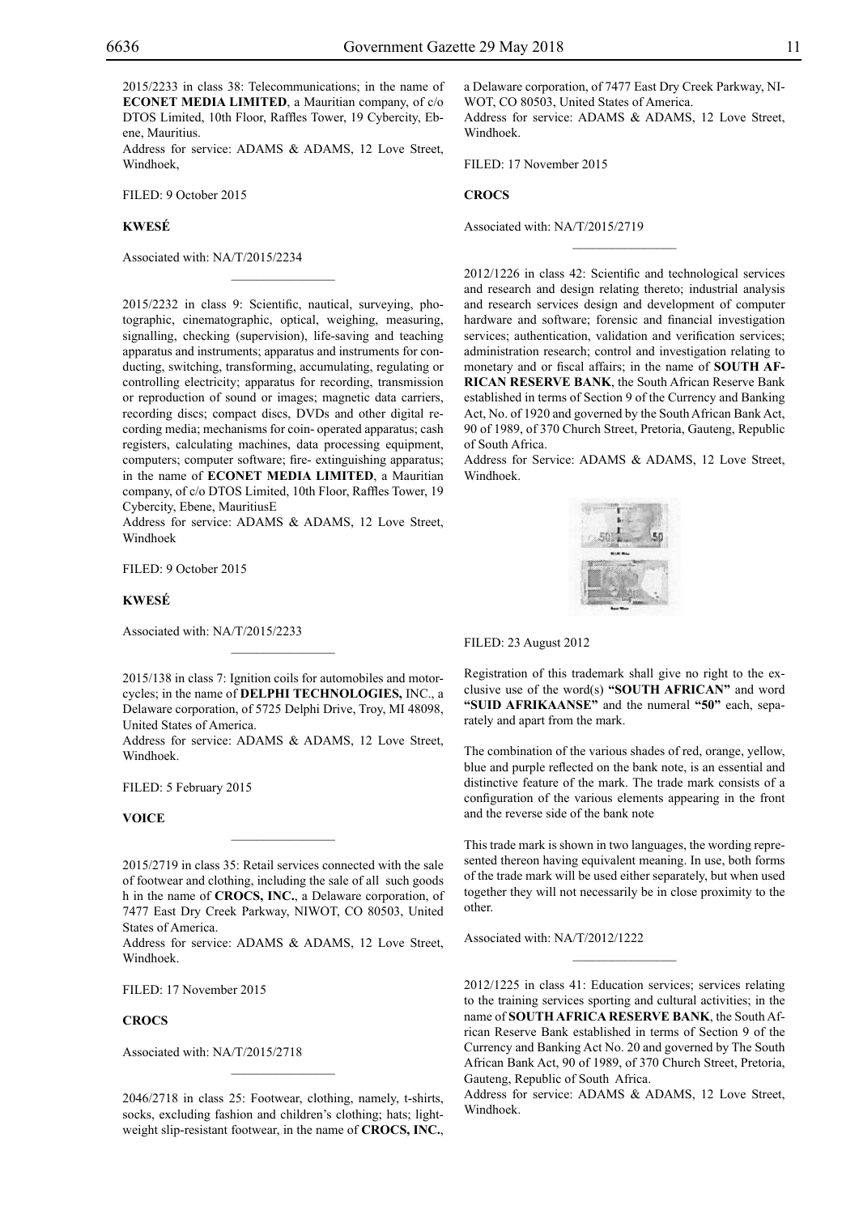2015/2233 in class 38: Telecommunications; in the name of **ECONET MEDIA LIMITED**, a Mauritian company, of c/o DTOS Limited, 10th Floor, Raffles Tower, 19 Cybercity, Ebene, Mauritius.
Address for service: ADAMS & ADAMS, 12 Love Street, Windhoek,

FILED: 9 October 2015

**KWESÉ**

Associated with: NA/T/2015/2234

________________

2015/2232 in class 9: Scientific, nautical, surveying, photographic, cinematographic, optical, weighing, measuring, signalling, checking (supervision), life-saving and teaching apparatus and instruments; apparatus and instruments for conducting, switching, transforming, accumulating, regulating or controlling electricity; apparatus for recording, transmission or reproduction of sound or images; magnetic data carriers, recording discs; compact discs, DVDs and other digital recording media; mechanisms for coin- operated apparatus; cash registers, calculating machines, data processing equipment, computers; computer software; fire- extinguishing apparatus; in the name of **ECONET MEDIA LIMITED**, a Mauritian company, of c/o DTOS Limited, 10th Floor, Raffles Tower, 19 Cybercity, Ebene, MauritiusE
Address for service: ADAMS & ADAMS, 12 Love Street, Windhoek

FILED: 9 October 2015

**KWESÉ**

Associated with: NA/T/2015/2233

________________

2015/138 in class 7: Ignition coils for automobiles and motorcycles; in the name of **DELPHI TECHNOLOGIES,** INC., a Delaware corporation, of 5725 Delphi Drive, Troy, MI 48098, United States of America.
Address for service: ADAMS & ADAMS, 12 Love Street, Windhoek.

FILED: 5 February 2015

**VOICE**

________________

2015/2719 in class 35: Retail services connected with the sale of footwear and clothing, including the sale of all such goods h in the name of **CROCS, INC.**, a Delaware corporation, of 7477 East Dry Creek Parkway, NIWOT, CO 80503, United States of America.
Address for service: ADAMS & ADAMS, 12 Love Street, Windhoek.

FILED: 17 November 2015

**CROCS**

Associated with: NA/T/2015/2718

________________

2046/2718 in class 25: Footwear, clothing, namely, t-shirts, socks, excluding fashion and children's clothing; hats; lightweight slip-resistant footwear, in the name of **CROCS, INC.**, a Delaware corporation, of 7477 East Dry Creek Parkway, NIWOT, CO 80503, United States of America.
Address for service: ADAMS & ADAMS, 12 Love Street, Windhoek.

FILED: 17 November 2015

**CROCS**

Associated with: NA/T/2015/2719

________________

2012/1226 in class 42: Scientific and technological services and research and design relating thereto; industrial analysis and research services design and development of computer hardware and software; forensic and financial investigation services; authentication, validation and verification services; administration research; control and investigation relating to monetary and or fiscal affairs; in the name of **SOUTH AFRICAN RESERVE BANK**, the South African Reserve Bank established in terms of Section 9 of the Currency and Banking Act, No. of 1920 and governed by the South African Bank Act, 90 of 1989, of 370 Church Street, Pretoria, Gauteng, Republic of South Africa.
Address for Service: ADAMS & ADAMS, 12 Love Street, Windhoek.

FILED: 23 August 2012

Registration of this trademark shall give no right to the exclusive use of the word(s) **"SOUTH AFRICAN"** and word **"SUID AFRIKAANSE"** and the numeral **"50"** each, separately and apart from the mark.

The combination of the various shades of red, orange, yellow, blue and purple reflected on the bank note, is an essential and distinctive feature of the mark. The trade mark consists of a configuration of the various elements appearing in the front and the reverse side of the bank note

This trade mark is shown in two languages, the wording represented thereon having equivalent meaning. In use, both forms of the trade mark will be used either separately, but when used together they will not necessarily be in close proximity to the other.

Associated with: NA/T/2012/1222

________________

2012/1225 in class 41: Education services; services relating to the training services sporting and cultural activities; in the name of **SOUTH AFRICA RESERVE BANK**, the South African Reserve Bank established in terms of Section 9 of the Currency and Banking Act No. 20 and governed by The South African Bank Act, 90 of 1989, of 370 Church Street, Pretoria, Gauteng, Republic of South Africa.
Address for service: ADAMS & ADAMS, 12 Love Street, Windhoek.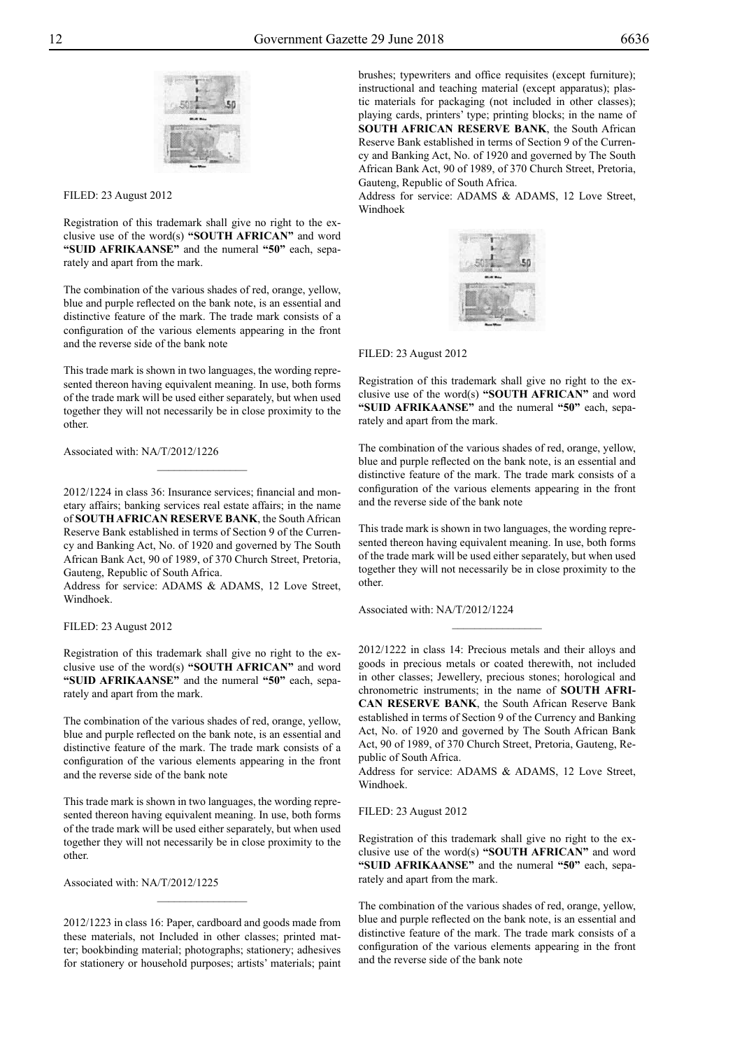FILED: 23 August 2012

Registration of this trademark shall give no right to the exclusive use of the word(s) **"SOUTH AFRICAN"** and word **"SUID AFRIKAANSE"** and the numeral **"50"** each, separately and apart from the mark.

The combination of the various shades of red, orange, yellow, blue and purple reflected on the bank note, is an essential and distinctive feature of the mark. The trade mark consists of a configuration of the various elements appearing in the front and the reverse side of the bank note

This trade mark is shown in two languages, the wording represented thereon having equivalent meaning. In use, both forms of the trade mark will be used either separately, but when used together they will not necessarily be in close proximity to the other.

Associated with: NA/T/2012/1226

---

2012/1224 in class 36: Insurance services; financial and monetary affairs; banking services real estate affairs; in the name of **SOUTH AFRICAN RESERVE BANK**, the South African Reserve Bank established in terms of Section 9 of the Currency and Banking Act, No. of 1920 and governed by The South African Bank Act, 90 of 1989, of 370 Church Street, Pretoria, Gauteng, Republic of South Africa.
Address for service: ADAMS & ADAMS, 12 Love Street, Windhoek.

FILED: 23 August 2012

Registration of this trademark shall give no right to the exclusive use of the word(s) **"SOUTH AFRICAN"** and word **"SUID AFRIKAANSE"** and the numeral **"50"** each, separately and apart from the mark.

The combination of the various shades of red, orange, yellow, blue and purple reflected on the bank note, is an essential and distinctive feature of the mark. The trade mark consists of a configuration of the various elements appearing in the front and the reverse side of the bank note

This trade mark is shown in two languages, the wording represented thereon having equivalent meaning. In use, both forms of the trade mark will be used either separately, but when used together they will not necessarily be in close proximity to the other.

Associated with: NA/T/2012/1225

---

2012/1223 in class 16: Paper, cardboard and goods made from these materials, not Included in other classes; printed matter; bookbinding material; photographs; stationery; adhesives for stationery or household purposes; artists' materials; paint brushes; typewriters and office requisites (except furniture); instructional and teaching material (except apparatus); plastic materials for packaging (not included in other classes); playing cards, printers' type; printing blocks; in the name of **SOUTH AFRICAN RESERVE BANK**, the South African Reserve Bank established in terms of Section 9 of the Currency and Banking Act, No. of 1920 and governed by The South African Bank Act, 90 of 1989, of 370 Church Street, Pretoria, Gauteng, Republic of South Africa.
Address for service: ADAMS & ADAMS, 12 Love Street, Windhoek

FILED: 23 August 2012

Registration of this trademark shall give no right to the exclusive use of the word(s) **"SOUTH AFRICAN"** and word **"SUID AFRIKAANSE"** and the numeral **"50"** each, separately and apart from the mark.

The combination of the various shades of red, orange, yellow, blue and purple reflected on the bank note, is an essential and distinctive feature of the mark. The trade mark consists of a configuration of the various elements appearing in the front and the reverse side of the bank note

This trade mark is shown in two languages, the wording represented thereon having equivalent meaning. In use, both forms of the trade mark will be used either separately, but when used together they will not necessarily be in close proximity to the other.

Associated with: NA/T/2012/1224

---

2012/1222 in class 14: Precious metals and their alloys and goods in precious metals or coated therewith, not included in other classes; Jewellery, precious stones; horological and chronometric instruments; in the name of **SOUTH AFRICAN RESERVE BANK**, the South African Reserve Bank established in terms of Section 9 of the Currency and Banking Act, No. of 1920 and governed by The South African Bank Act, 90 of 1989, of 370 Church Street, Pretoria, Gauteng, Republic of South Africa.
Address for service: ADAMS & ADAMS, 12 Love Street, Windhoek.

FILED: 23 August 2012

Registration of this trademark shall give no right to the exclusive use of the word(s) **"SOUTH AFRICAN"** and word **"SUID AFRIKAANSE"** and the numeral **"50"** each, separately and apart from the mark.

The combination of the various shades of red, orange, yellow, blue and purple reflected on the bank note, is an essential and distinctive feature of the mark. The trade mark consists of a configuration of the various elements appearing in the front and the reverse side of the bank note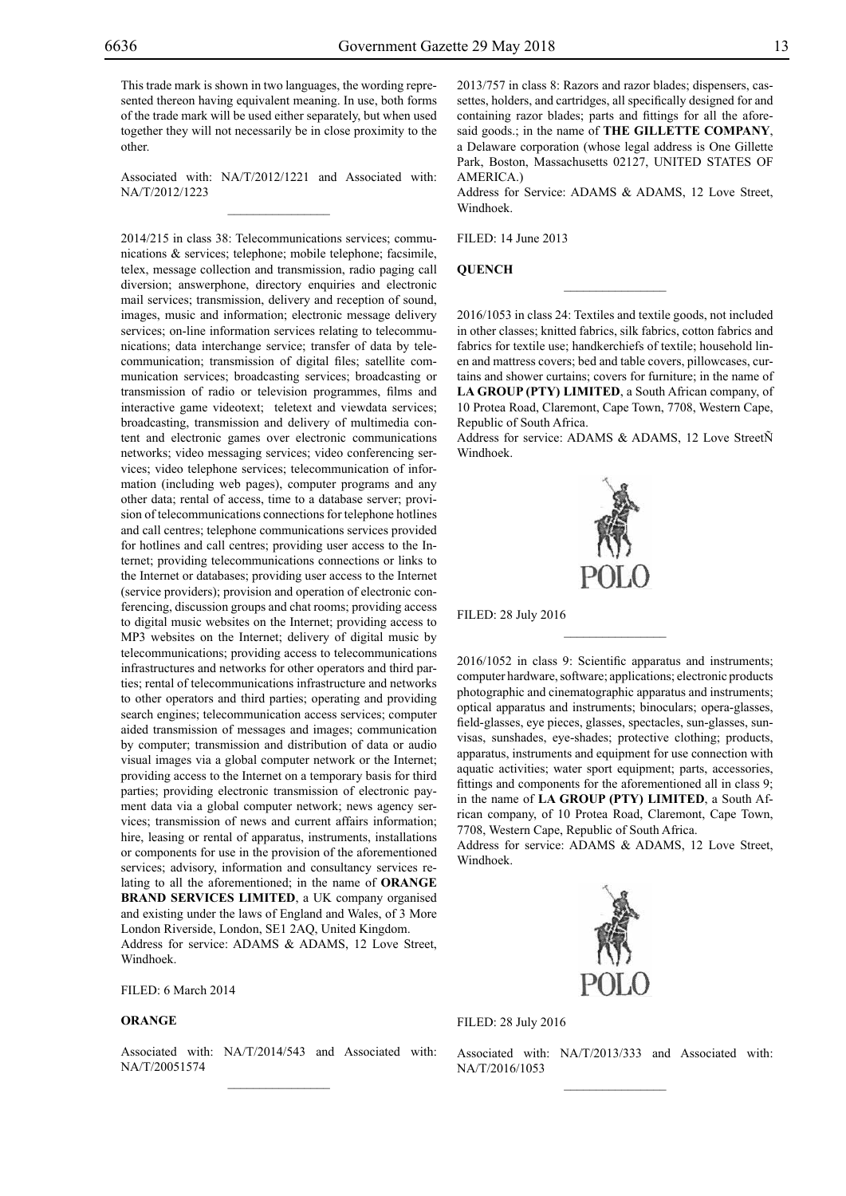This trade mark is shown in two languages, the wording represented thereon having equivalent meaning. In use, both forms of the trade mark will be used either separately, but when used together they will not necessarily be in close proximity to the other.

Associated with: NA/T/2012/1221 and Associated with: NA/T/2012/1223

---

2014/215 in class 38: Telecommunications services; communications & services; telephone; mobile telephone; facsimile, telex, message collection and transmission, radio paging call diversion; answerphone, directory enquiries and electronic mail services; transmission, delivery and reception of sound, images, music and information; electronic message delivery services; on-line information services relating to telecommunications; data interchange service; transfer of data by telecommunication; transmission of digital files; satellite communication services; broadcasting services; broadcasting or transmission of radio or television programmes, films and interactive game videotext; teletext and viewdata services; broadcasting, transmission and delivery of multimedia content and electronic games over electronic communications networks; video messaging services; video conferencing services; video telephone services; telecommunication of information (including web pages), computer programs and any other data; rental of access, time to a database server; provision of telecommunications connections for telephone hotlines and call centres; telephone communications services provided for hotlines and call centres; providing user access to the Internet; providing telecommunications connections or links to the Internet or databases; providing user access to the Internet (service providers); provision and operation of electronic conferencing, discussion groups and chat rooms; providing access to digital music websites on the Internet; providing access to MP3 websites on the Internet; delivery of digital music by telecommunications; providing access to telecommunications infrastructures and networks for other operators and third parties; rental of telecommunications infrastructure and networks to other operators and third parties; operating and providing search engines; telecommunication access services; computer aided transmission of messages and images; communication by computer; transmission and distribution of data or audio visual images via a global computer network or the Internet; providing access to the Internet on a temporary basis for third parties; providing electronic transmission of electronic payment data via a global computer network; news agency services; transmission of news and current affairs information; hire, leasing or rental of apparatus, instruments, installations or components for use in the provision of the aforementioned services; advisory, information and consultancy services relating to all the aforementioned; in the name of **ORANGE BRAND SERVICES LIMITED**, a UK company organised and existing under the laws of England and Wales, of 3 More London Riverside, London, SE1 2AQ, United Kingdom.
Address for service: ADAMS & ADAMS, 12 Love Street, Windhoek.

FILED: 6 March 2014

**ORANGE**

Associated with: NA/T/2014/543 and Associated with: NA/T/20051574

---

2013/757 in class 8: Razors and razor blades; dispensers, cassettes, holders, and cartridges, all specifically designed for and containing razor blades; parts and fittings for all the aforesaid goods.; in the name of **THE GILLETTE COMPANY**, a Delaware corporation (whose legal address is One Gillette Park, Boston, Massachusetts 02127, UNITED STATES OF AMERICA.)
Address for Service: ADAMS & ADAMS, 12 Love Street, Windhoek.

FILED: 14 June 2013

**QUENCH**

---

2016/1053 in class 24: Textiles and textile goods, not included in other classes; knitted fabrics, silk fabrics, cotton fabrics and fabrics for textile use; handkerchiefs of textile; household linen and mattress covers; bed and table covers, pillowcases, curtains and shower curtains; covers for furniture; in the name of **LA GROUP (PTY) LIMITED**, a South African company, of 10 Protea Road, Claremont, Cape Town, 7708, Western Cape, Republic of South Africa.
Address for service: ADAMS & ADAMS, 12 Love StreetÑ Windhoek.

POLO

FILED: 28 July 2016

---

2016/1052 in class 9: Scientific apparatus and instruments; computer hardware, software; applications; electronic products photographic and cinematographic apparatus and instruments; optical apparatus and instruments; binoculars; opera-glasses, field-glasses, eye pieces, glasses, spectacles, sun-glasses, sunvisas, sunshades, eye-shades; protective clothing; products, apparatus, instruments and equipment for use connection with aquatic activities; water sport equipment; parts, accessories, fittings and components for the aforementioned all in class 9; in the name of **LA GROUP (PTY) LIMITED**, a South African company, of 10 Protea Road, Claremont, Cape Town, 7708, Western Cape, Republic of South Africa.
Address for service: ADAMS & ADAMS, 12 Love Street, Windhoek.

POLO

FILED: 28 July 2016

Associated with: NA/T/2013/333 and Associated with: NA/T/2016/1053

---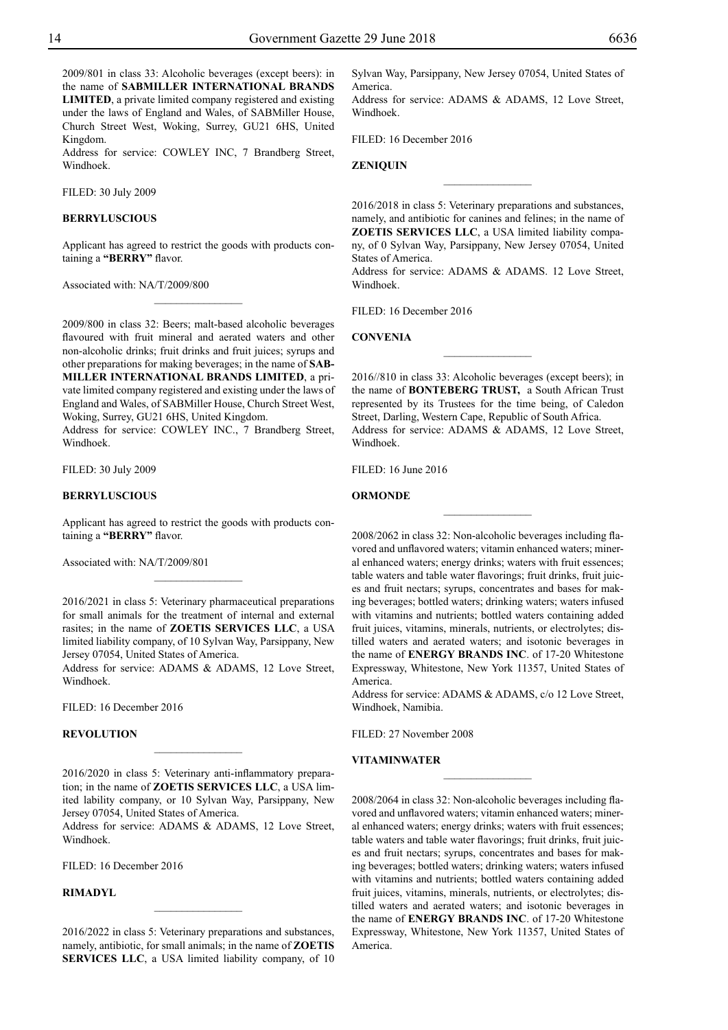2009/801 in class 33: Alcoholic beverages (except beers): in the name of **SABMILLER INTERNATIONAL BRANDS LIMITED**, a private limited company registered and existing under the laws of England and Wales, of SABMiller House, Church Street West, Woking, Surrey, GU21 6HS, United Kingdom.
Address for service: COWLEY INC, 7 Brandberg Street, Windhoek.

FILED: 30 July 2009

**BERRYLUSCIOUS**

Applicant has agreed to restrict the goods with products containing a **"BERRY"** flavor.

Associated with: NA/T/2009/800

---

2009/800 in class 32: Beers; malt-based alcoholic beverages flavoured with fruit mineral and aerated waters and other non-alcoholic drinks; fruit drinks and fruit juices; syrups and other preparations for making beverages; in the name of **SABMILLER INTERNATIONAL BRANDS LIMITED**, a private limited company registered and existing under the laws of England and Wales, of SABMiller House, Church Street West, Woking, Surrey, GU21 6HS, United Kingdom.
Address for service: COWLEY INC., 7 Brandberg Street, Windhoek.

FILED: 30 July 2009

**BERRYLUSCIOUS**

Applicant has agreed to restrict the goods with products containing a **"BERRY"** flavor.

Associated with: NA/T/2009/801

---

2016/2021 in class 5: Veterinary pharmaceutical preparations for small animals for the treatment of internal and external rasites; in the name of **ZOETIS SERVICES LLC**, a USA limited liability company, of 10 Sylvan Way, Parsippany, New Jersey 07054, United States of America.
Address for service: ADAMS & ADAMS, 12 Love Street, Windhoek.

FILED: 16 December 2016

**REVOLUTION**

---

2016/2020 in class 5: Veterinary anti-inflammatory preparation; in the name of **ZOETIS SERVICES LLC**, a USA limited lability company, or 10 Sylvan Way, Parsippany, New Jersey 07054, United States of America.
Address for service: ADAMS & ADAMS, 12 Love Street, Windhoek.

FILED: 16 December 2016

**RIMADYL**

---

2016/2022 in class 5: Veterinary preparations and substances, namely, antibiotic, for small animals; in the name of **ZOETIS SERVICES LLC**, a USA limited liability company, of 10 Sylvan Way, Parsippany, New Jersey 07054, United States of America.
Address for service: ADAMS & ADAMS, 12 Love Street, Windhoek.

FILED: 16 December 2016

**ZENIQUIN**

---

2016/2018 in class 5: Veterinary preparations and substances, namely, and antibiotic for canines and felines; in the name of **ZOETIS SERVICES LLC**, a USA limited liability company, of 0 Sylvan Way, Parsippany, New Jersey 07054, United States of America.
Address for service: ADAMS & ADAMS. 12 Love Street, Windhoek.

FILED: 16 December 2016

**CONVENIA**

---

2016//810 in class 33: Alcoholic beverages (except beers); in the name of **BONTEBERG TRUST,** a South African Trust represented by its Trustees for the time being, of Caledon Street, Darling, Western Cape, Republic of South Africa.
Address for service: ADAMS & ADAMS, 12 Love Street, Windhoek.

FILED: 16 June 2016

**ORMONDE**

---

2008/2062 in class 32: Non-alcoholic beverages including flavored and unflavored waters; vitamin enhanced waters; mineral enhanced waters; energy drinks; waters with fruit essences; table waters and table water flavorings; fruit drinks, fruit juices and fruit nectars; syrups, concentrates and bases for making beverages; bottled waters; drinking waters; waters infused with vitamins and nutrients; bottled waters containing added fruit juices, vitamins, minerals, nutrients, or electrolytes; distilled waters and aerated waters; and isotonic beverages in the name of **ENERGY BRANDS INC**. of 17-20 Whitestone Expressway, Whitestone, New York 11357, United States of America.
Address for service: ADAMS & ADAMS, c/o 12 Love Street, Windhoek, Namibia.

FILED: 27 November 2008

**VITAMINWATER**

---

2008/2064 in class 32: Non-alcoholic beverages including flavored and unflavored waters; vitamin enhanced waters; mineral enhanced waters; energy drinks; waters with fruit essences; table waters and table water flavorings; fruit drinks, fruit juices and fruit nectars; syrups, concentrates and bases for making beverages; bottled waters; drinking waters; waters infused with vitamins and nutrients; bottled waters containing added fruit juices, vitamins, minerals, nutrients, or electrolytes; distilled waters and aerated waters; and isotonic beverages in the name of **ENERGY BRANDS INC**. of 17-20 Whitestone Expressway, Whitestone, New York 11357, United States of America.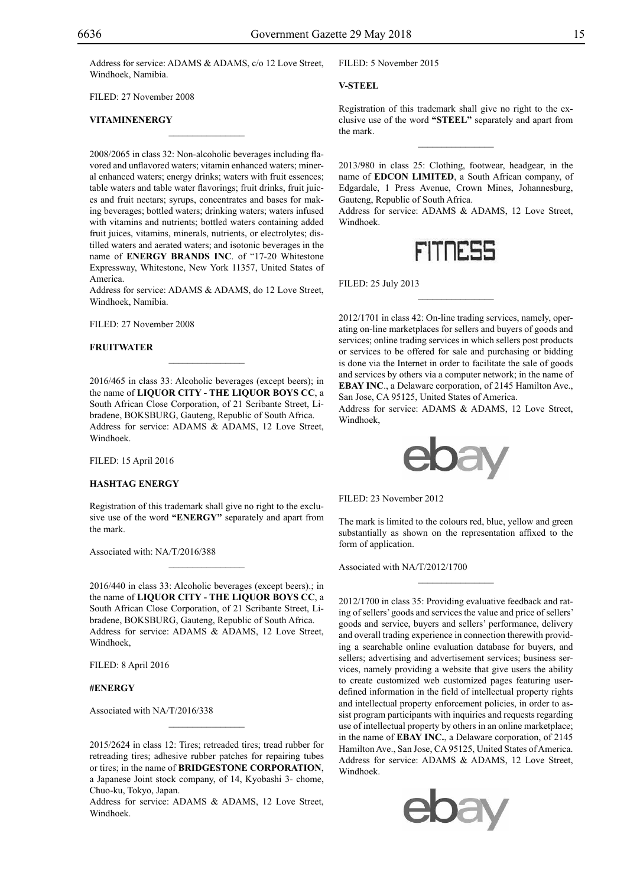Address for service: ADAMS & ADAMS, c/o 12 Love Street, Windhoek, Namibia.

FILED: 27 November 2008

**VITAMINENERGY**

---

2008/2065 in class 32: Non-alcoholic beverages including flavored and unflavored waters; vitamin enhanced waters; mineral enhanced waters; energy drinks; waters with fruit essences; table waters and table water flavorings; fruit drinks, fruit juices and fruit nectars; syrups, concentrates and bases for making beverages; bottled waters; drinking waters; waters infused with vitamins and nutrients; bottled waters containing added fruit juices, vitamins, minerals, nutrients, or electrolytes; distilled waters and aerated waters; and isotonic beverages in the name of **ENERGY BRANDS INC**. of "17-20 Whitestone Expressway, Whitestone, New York 11357, United States of America.
Address for service: ADAMS & ADAMS, do 12 Love Street, Windhoek, Namibia.

FILED: 27 November 2008

**FRUITWATER**

---

2016/465 in class 33: Alcoholic beverages (except beers); in the name of **LIQUOR CITY - THE LIQUOR BOYS CC**, a South African Close Corporation, of 21 Scribante Street, Libradene, BOKSBURG, Gauteng, Republic of South Africa.
Address for service: ADAMS & ADAMS, 12 Love Street, Windhoek.

FILED: 15 April 2016

**HASHTAG ENERGY**

Registration of this trademark shall give no right to the exclusive use of the word **"ENERGY"** separately and apart from the mark.

Associated with: NA/T/2016/388

---

2016/440 in class 33: Alcoholic beverages (except beers).; in the name of **LIQUOR CITY - THE LIQUOR BOYS CC**, a South African Close Corporation, of 21 Scribante Street, Libradene, BOKSBURG, Gauteng, Republic of South Africa.
Address for service: ADAMS & ADAMS, 12 Love Street, Windhoek,

FILED: 8 April 2016

**#ENERGY**

Associated with NA/T/2016/338

---

2015/2624 in class 12: Tires; retreaded tires; tread rubber for retreading tires; adhesive rubber patches for repairing tubes or tires; in the name of **BRIDGESTONE CORPORATION**, a Japanese Joint stock company, of 14, Kyobashi 3- chome, Chuo-ku, Tokyo, Japan.
Address for service: ADAMS & ADAMS, 12 Love Street, Windhoek.

FILED: 5 November 2015

**V-STEEL**

Registration of this trademark shall give no right to the exclusive use of the word **"STEEL"** separately and apart from the mark.

---

2013/980 in class 25: Clothing, footwear, headgear, in the name of **EDCON LIMITED**, a South African company, of Edgardale, 1 Press Avenue, Crown Mines, Johannesburg, Gauteng, Republic of South Africa.
Address for service: ADAMS & ADAMS, 12 Love Street, Windhoek.

FITNESS

FILED: 25 July 2013

---

2012/1701 in class 42: On-line trading services, namely, operating on-line marketplaces for sellers and buyers of goods and services; online trading services in which sellers post products or services to be offered for sale and purchasing or bidding is done via the Internet in order to facilitate the sale of goods and services by others via a computer network; in the name of **EBAY INC**., a Delaware corporation, of 2145 Hamilton Ave., San Jose, CA 95125, United States of America.
Address for service: ADAMS & ADAMS, 12 Love Street, Windhoek,

ebay

FILED: 23 November 2012

The mark is limited to the colours red, blue, yellow and green substantially as shown on the representation affixed to the form of application.

Associated with NA/T/2012/1700

---

2012/1700 in class 35: Providing evaluative feedback and rating of sellers' goods and services the value and price of sellers' goods and service, buyers and sellers' performance, delivery and overall trading experience in connection therewith providing a searchable online evaluation database for buyers, and sellers; advertising and advertisement services; business services, namely providing a website that give users the ability to create customized web customized pages featuring user-defined information in the field of intellectual property rights and intellectual property enforcement policies, in order to assist program participants with inquiries and requests regarding use of intellectual property by others in an online marketplace; in the name of **EBAY INC.**, a Delaware corporation, of 2145 Hamilton Ave., San Jose, CA 95125, United States of America.
Address for service: ADAMS & ADAMS, 12 Love Street, Windhoek.

ebay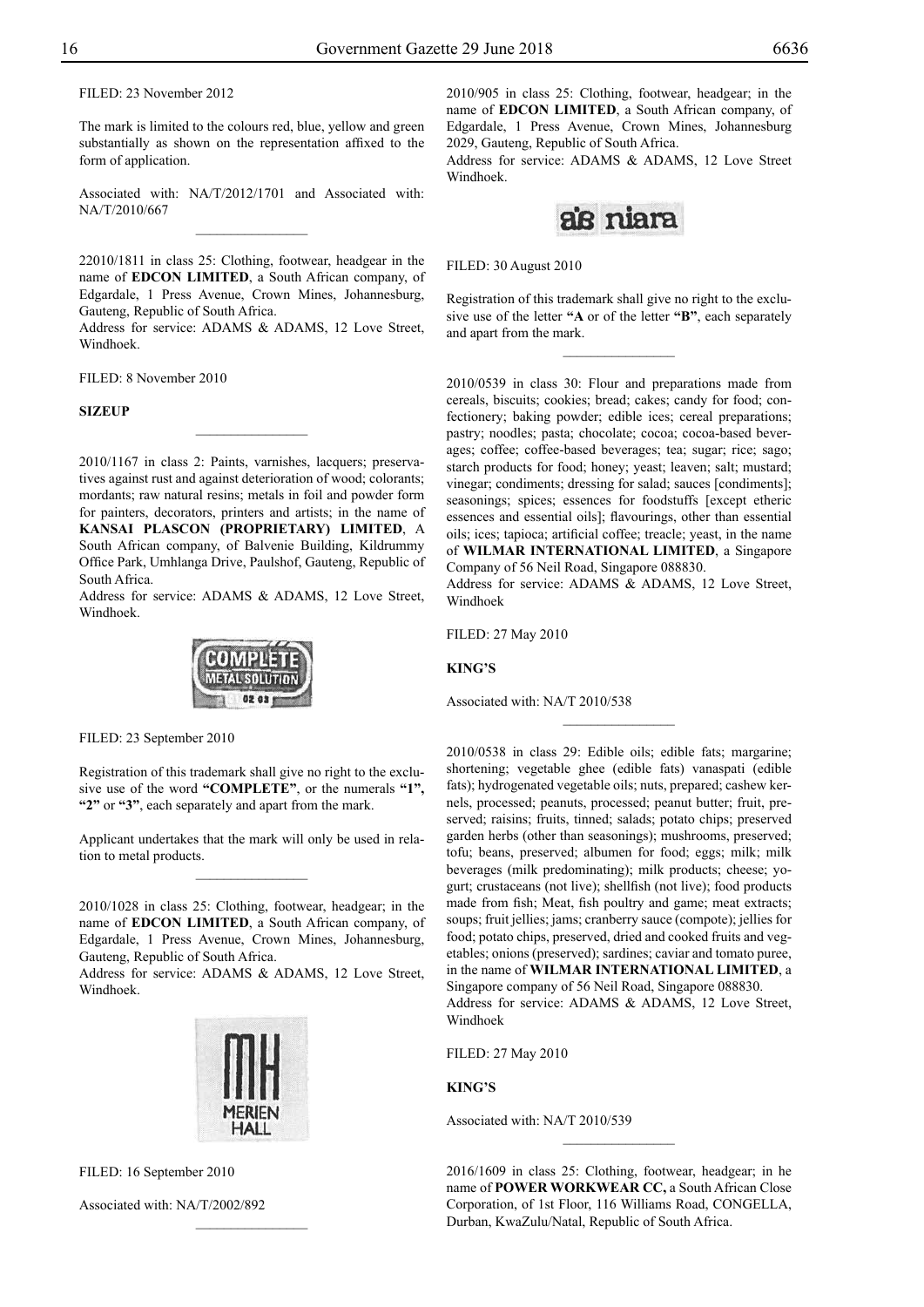FILED: 23 November 2012

The mark is limited to the colours red, blue, yellow and green substantially as shown on the representation affixed to the form of application.

Associated with: NA/T/2012/1701 and Associated with: NA/T/2010/667

---

22010/1811 in class 25: Clothing, footwear, headgear in the name of **EDCON LIMITED**, a South African company, of Edgardale, 1 Press Avenue, Crown Mines, Johannesburg, Gauteng, Republic of South Africa.
Address for service: ADAMS & ADAMS, 12 Love Street, Windhoek.

FILED: 8 November 2010

**SIZEUP**

---

2010/1167 in class 2: Paints, varnishes, lacquers; preservatives against rust and against deterioration of wood; colorants; mordants; raw natural resins; metals in foil and powder form for painters, decorators, printers and artists; in the name of **KANSAI PLASCON (PROPRIETARY) LIMITED**, A South African company, of Balvenie Building, Kildrummy Office Park, Umhlanga Drive, Paulshof, Gauteng, Republic of South Africa.
Address for service: ADAMS & ADAMS, 12 Love Street, Windhoek.

FILED: 23 September 2010

Registration of this trademark shall give no right to the exclusive use of the word **"COMPLETE"**, or the numerals **"1", "2"** or **"3"**, each separately and apart from the mark.

Applicant undertakes that the mark will only be used in relation to metal products.

---

2010/1028 in class 25: Clothing, footwear, headgear; in the name of **EDCON LIMITED**, a South African company, of Edgardale, 1 Press Avenue, Crown Mines, Johannesburg, Gauteng, Republic of South Africa.
Address for service: ADAMS & ADAMS, 12 Love Street, Windhoek.

FILED: 16 September 2010

Associated with: NA/T/2002/892

---

2010/905 in class 25: Clothing, footwear, headgear; in the name of **EDCON LIMITED**, a South African company, of Edgardale, 1 Press Avenue, Crown Mines, Johannesburg 2029, Gauteng, Republic of South Africa.
Address for service: ADAMS & ADAMS, 12 Love Street Windhoek.

FILED: 30 August 2010

Registration of this trademark shall give no right to the exclusive use of the letter **"A** or of the letter **"B"**, each separately and apart from the mark.

---

2010/0539 in class 30: Flour and preparations made from cereals, biscuits; cookies; bread; cakes; candy for food; confectionery; baking powder; edible ices; cereal preparations; pastry; noodles; pasta; chocolate; cocoa; cocoa-based beverages; coffee; coffee-based beverages; tea; sugar; rice; sago; starch products for food; honey; yeast; leaven; salt; mustard; vinegar; condiments; dressing for salad; sauces [condiments]; seasonings; spices; essences for foodstuffs [except etheric essences and essential oils]; flavourings, other than essential oils; ices; tapioca; artificial coffee; treacle; yeast, in the name of **WILMAR INTERNATIONAL LIMITED**, a Singapore Company of 56 Neil Road, Singapore 088830.
Address for service: ADAMS & ADAMS, 12 Love Street, Windhoek

FILED: 27 May 2010

**KING'S**

Associated with: NA/T 2010/538

---

2010/0538 in class 29: Edible oils; edible fats; margarine; shortening; vegetable ghee (edible fats) vanaspati (edible fats); hydrogenated vegetable oils; nuts, prepared; cashew kernels, processed; peanuts, processed; peanut butter; fruit, preserved; raisins; fruits, tinned; salads; potato chips; preserved garden herbs (other than seasonings); mushrooms, preserved; tofu; beans, preserved; albumen for food; eggs; milk; milk beverages (milk predominating); milk products; cheese; yogurt; crustaceans (not live); shellfish (not live); food products made from fish; Meat, fish poultry and game; meat extracts; soups; fruit jellies; jams; cranberry sauce (compote); jellies for food; potato chips, preserved, dried and cooked fruits and vegetables; onions (preserved); sardines; caviar and tomato puree, in the name of **WILMAR INTERNATIONAL LIMITED**, a Singapore company of 56 Neil Road, Singapore 088830.
Address for service: ADAMS & ADAMS, 12 Love Street, Windhoek

FILED: 27 May 2010

**KING'S**

Associated with: NA/T 2010/539

---

2016/1609 in class 25: Clothing, footwear, headgear; in he name of **POWER WORKWEAR CC,** a South African Close Corporation, of 1st Floor, 116 Williams Road, CONGELLA, Durban, KwaZulu/Natal, Republic of South Africa.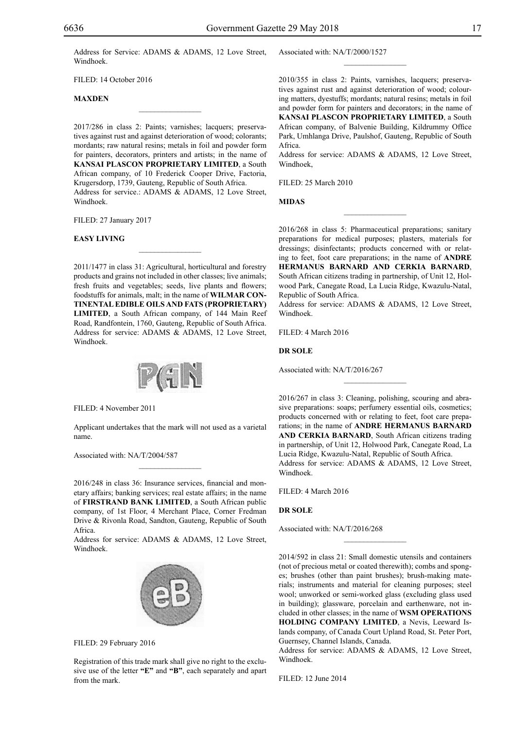Address for Service: ADAMS & ADAMS, 12 Love Street, Windhoek.

FILED: 14 October 2016

**MAXDEN**

---

2017/286 in class 2: Paints; varnishes; lacquers; preservatives against rust and against deterioration of wood; colorants; mordants; raw natural resins; metals in foil and powder form for painters, decorators, printers and artists; in the name of **KANSAI PLASCON PROPRIETARY LIMITED**, a South African company, of 10 Frederick Cooper Drive, Factoria, Krugersdorp, 1739, Gauteng, Republic of South Africa.
Address for service.: ADAMS & ADAMS, 12 Love Street, Windhoek.

FILED: 27 January 2017

**EASY LIVING**

---

2011/1477 in class 31: Agricultural, horticultural and forestry products and grains not included in other classes; live animals; fresh fruits and vegetables; seeds, live plants and flowers; foodstuffs for animals, malt; in the name of **WILMAR CONTINENTAL EDIBLE OILS AND FATS (PROPRIETARY) LIMITED**, a South African company, of 144 Main Reef Road, Randfontein, 1760, Gauteng, Republic of South Africa.
Address for service: ADAMS & ADAMS, 12 Love Street, Windhoek.

FILED: 4 November 2011

Applicant undertakes that the mark will not used as a varietal name.

Associated with: NA/T/2004/587

---

2016/248 in class 36: Insurance services, financial and monetary affairs; banking services; real estate affairs; in the name of **FIRSTRAND BANK LIMITED**, a South African public company, of 1st Floor, 4 Merchant Place, Corner Fredman Drive & Rivonla Road, Sandton, Gauteng, Republic of South Africa.
Address for service: ADAMS & ADAMS, 12 Love Street, Windhoek.

FILED: 29 February 2016

Registration of this trade mark shall give no right to the exclusive use of the letter **"E"** and **"B"**, each separately and apart from the mark.

Associated with: NA/T/2000/1527

---

2010/355 in class 2: Paints, varnishes, lacquers; preservatives against rust and against deterioration of wood; colouring matters, dyestuffs; mordants; natural resins; metals in foil and powder form for painters and decorators; in the name of **KANSAI PLASCON PROPRIETARY LIMITED**, a South African company, of Balvenie Building, Kildrummy Office Park, Umhlanga Drive, Paulshof, Gauteng, Republic of South Africa.
Address for service: ADAMS & ADAMS, 12 Love Street, Windhoek,

FILED: 25 March 2010

**MIDAS**

---

2016/268 in class 5: Pharmaceutical preparations; sanitary preparations for medical purposes; plasters, materials for dressings; disinfectants; products concerned with or relating to feet, foot care preparations; in the name of **ANDRE HERMANUS BARNARD AND CERKIA BARNARD**, South African citizens trading in partnership, of Unit 12, Holwood Park, Canegate Road, La Lucia Ridge, Kwazulu-Natal, Republic of South Africa.
Address for service: ADAMS & ADAMS, 12 Love Street, Windhoek.

FILED: 4 March 2016

**DR SOLE**

Associated with: NA/T/2016/267

---

2016/267 in class 3: Cleaning, polishing, scouring and abrasive preparations: soaps; perfumery essential oils, cosmetics; products concerned with or relating to feet, foot care preparations; in the name of **ANDRE HERMANUS BARNARD AND CERKIA BARNARD**, South African citizens trading in partnership, of Unit 12, Holwood Park, Canegate Road, La Lucia Ridge, Kwazulu-Natal, Republic of South Africa.
Address for service: ADAMS & ADAMS, 12 Love Street, Windhoek.

FILED: 4 March 2016

**DR SOLE**

Associated with: NA/T/2016/268

---

2014/592 in class 21: Small domestic utensils and containers (not of precious metal or coated therewith); combs and sponges; brushes (other than paint brushes); brush-making materials; instruments and material for cleaning purposes; steel wool; unworked or semi-worked glass (excluding glass used in building); glassware, porcelain and earthenware, not included in other classes; in the name of **WSM OPERATIONS HOLDING COMPANY LIMITED**, a Nevis, Leeward Islands company, of Canada Court Upland Road, St. Peter Port, Guernsey, Channel Islands, Canada.
Address for service: ADAMS & ADAMS, 12 Love Street, Windhoek.

FILED: 12 June 2014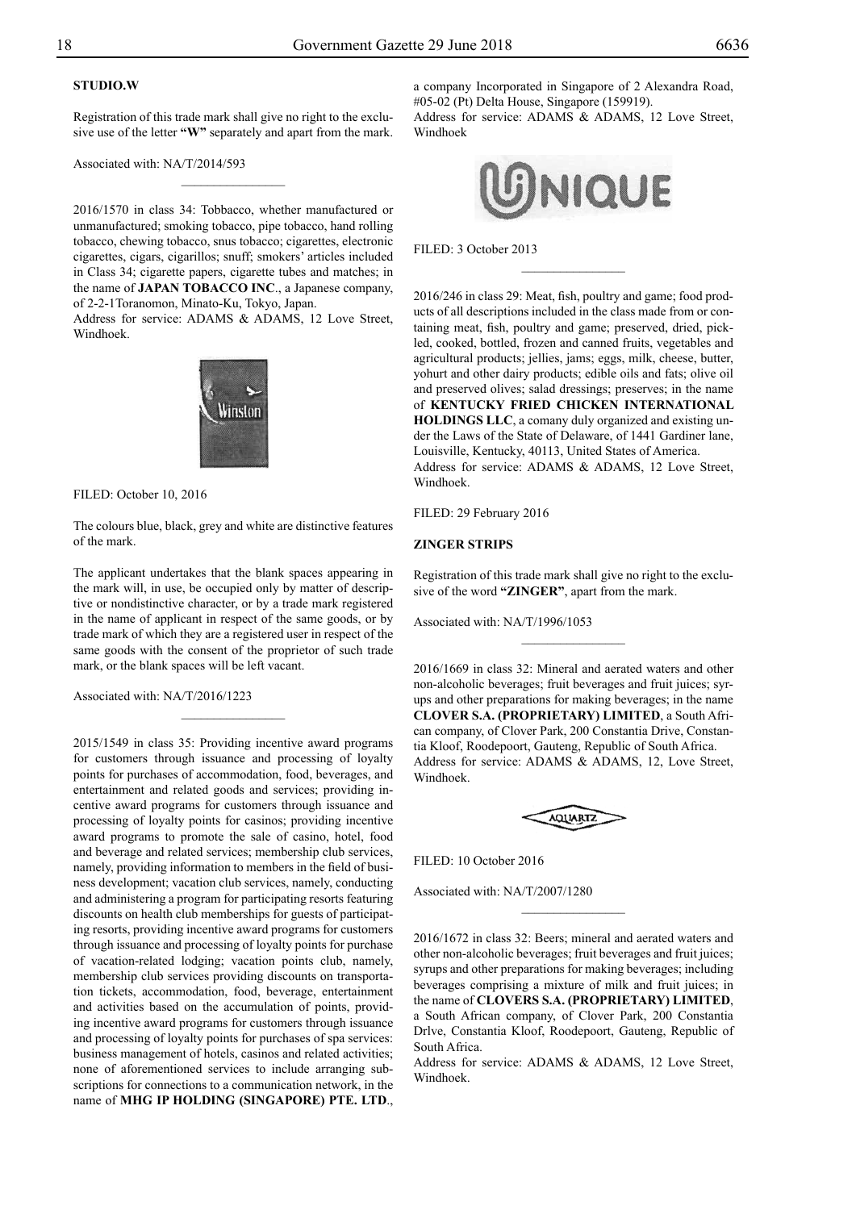**STUDIO.W**

Registration of this trade mark shall give no right to the exclusive use of the letter **"W"** separately and apart from the mark.

Associated with: NA/T/2014/593

2016/1570 in class 34: Tobbacco, whether manufactured or unmanufactured; smoking tobacco, pipe tobacco, hand rolling tobacco, chewing tobacco, snus tobacco; cigarettes, electronic cigarettes, cigars, cigarillos; snuff; smokers' articles included in Class 34; cigarette papers, cigarette tubes and matches; in the name of **JAPAN TOBACCO INC**., a Japanese company, of 2-2-1Toranomon, Minato-Ku, Tokyo, Japan.
Address for service: ADAMS & ADAMS, 12 Love Street, Windhoek.

FILED: October 10, 2016

The colours blue, black, grey and white are distinctive features of the mark.

The applicant undertakes that the blank spaces appearing in the mark will, in use, be occupied only by matter of descriptive or nondistinctive character, or by a trade mark registered in the name of applicant in respect of the same goods, or by trade mark of which they are a registered user in respect of the same goods with the consent of the proprietor of such trade mark, or the blank spaces will be left vacant.

Associated with: NA/T/2016/1223

2015/1549 in class 35: Providing incentive award programs for customers through issuance and processing of loyalty points for purchases of accommodation, food, beverages, and entertainment and related goods and services; providing incentive award programs for customers through issuance and processing of loyalty points for casinos; providing incentive award programs to promote the sale of casino, hotel, food and beverage and related services; membership club services, namely, providing information to members in the field of business development; vacation club services, namely, conducting and administering a program for participating resorts featuring discounts on health club memberships for guests of participating resorts, providing incentive award programs for customers through issuance and processing of loyalty points for purchase of vacation-related lodging; vacation points club, namely, membership club services providing discounts on transportation tickets, accommodation, food, beverage, entertainment and activities based on the accumulation of points, providing incentive award programs for customers through issuance and processing of loyalty points for purchases of spa services: business management of hotels, casinos and related activities; none of aforementioned services to include arranging subscriptions for connections to a communication network, in the name of **MHG IP HOLDING (SINGAPORE) PTE. LTD**., a company Incorporated in Singapore of 2 Alexandra Road, #05-02 (Pt) Delta House, Singapore (159919).
Address for service: ADAMS & ADAMS, 12 Love Street, Windhoek

FILED: 3 October 2013

2016/246 in class 29: Meat, fish, poultry and game; food products of all descriptions included in the class made from or containing meat, fish, poultry and game; preserved, dried, pickled, cooked, bottled, frozen and canned fruits, vegetables and agricultural products; jellies, jams; eggs, milk, cheese, butter, yohurt and other dairy products; edible oils and fats; olive oil and preserved olives; salad dressings; preserves; in the name of **KENTUCKY FRIED CHICKEN INTERNATIONAL HOLDINGS LLC**, a comany duly organized and existing under the Laws of the State of Delaware, of 1441 Gardiner lane, Louisville, Kentucky, 40113, United States of America.
Address for service: ADAMS & ADAMS, 12 Love Street, Windhoek.

FILED: 29 February 2016

**ZINGER STRIPS**

Registration of this trade mark shall give no right to the exclusive of the word **"ZINGER"**, apart from the mark.

Associated with: NA/T/1996/1053

2016/1669 in class 32: Mineral and aerated waters and other non-alcoholic beverages; fruit beverages and fruit juices; syrups and other preparations for making beverages; in the name **CLOVER S.A. (PROPRIETARY) LIMITED**, a South African company, of Clover Park, 200 Constantia Drive, Constantia Kloof, Roodepoort, Gauteng, Republic of South Africa.
Address for service: ADAMS & ADAMS, 12, Love Street, Windhoek.

FILED: 10 October 2016

Associated with: NA/T/2007/1280

2016/1672 in class 32: Beers; mineral and aerated waters and other non-alcoholic beverages; fruit beverages and fruit juices; syrups and other preparations for making beverages; including beverages comprising a mixture of milk and fruit juices; in the name of **CLOVERS S.A. (PROPRIETARY) LIMITED**, a South African company, of Clover Park, 200 Constantia Drlve, Constantia Kloof, Roodepoort, Gauteng, Republic of South Africa.
Address for service: ADAMS & ADAMS, 12 Love Street, Windhoek.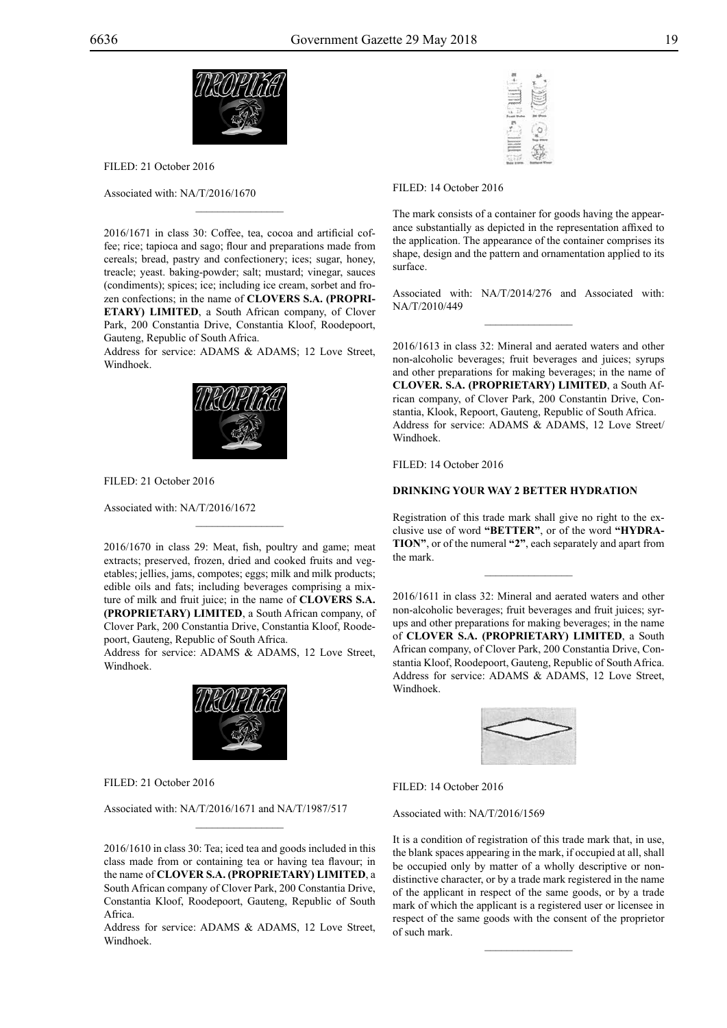FILED: 21 October 2016

Associated with: NA/T/2016/1670

---

2016/1671 in class 30: Coffee, tea, cocoa and artificial coffee; rice; tapioca and sago; flour and preparations made from cereals; bread, pastry and confectionery; ices; sugar, honey, treacle; yeast. baking-powder; salt; mustard; vinegar, sauces (condiments); spices; ice; including ice cream, sorbet and frozen confections; in the name of **CLOVERS S.A. (PROPRIETARY) LIMITED**, a South African company, of Clover Park, 200 Constantia Drive, Constantia Kloof, Roodepoort, Gauteng, Republic of South Africa.
Address for service: ADAMS & ADAMS; 12 Love Street, Windhoek.

FILED: 21 October 2016

Associated with: NA/T/2016/1672

---

2016/1670 in class 29: Meat, fish, poultry and game; meat extracts; preserved, frozen, dried and cooked fruits and vegetables; jellies, jams, compotes; eggs; milk and milk products; edible oils and fats; including beverages comprising a mixture of milk and fruit juice; in the name of **CLOVERS S.A. (PROPRIETARY) LIMITED**, a South African company, of Clover Park, 200 Constantia Drive, Constantia Kloof, Roodepoort, Gauteng, Republic of South Africa.
Address for service: ADAMS & ADAMS, 12 Love Street, Windhoek.

FILED: 21 October 2016

Associated with: NA/T/2016/1671 and NA/T/1987/517

---

2016/1610 in class 30: Tea; iced tea and goods included in this class made from or containing tea or having tea flavour; in the name of **CLOVER S.A. (PROPRIETARY) LIMITED**, a South African company of Clover Park, 200 Constantia Drive, Constantia Kloof, Roodepoort, Gauteng, Republic of South Africa.
Address for service: ADAMS & ADAMS, 12 Love Street, Windhoek.

FILED: 14 October 2016

The mark consists of a container for goods having the appearance substantially as depicted in the representation affixed to the application. The appearance of the container comprises its shape, design and the pattern and ornamentation applied to its surface.

Associated with: NA/T/2014/276 and Associated with: NA/T/2010/449

---

2016/1613 in class 32: Mineral and aerated waters and other non-alcoholic beverages; fruit beverages and juices; syrups and other preparations for making beverages; in the name of **CLOVER. S.A. (PROPRIETARY) LIMITED**, a South African company, of Clover Park, 200 Constantin Drive, Constantia, Klook, Repoort, Gauteng, Republic of South Africa.
Address for service: ADAMS & ADAMS, 12 Love Street/ Windhoek.

FILED: 14 October 2016

**DRINKING YOUR WAY 2 BETTER HYDRATION**

Registration of this trade mark shall give no right to the exclusive use of word **"BETTER"**, or of the word **"HYDRATION"**, or of the numeral **"2"**, each separately and apart from the mark.

---

2016/1611 in class 32: Mineral and aerated waters and other non-alcoholic beverages; fruit beverages and fruit juices; syrups and other preparations for making beverages; in the name of **CLOVER S.A. (PROPRIETARY) LIMITED**, a South African company, of Clover Park, 200 Constantia Drive, Constantia Kloof, Roodepoort, Gauteng, Republic of South Africa.
Address for service: ADAMS & ADAMS, 12 Love Street, Windhoek.

FILED: 14 October 2016

Associated with: NA/T/2016/1569

It is a condition of registration of this trade mark that, in use, the blank spaces appearing in the mark, if occupied at all, shall be occupied only by matter of a wholly descriptive or non-distinctive character, or by a trade mark registered in the name of the applicant in respect of the same goods, or by a trade mark of which the applicant is a registered user or licensee in respect of the same goods with the consent of the proprietor of such mark.

---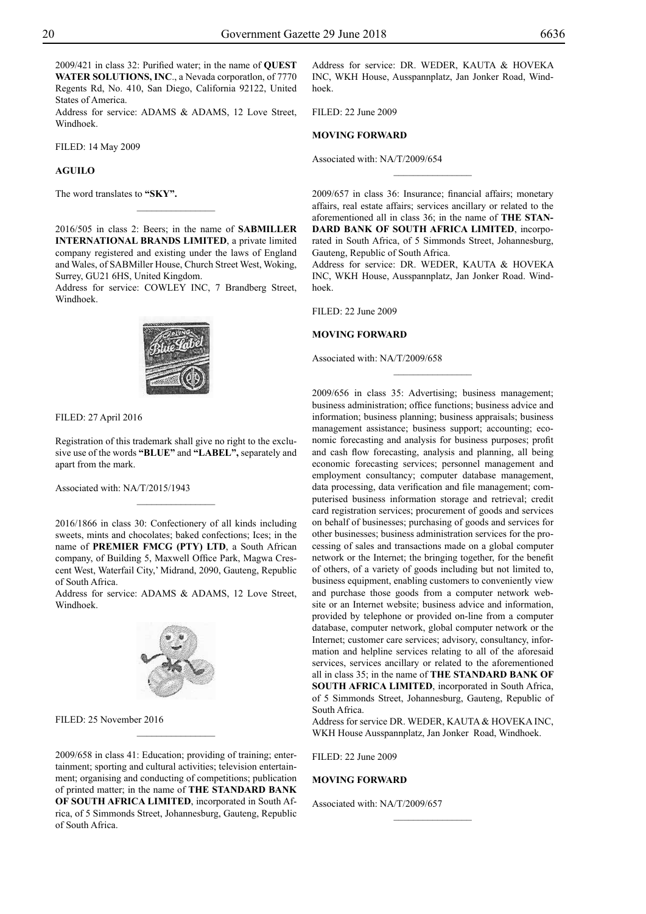2009/421 in class 32: Purified water; in the name of **QUEST WATER SOLUTIONS, INC**., a Nevada corporatlon, of 7770 Regents Rd, No. 410, San Diego, California 92122, United States of America.
Address for service: ADAMS & ADAMS, 12 Love Street, Windhoek.

FILED: 14 May 2009

**AGUILO**

The word translates to **"SKY".**

---

2016/505 in class 2: Beers; in the name of **SABMILLER INTERNATIONAL BRANDS LIMITED**, a private limited company registered and existing under the laws of England and Wales, of SABMiller House, Church Street West, Woking, Surrey, GU21 6HS, United Kingdom.
Address for service: COWLEY INC, 7 Brandberg Street, Windhoek.

FILED: 27 April 2016

Registration of this trademark shall give no right to the exclusive use of the words **"BLUE"** and **"LABEL",** separately and apart from the mark.

Associated with: NA/T/2015/1943

---

2016/1866 in class 30: Confectionery of all kinds including sweets, mints and chocolates; baked confections; Ices; in the name of **PREMIER FMCG (PTY) LTD**, a South African company, of Building 5, Maxwell Office Park, Magwa Crescent West, Waterfail City,' Midrand, 2090, Gauteng, Republic of South Africa.
Address for service: ADAMS & ADAMS, 12 Love Street, Windhoek.

FILED: 25 November 2016

---

2009/658 in class 41: Education; providing of training; entertainment; sporting and cultural activities; television entertainment; organising and conducting of competitions; publication of printed matter; in the name of **THE STANDARD BANK OF SOUTH AFRICA LIMITED**, incorporated in South Africa, of 5 Simmonds Street, Johannesburg, Gauteng, Republic of South Africa.
Address for service: DR. WEDER, KAUTA & HOVEKA INC, WKH House, Ausspannplatz, Jan Jonker Road, Windhoek.

FILED: 22 June 2009

**MOVING FORWARD**

Associated with: NA/T/2009/654

---

2009/657 in class 36: Insurance; financial affairs; monetary affairs, real estate affairs; services ancillary or related to the aforementioned all in class 36; in the name of **THE STANDARD BANK OF SOUTH AFRICA LIMITED**, incorporated in South Africa, of 5 Simmonds Street, Johannesburg, Gauteng, Republic of South Africa.
Address for service: DR. WEDER, KAUTA & HOVEKA INC, WKH House, Ausspannplatz, Jan Jonker Road. Windhoek.

FILED: 22 June 2009

**MOVING FORWARD**

Associated with: NA/T/2009/658

---

2009/656 in class 35: Advertising; business management; business administration; office functions; business advice and information; business planning; business appraisals; business management assistance; business support; accounting; economic forecasting and analysis for business purposes; profit and cash flow forecasting, analysis and planning, all being economic forecasting services; personnel management and employment consultancy; computer database management, data processing, data verification and file management; computerised business information storage and retrieval; credit card registration services; procurement of goods and services on behalf of businesses; purchasing of goods and services for other businesses; business administration services for the processing of sales and transactions made on a global computer network or the Internet; the bringing together, for the benefit of others, of a variety of goods including but not limited to, business equipment, enabling customers to conveniently view and purchase those goods from a computer network website or an Internet website; business advice and information, provided by telephone or provided on-line from a computer database, computer network, global computer network or the Internet; customer care services; advisory, consultancy, information and helpline services relating to all of the aforesaid services, services ancillary or related to the aforementioned all in class 35; in the name of **THE STANDARD BANK OF SOUTH AFRICA LIMITED**, incorporated in South Africa, of 5 Simmonds Street, Johannesburg, Gauteng, Republic of South Africa.
Address for service DR. WEDER, KAUTA & HOVEKA INC, WKH House Ausspannplatz, Jan Jonker Road, Windhoek.

FILED: 22 June 2009

**MOVING FORWARD**

Associated with: NA/T/2009/657

---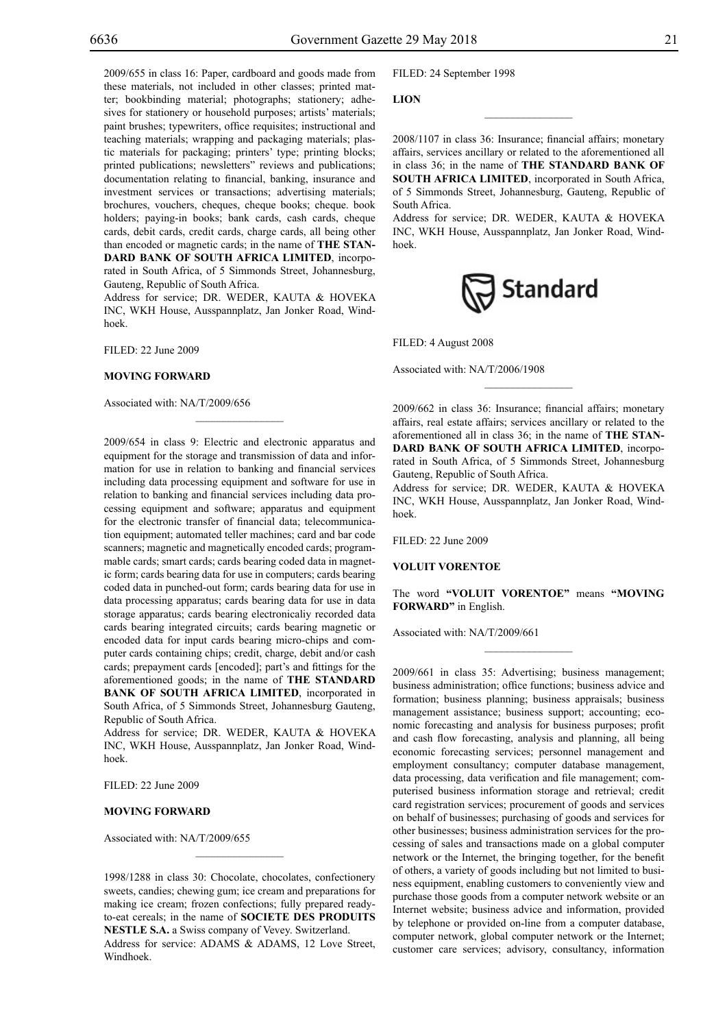2009/655 in class 16: Paper, cardboard and goods made from these materials, not included in other classes; printed matter; bookbinding material; photographs; stationery; adhesives for stationery or household purposes; artists' materials; paint brushes; typewriters, office requisites; instructional and teaching materials; wrapping and packaging materials; plastic materials for packaging; printers' type; printing blocks; printed publications; newsletters" reviews and publications; documentation relating to financial, banking, insurance and investment services or transactions; advertising materials; brochures, vouchers, cheques, cheque books; cheque. book holders; paying-in books; bank cards, cash cards, cheque cards, debit cards, credit cards, charge cards, all being other than encoded or magnetic cards; in the name of **THE STANDARD BANK OF SOUTH AFRICA LIMITED**, incorporated in South Africa, of 5 Simmonds Street, Johannesburg, Gauteng, Republic of South Africa.

Address for service; DR. WEDER, KAUTA & HOVEKA INC, WKH House, Ausspannplatz, Jan Jonker Road, Windhoek.

FILED: 22 June 2009

**MOVING FORWARD**

Associated with: NA/T/2009/656

---

2009/654 in class 9: Electric and electronic apparatus and equipment for the storage and transmission of data and information for use in relation to banking and financial services including data processing equipment and software for use in relation to banking and financial services including data processing equipment and software; apparatus and equipment for the electronic transfer of financial data; telecommunication equipment; automated teller machines; card and bar code scanners; magnetic and magnetically encoded cards; programmable cards; smart cards; cards bearing coded data in magnetic form; cards bearing data for use in computers; cards bearing coded data in punched-out form; cards bearing data for use in data processing apparatus; cards bearing data for use in data storage apparatus; cards bearing electronicaliy recorded data cards bearing integrated circuits; cards bearing magnetic or encoded data for input cards bearing micro-chips and computer cards containing chips; credit, charge, debit and/or cash cards; prepayment cards [encoded]; part's and fittings for the aforementioned goods; in the name of **THE STANDARD BANK OF SOUTH AFRICA LIMITED**, incorporated in South Africa, of 5 Simmonds Street, Johannesburg Gauteng, Republic of South Africa.

Address for service; DR. WEDER, KAUTA & HOVEKA INC, WKH House, Ausspannplatz, Jan Jonker Road, Windhoek.

FILED: 22 June 2009

**MOVING FORWARD**

Associated with: NA/T/2009/655

---

1998/1288 in class 30: Chocolate, chocolates, confectionery sweets, candies; chewing gum; ice cream and preparations for making ice cream; frozen confections; fully prepared ready-to-eat cereals; in the name of **SOCIETE DES PRODUITS NESTLE S.A.** a Swiss company of Vevey. Switzerland.

Address for service: ADAMS & ADAMS, 12 Love Street, Windhoek.

FILED: 24 September 1998

**LION**

---

2008/1107 in class 36: Insurance; financial affairs; monetary affairs, services ancillary or related to the aforementioned all in class 36; in the name of **THE STANDARD BANK OF SOUTH AFRICA LIMITED**, incorporated in South Africa, of 5 Simmonds Street, Johannesburg, Gauteng, Republic of South Africa.

Address for service; DR. WEDER, KAUTA & HOVEKA INC, WKH House, Ausspannplatz, Jan Jonker Road, Windhoek.

Standard

FILED: 4 August 2008

Associated with: NA/T/2006/1908

---

2009/662 in class 36: Insurance; financial affairs; monetary affairs, real estate affairs; services ancillary or related to the aforementioned all in class 36; in the name of **THE STANDARD BANK OF SOUTH AFRICA LIMITED**, incorporated in South Africa, of 5 Simmonds Street, Johannesburg Gauteng, Republic of South Africa.

Address for service; DR. WEDER, KAUTA & HOVEKA INC, WKH House, Ausspannplatz, Jan Jonker Road, Windhoek.

FILED: 22 June 2009

**VOLUIT VORENTOE**

The word **"VOLUIT VORENTOE"** means **"MOVING FORWARD"** in English.

Associated with: NA/T/2009/661

---

2009/661 in class 35: Advertising; business management; business administration; office functions; business advice and formation; business planning; business appraisals; business management assistance; business support; accounting; economic forecasting and analysis for business purposes; profit and cash flow forecasting, analysis and planning, all being economic forecasting services; personnel management and employment consultancy; computer database management, data processing, data verification and file management; computerised business information storage and retrieval; credit card registration services; procurement of goods and services on behalf of businesses; purchasing of goods and services for other businesses; business administration services for the processing of sales and transactions made on a global computer network or the Internet, the bringing together, for the benefit of others, a variety of goods including but not limited to business equipment, enabling customers to conveniently view and purchase those goods from a computer network website or an Internet website; business advice and information, provided by telephone or provided on-line from a computer database, computer network, global computer network or the Internet; customer care services; advisory, consultancy, information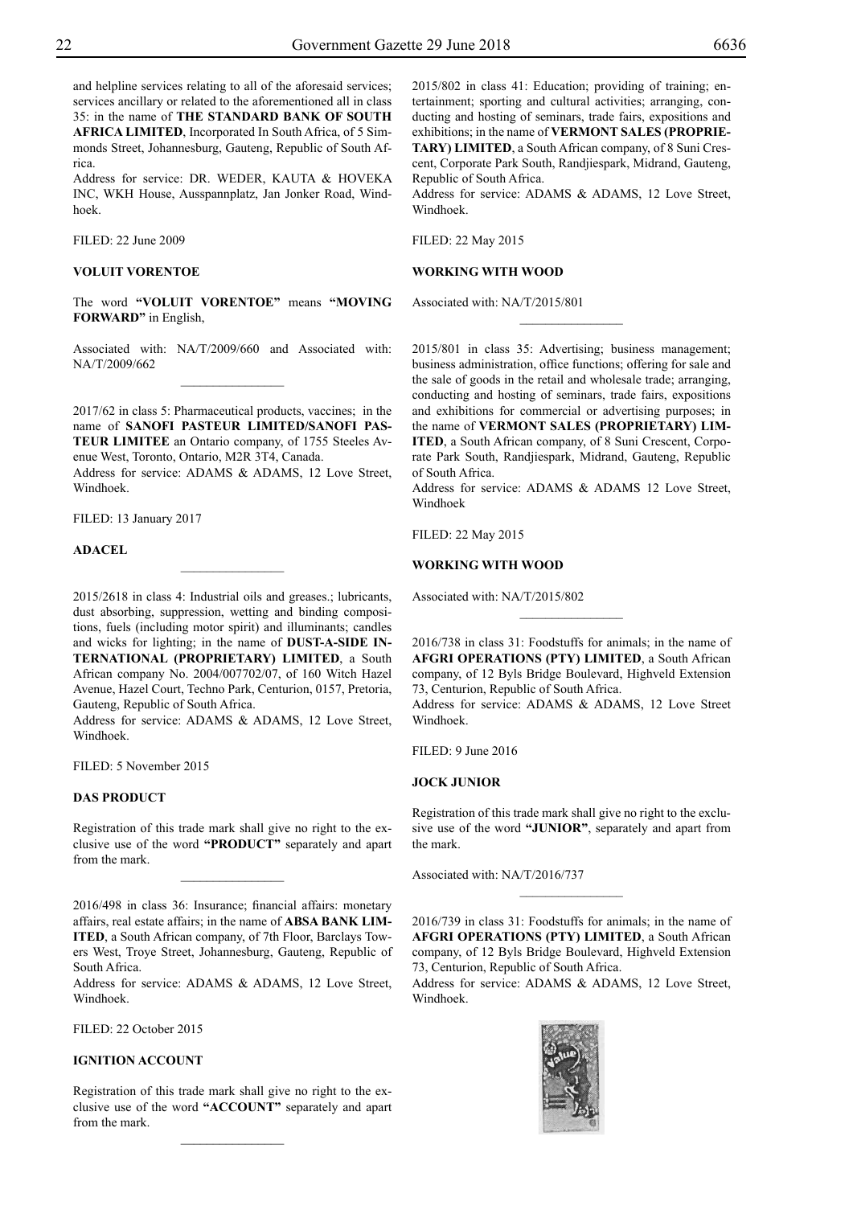and helpline services relating to all of the aforesaid services; services ancillary or related to the aforementioned all in class 35: in the name of **THE STANDARD BANK OF SOUTH AFRICA LIMITED**, Incorporated In South Africa, of 5 Simmonds Street, Johannesburg, Gauteng, Republic of South Africa.

Address for service: DR. WEDER, KAUTA & HOVEKA INC, WKH House, Ausspannplatz, Jan Jonker Road, Windhoek.

FILED: 22 June 2009

**VOLUIT VORENTOE**

The word **"VOLUIT VORENTOE"** means **"MOVING FORWARD"** in English,

Associated with: NA/T/2009/660 and Associated with: NA/T/2009/662

---

2017/62 in class 5: Pharmaceutical products, vaccines; in the name of **SANOFI PASTEUR LIMITED/SANOFI PASTEUR LIMITEE** an Ontario company, of 1755 Steeles Avenue West, Toronto, Ontario, M2R 3T4, Canada.

Address for service: ADAMS & ADAMS, 12 Love Street, Windhoek.

FILED: 13 January 2017

**ADACEL**

---

2015/2618 in class 4: Industrial oils and greases.; lubricants, dust absorbing, suppression, wetting and binding compositions, fuels (including motor spirit) and illuminants; candles and wicks for lighting; in the name of **DUST-A-SIDE INTERNATIONAL (PROPRIETARY) LIMITED**, a South African company No. 2004/007702/07, of 160 Witch Hazel Avenue, Hazel Court, Techno Park, Centurion, 0157, Pretoria, Gauteng, Republic of South Africa.

Address for service: ADAMS & ADAMS, 12 Love Street, Windhoek.

FILED: 5 November 2015

**DAS PRODUCT**

Registration of this trade mark shall give no right to the exclusive use of the word **"PRODUCT"** separately and apart from the mark.

---

2016/498 in class 36: Insurance; financial affairs: monetary affairs, real estate affairs; in the name of **ABSA BANK LIMITED**, a South African company, of 7th Floor, Barclays Towers West, Troye Street, Johannesburg, Gauteng, Republic of South Africa.

Address for service: ADAMS & ADAMS, 12 Love Street, Windhoek.

FILED: 22 October 2015

**IGNITION ACCOUNT**

Registration of this trade mark shall give no right to the exclusive use of the word **"ACCOUNT"** separately and apart from the mark.

---

2015/802 in class 41: Education; providing of training; entertainment; sporting and cultural activities; arranging, conducting and hosting of seminars, trade fairs, expositions and exhibitions; in the name of **VERMONT SALES (PROPRIETARY) LIMITED**, a South African company, of 8 Suni Crescent, Corporate Park South, Randjiespark, Midrand, Gauteng, Republic of South Africa.

Address for service: ADAMS & ADAMS, 12 Love Street, Windhoek.

FILED: 22 May 2015

**WORKING WITH WOOD**

Associated with: NA/T/2015/801

---

2015/801 in class 35: Advertising; business management; business administration, office functions; offering for sale and the sale of goods in the retail and wholesale trade; arranging, conducting and hosting of seminars, trade fairs, expositions and exhibitions for commercial or advertising purposes; in the name of **VERMONT SALES (PROPRIETARY) LIMITED**, a South African company, of 8 Suni Crescent, Corporate Park South, Randjiespark, Midrand, Gauteng, Republic of South Africa.

Address for service: ADAMS & ADAMS 12 Love Street, Windhoek

FILED: 22 May 2015

**WORKING WITH WOOD**

Associated with: NA/T/2015/802

---

2016/738 in class 31: Foodstuffs for animals; in the name of **AFGRI OPERATIONS (PTY) LIMITED**, a South African company, of 12 Byls Bridge Boulevard, Highveld Extension 73, Centurion, Republic of South Africa.

Address for service: ADAMS & ADAMS, 12 Love Street Windhoek.

FILED: 9 June 2016

**JOCK JUNIOR**

Registration of this trade mark shall give no right to the exclusive use of the word **"JUNIOR"**, separately and apart from the mark.

Associated with: NA/T/2016/737

---

2016/739 in class 31: Foodstuffs for animals; in the name of **AFGRI OPERATIONS (PTY) LIMITED**, a South African company, of 12 Byls Bridge Boulevard, Highveld Extension 73, Centurion, Republic of South Africa.

Address for service: ADAMS & ADAMS, 12 Love Street, Windhoek.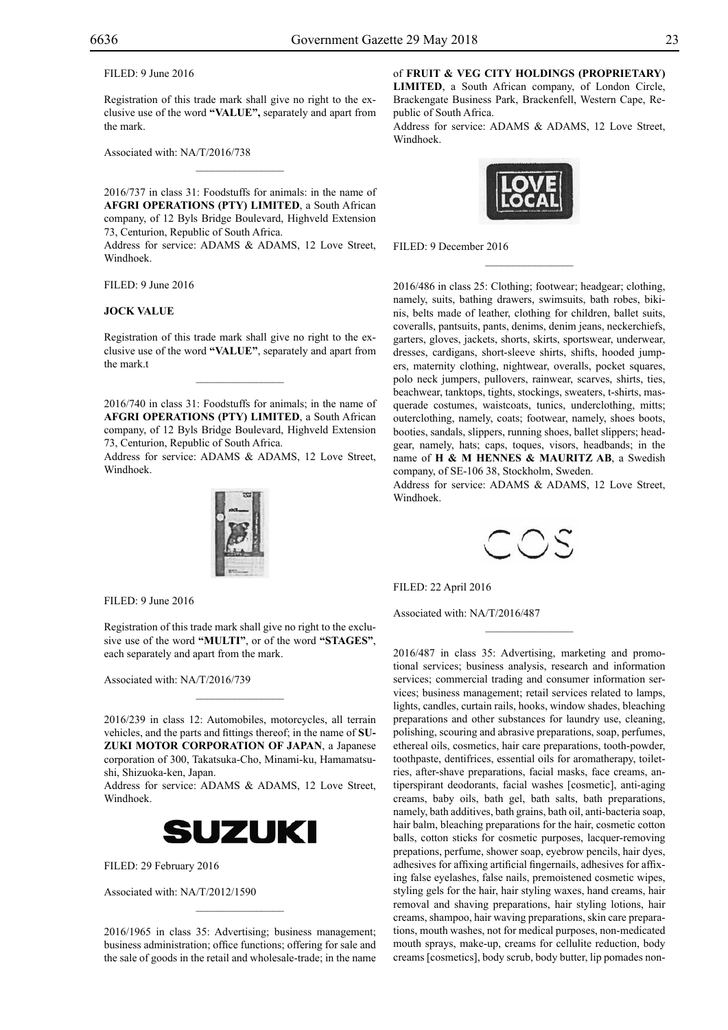FILED: 9 June 2016

Registration of this trade mark shall give no right to the exclusive use of the word **"VALUE",** separately and apart from the mark.

Associated with: NA/T/2016/738

---

2016/737 in class 31: Foodstuffs for animals: in the name of **AFGRI OPERATIONS (PTY) LIMITED**, a South African company, of 12 Byls Bridge Boulevard, Highveld Extension 73, Centurion, Republic of South Africa.
Address for service: ADAMS & ADAMS, 12 Love Street, Windhoek.

FILED: 9 June 2016

**JOCK VALUE**

Registration of this trade mark shall give no right to the exclusive use of the word **"VALUE"**, separately and apart from the mark.t

---

2016/740 in class 31: Foodstuffs for animals; in the name of **AFGRI OPERATIONS (PTY) LIMITED**, a South African company, of 12 Byls Bridge Boulevard, Highveld Extension 73, Centurion, Republic of South Africa.
Address for service: ADAMS & ADAMS, 12 Love Street, Windhoek.

FILED: 9 June 2016

Registration of this trade mark shall give no right to the exclusive use of the word **"MULTI"**, or of the word **"STAGES"**, each separately and apart from the mark.

Associated with: NA/T/2016/739

---

2016/239 in class 12: Automobiles, motorcycles, all terrain vehicles, and the parts and fittings thereof; in the name of **SUZUKI MOTOR CORPORATION OF JAPAN**, a Japanese corporation of 300, Takatsuka-Cho, Minami-ku, Hamamatsu-shi, Shizuoka-ken, Japan.
Address for service: ADAMS & ADAMS, 12 Love Street, Windhoek.

**SUZUKI**

FILED: 29 February 2016

Associated with: NA/T/2012/1590

---

2016/1965 in class 35: Advertising; business management; business administration; office functions; offering for sale and the sale of goods in the retail and wholesale-trade; in the name of **FRUIT & VEG CITY HOLDINGS (PROPRIETARY) LIMITED**, a South African company, of London Circle, Brackengate Business Park, Brackenfell, Western Cape, Republic of South Africa.
Address for service: ADAMS & ADAMS, 12 Love Street, Windhoek.

**LOVE LOCAL**

FILED: 9 December 2016

---

2016/486 in class 25: Clothing; footwear; headgear; clothing, namely, suits, bathing drawers, swimsuits, bath robes, bikinis, belts made of leather, clothing for children, ballet suits, coveralls, pantsuits, pants, denims, denim jeans, neckerchiefs, garters, gloves, jackets, shorts, skirts, sportswear, underwear, dresses, cardigans, short-sleeve shirts, shifts, hooded jumpers, maternity clothing, nightwear, overalls, pocket squares, polo neck jumpers, pullovers, rainwear, scarves, shirts, ties, beachwear, tanktops, tights, stockings, sweaters, t-shirts, masquerade costumes, waistcoats, tunics, underclothing, mitts; outerclothing, namely, coats; footwear, namely, shoes boots, booties, sandals, slippers, running shoes, ballet slippers; headgear, namely, hats; caps, toques, visors, headbands; in the name of **H & M HENNES & MAURITZ AB**, a Swedish company, of SE-106 38, Stockholm, Sweden.
Address for service: ADAMS & ADAMS, 12 Love Street, Windhoek.

COS

FILED: 22 April 2016

Associated with: NA/T/2016/487

---

2016/487 in class 35: Advertising, marketing and promotional services; business analysis, research and information services; commercial trading and consumer information services; business management; retail services related to lamps, lights, candles, curtain rails, hooks, window shades, bleaching preparations and other substances for laundry use, cleaning, polishing, scouring and abrasive preparations, soap, perfumes, ethereal oils, cosmetics, hair care preparations, tooth-powder, toothpaste, dentifrices, essential oils for aromatherapy, toiletries, after-shave preparations, facial masks, face creams, antiperspirant deodorants, facial washes [cosmetic], anti-aging creams, baby oils, bath gel, bath salts, bath preparations, namely, bath additives, bath grains, bath oil, anti-bacteria soap, hair balm, bleaching preparations for the hair, cosmetic cotton balls, cotton sticks for cosmetic purposes, lacquer-removing prepations, perfume, shower soap, eyebrow pencils, hair dyes, adhesives for affixing artificial fingernails, adhesives for affixing false eyelashes, false nails, premoistened cosmetic wipes, styling gels for the hair, hair styling waxes, hand creams, hair removal and shaving preparations, hair styling lotions, hair creams, shampoo, hair waving preparations, skin care preparations, mouth washes, not for medical purposes, non-medicated mouth sprays, make-up, creams for cellulite reduction, body creams [cosmetics], body scrub, body butter, lip pomades non-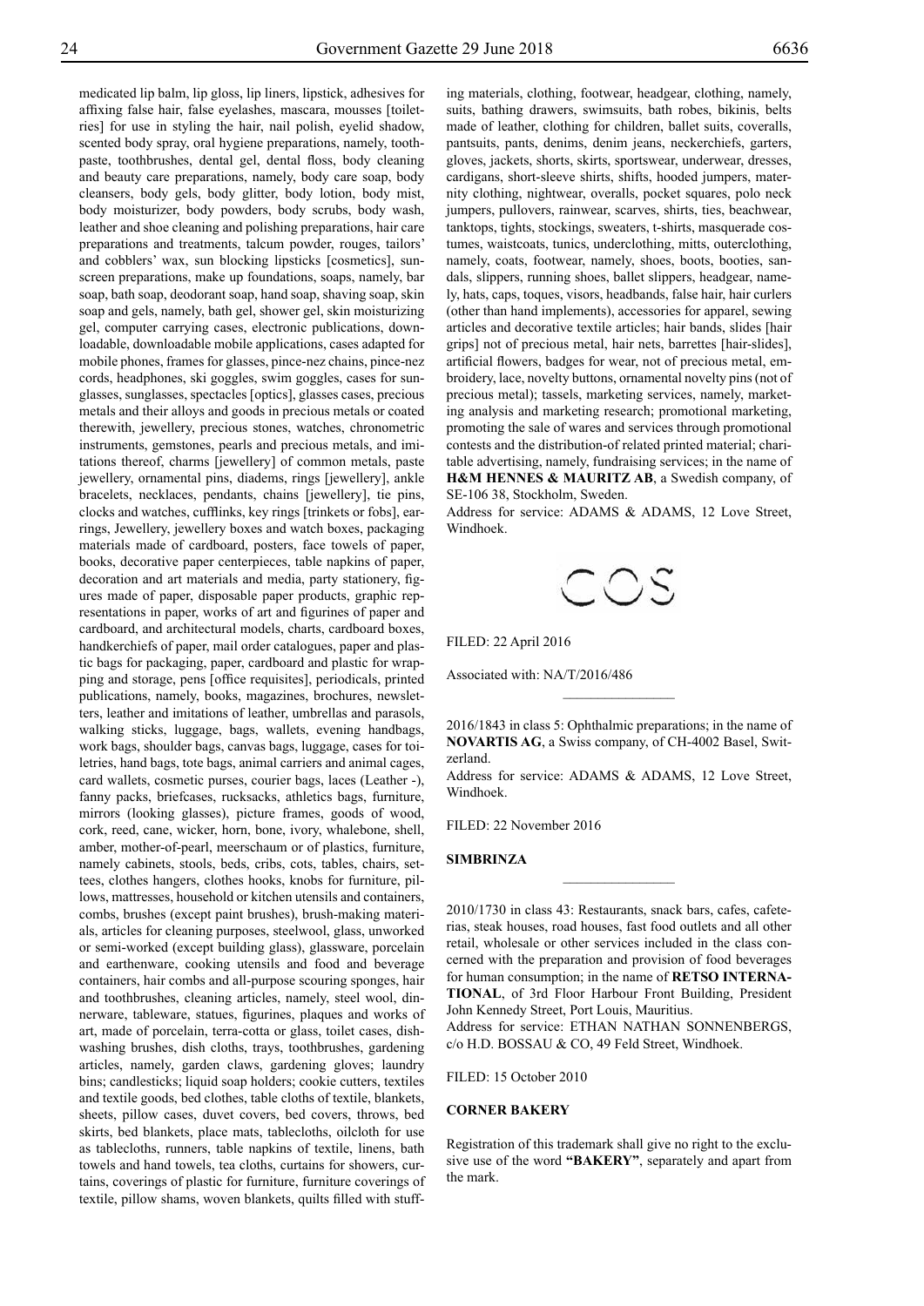medicated lip balm, lip gloss, lip liners, lipstick, adhesives for affixing false hair, false eyelashes, mascara, mousses [toiletries] for use in styling the hair, nail polish, eyelid shadow, scented body spray, oral hygiene preparations, namely, toothpaste, toothbrushes, dental gel, dental floss, body cleaning and beauty care preparations, namely, body care soap, body cleansers, body gels, body glitter, body lotion, body mist, body moisturizer, body powders, body scrubs, body wash, leather and shoe cleaning and polishing preparations, hair care preparations and treatments, talcum powder, rouges, tailors' and cobblers' wax, sun blocking lipsticks [cosmetics], sunscreen preparations, make up foundations, soaps, namely, bar soap, bath soap, deodorant soap, hand soap, shaving soap, skin soap and gels, namely, bath gel, shower gel, skin moisturizing gel, computer carrying cases, electronic publications, downloadable, downloadable mobile applications, cases adapted for mobile phones, frames for glasses, pince-nez chains, pince-nez cords, headphones, ski goggles, swim goggles, cases for sunglasses, sunglasses, spectacles [optics], glasses cases, precious metals and their alloys and goods in precious metals or coated therewith, jewellery, precious stones, watches, chronometric instruments, gemstones, pearls and precious metals, and imitations thereof, charms [jewellery] of common metals, paste jewellery, ornamental pins, diadems, rings [jewellery], ankle bracelets, necklaces, pendants, chains [jewellery], tie pins, clocks and watches, cufflinks, key rings [trinkets or fobs], earrings, Jewellery, jewellery boxes and watch boxes, packaging materials made of cardboard, posters, face towels of paper, books, decorative paper centerpieces, table napkins of paper, decoration and art materials and media, party stationery, figures made of paper, disposable paper products, graphic representations in paper, works of art and figurines of paper and cardboard, and architectural models, charts, cardboard boxes, handkerchiefs of paper, mail order catalogues, paper and plastic bags for packaging, paper, cardboard and plastic for wrapping and storage, pens [office requisites], periodicals, printed publications, namely, books, magazines, brochures, newsletters, leather and imitations of leather, umbrellas and parasols, walking sticks, luggage, bags, wallets, evening handbags, work bags, shoulder bags, canvas bags, luggage, cases for toiletries, hand bags, tote bags, animal carriers and animal cages, card wallets, cosmetic purses, courier bags, laces (Leather -), fanny packs, briefcases, rucksacks, athletics bags, furniture, mirrors (looking glasses), picture frames, goods of wood, cork, reed, cane, wicker, horn, bone, ivory, whalebone, shell, amber, mother-of-pearl, meerschaum or of plastics, furniture, namely cabinets, stools, beds, cribs, cots, tables, chairs, settees, clothes hangers, clothes hooks, knobs for furniture, pillows, mattresses, household or kitchen utensils and containers, combs, brushes (except paint brushes), brush-making materials, articles for cleaning purposes, steelwool, glass, unworked or semi-worked (except building glass), glassware, porcelain and earthenware, cooking utensils and food and beverage containers, hair combs and all-purpose scouring sponges, hair and toothbrushes, cleaning articles, namely, steel wool, dinnerware, tableware, statues, figurines, plaques and works of art, made of porcelain, terra-cotta or glass, toilet cases, dishwashing brushes, dish cloths, trays, toothbrushes, gardening articles, namely, garden claws, gardening gloves; laundry bins; candlesticks; liquid soap holders; cookie cutters, textiles and textile goods, bed clothes, table cloths of textile, blankets, sheets, pillow cases, duvet covers, bed covers, throws, bed skirts, bed blankets, place mats, tablecloths, oilcloth for use as tablecloths, runners, table napkins of textile, linens, bath towels and hand towels, tea cloths, curtains for showers, curtains, coverings of plastic for furniture, furniture coverings of textile, pillow shams, woven blankets, quilts filled with stuffing materials, clothing, footwear, headgear, clothing, namely, suits, bathing drawers, swimsuits, bath robes, bikinis, belts made of leather, clothing for children, ballet suits, coveralls, pantsuits, pants, denims, denim jeans, neckerchiefs, garters, gloves, jackets, shorts, skirts, sportswear, underwear, dresses, cardigans, short-sleeve shirts, shifts, hooded jumpers, maternity clothing, nightwear, overalls, pocket squares, polo neck jumpers, pullovers, rainwear, scarves, shirts, ties, beachwear, tanktops, tights, stockings, sweaters, t-shirts, masquerade costumes, waistcoats, tunics, underclothing, mitts, outerclothing, namely, coats, footwear, namely, shoes, boots, booties, sandals, slippers, running shoes, ballet slippers, headgear, namely, hats, caps, toques, visors, headbands, false hair, hair curlers (other than hand implements), accessories for apparel, sewing articles and decorative textile articles; hair bands, slides [hair grips] not of precious metal, hair nets, barrettes [hair-slides], artificial flowers, badges for wear, not of precious metal, embroidery, lace, novelty buttons, ornamental novelty pins (not of precious metal); tassels, marketing services, namely, marketing analysis and marketing research; promotional marketing, promoting the sale of wares and services through promotional contests and the distribution-of related printed material; charitable advertising, namely, fundraising services; in the name of **H&M HENNES & MAURITZ AB**, a Swedish company, of SE-106 38, Stockholm, Sweden.

Address for service: ADAMS & ADAMS, 12 Love Street, Windhoek.

COS

FILED: 22 April 2016

Associated with: NA/T/2016/486

---

2016/1843 in class 5: Ophthalmic preparations; in the name of **NOVARTIS AG**, a Swiss company, of CH-4002 Basel, Switzerland.

Address for service: ADAMS & ADAMS, 12 Love Street, Windhoek.

FILED: 22 November 2016

**SIMBRINZA**

---

2010/1730 in class 43: Restaurants, snack bars, cafes, cafeterias, steak houses, road houses, fast food outlets and all other retail, wholesale or other services included in the class concerned with the preparation and provision of food beverages for human consumption; in the name of **RETSO INTERNATIONAL**, of 3rd Floor Harbour Front Building, President John Kennedy Street, Port Louis, Mauritius.

Address for service: ETHAN NATHAN SONNENBERGS, c/o H.D. BOSSAU & CO, 49 Feld Street, Windhoek.

FILED: 15 October 2010

**CORNER BAKERY**

Registration of this trademark shall give no right to the exclusive use of the word **"BAKERY"**, separately and apart from the mark.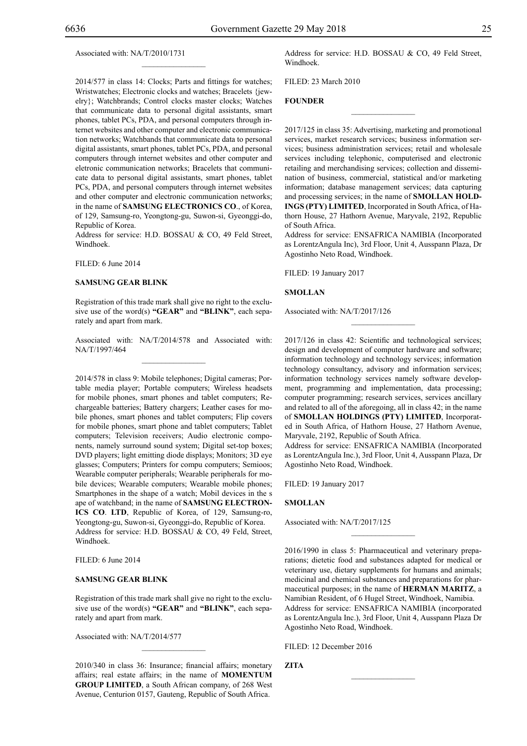Associated with: NA/T/2010/1731

---

2014/577 in class 14: Clocks; Parts and fittings for watches; Wristwatches; Electronic clocks and watches; Bracelets {jewelry}; Watchbrands; Control clocks master clocks; Watches that communicate data to personal digital assistants, smart phones, tablet PCs, PDA, and personal computers through internet websites and other computer and electronic communication networks; Watchbands that communicate data to personal digital assistants, smart phones, tablet PCs, PDA, and personal computers through internet websites and other computer and eletronic communication networks; Bracelets that communicate data to personal digital assistants, smart phones, tablet PCs, PDA, and personal computers through internet websites and other computer and electronic communication networks; in the name of **SAMSUNG ELECTRONICS CO**., of Korea, of 129, Samsung-ro, Yeongtong-gu, Suwon-si, Gyeonggi-do, Republic of Korea.
Address for service: H.D. BOSSAU & CO, 49 Feld Street, Windhoek.

FILED: 6 June 2014

**SAMSUNG GEAR BLINK**

Registration of this trade mark shall give no right to the exclusive use of the word(s) **"GEAR"** and **"BLINK"**, each separately and apart from mark.

Associated with: NA/T/2014/578 and Associated with: NA/T/1997/464

---

2014/578 in class 9: Mobile telephones; Digital cameras; Portable media player; Portable computers; Wireless headsets for mobile phones, smart phones and tablet computers; Rechargeable batteries; Battery chargers; Leather cases for mobile phones, smart phones and tablet computers; Flip covers for mobile phones, smart phone and tablet computers; Tablet computers; Television receivers; Audio electronic components, namely surround sound system; Digital set-top boxes; DVD players; light emitting diode displays; Monitors; 3D eye glasses; Computers; Printers for compu computers; Semioos; Wearable computer peripherals; Wearable peripherals for mobile devices; Wearable computers; Wearable mobile phones; Smartphones in the shape of a watch; Mobil devices in the s ape of watchband; in the name of **SAMSUNG ELECTRONICS CO**. **LTD**, Republic of Korea, of 129, Samsung-ro, Yeongtong-gu, Suwon-si, Gyeonggi-do, Republic of Korea.
Address for service: H.D. BOSSAU & CO, 49 Feld, Street, Windhoek.

FILED: 6 June 2014

**SAMSUNG GEAR BLINK**

Registration of this trade mark shall give no right to the exclusive use of the word(s) **"GEAR"** and **"BLINK"**, each separately and apart from mark.

Associated with: NA/T/2014/577

---

2010/340 in class 36: Insurance; financial affairs; monetary affairs; real estate affairs; in the name of **MOMENTUM GROUP LIMITED**, a South African company, of 268 West Avenue, Centurion 0157, Gauteng, Republic of South Africa.
Address for service: H.D. BOSSAU & CO, 49 Feld Street, Windhoek.

FILED: 23 March 2010

**FOUNDER**

---

2017/125 in class 35: Advertising, marketing and promotional services, market research services; business information services; business administration services; retail and wholesale services including telephonic, computerised and electronic retailing and merchandising services; collection and dissemination of business, commercial, statistical and/or marketing information; database management services; data capturing and processing services; in the name of **SMOLLAN HOLDINGS (PTY) LIMITED**, Incorporated in South Africa, of Hathorn House, 27 Hathorn Avenue, Maryvale, 2192, Republic of South Africa.
Address for service: ENSAFRICA NAMIBIA (Incorporated as LorentzAngula Inc), 3rd Floor, Unit 4, Ausspann Plaza, Dr Agostinho Neto Road, Windhoek.

FILED: 19 January 2017

**SMOLLAN**

Associated with: NA/T/2017/126

---

2017/126 in class 42: Scientific and technological services; design and development of computer hardware and software; information technology and technology services; information technology consultancy, advisory and information services; information technology services namely software development, programming and implementation, data processing; computer programming; research services, services ancillary and related to all of the aforegoing, all in class 42; in the name of **SMOLLAN HOLDINGS (PTY) LIMITED**, Incorporated in South Africa, of Hathorn House, 27 Hathorn Avenue, Maryvale, 2192, Republic of South Africa.
Address for service: ENSAFRICA NAMIBIA (Incorporated as LorentzAngula Inc.), 3rd Floor, Unit 4, Ausspann Plaza, Dr Agostinho Neto Road, Windhoek.

FILED: 19 January 2017

**SMOLLAN**

Associated with: NA/T/2017/125

---

2016/1990 in class 5: Pharmaceutical and veterinary preparations; dietetic food and substances adapted for medical or veterinary use, dietary supplements for humans and animals; medicinal and chemical substances and preparations for pharmaceutical purposes; in the name of **HERMAN MARITZ**, a Namibian Resident, of 6 Hugel Street, Windhoek, Namibia.
Address for service: ENSAFRICA NAMIBIA (incorporated as LorentzAngula Inc.), 3rd Floor, Unit 4, Ausspann Plaza Dr Agostinho Neto Road, Windhoek.

FILED: 12 December 2016

**ZITA**

---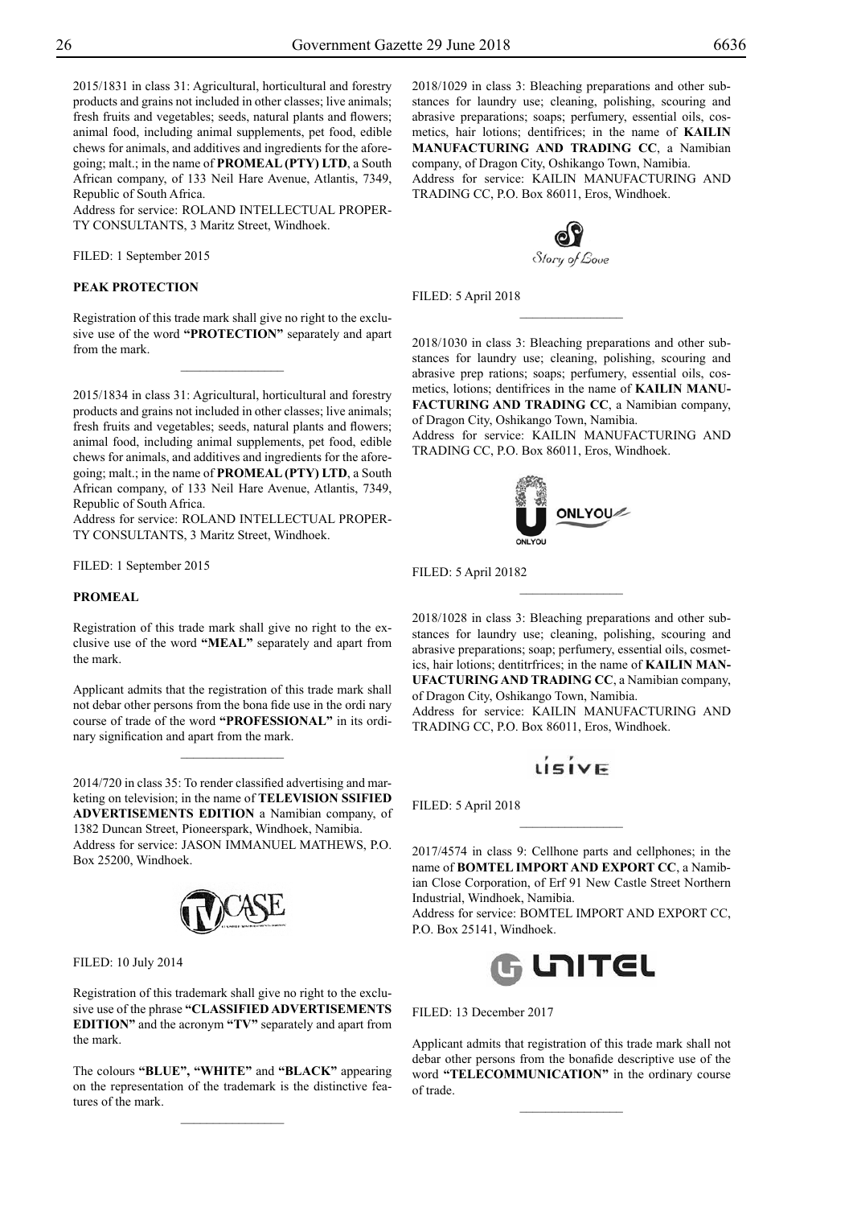2015/1831 in class 31: Agricultural, horticultural and forestry products and grains not included in other classes; live animals; fresh fruits and vegetables; seeds, natural plants and flowers; animal food, including animal supplements, pet food, edible chews for animals, and additives and ingredients for the aforegoing; malt.; in the name of **PROMEAL (PTY) LTD**, a South African company, of 133 Neil Hare Avenue, Atlantis, 7349, Republic of South Africa.
Address for service: ROLAND INTELLECTUAL PROPERTY CONSULTANTS, 3 Maritz Street, Windhoek.

FILED: 1 September 2015

**PEAK PROTECTION**

Registration of this trade mark shall give no right to the exclusive use of the word **"PROTECTION"** separately and apart from the mark.

---

2015/1834 in class 31: Agricultural, horticultural and forestry products and grains not included in other classes; live animals; fresh fruits and vegetables; seeds, natural plants and flowers; animal food, including animal supplements, pet food, edible chews for animals, and additives and ingredients for the aforegoing; malt.; in the name of **PROMEAL (PTY) LTD**, a South African company, of 133 Neil Hare Avenue, Atlantis, 7349, Republic of South Africa.
Address for service: ROLAND INTELLECTUAL PROPERTY CONSULTANTS, 3 Maritz Street, Windhoek.

FILED: 1 September 2015

**PROMEAL**

Registration of this trade mark shall give no right to the exclusive use of the word **"MEAL"** separately and apart from the mark.

Applicant admits that the registration of this trade mark shall not debar other persons from the bona fide use in the ordi nary course of trade of the word **"PROFESSIONAL"** in its ordinary signification and apart from the mark.

---

2014/720 in class 35: To render classified advertising and marketing on television; in the name of **TELEVISION SSIFIED ADVERTISEMENTS EDITION** a Namibian company, of 1382 Duncan Street, Pioneerspark, Windhoek, Namibia.
Address for service: JASON IMMANUEL MATHEWS, P.O. Box 25200, Windhoek.

FILED: 10 July 2014

Registration of this trademark shall give no right to the exclusive use of the phrase **"CLASSIFIED ADVERTISEMENTS EDITION"** and the acronym **"TV"** separately and apart from the mark.

The colours **"BLUE", "WHITE"** and **"BLACK"** appearing on the representation of the trademark is the distinctive features of the mark.

---

2018/1029 in class 3: Bleaching preparations and other substances for laundry use; cleaning, polishing, scouring and abrasive preparations; soaps; perfumery, essential oils, cosmetics, hair lotions; dentifrices; in the name of **KAILIN MANUFACTURING AND TRADING CC**, a Namibian company, of Dragon City, Oshikango Town, Namibia.
Address for service: KAILIN MANUFACTURING AND TRADING CC, P.O. Box 86011, Eros, Windhoek.

FILED: 5 April 2018

---

2018/1030 in class 3: Bleaching preparations and other substances for laundry use; cleaning, polishing, scouring and abrasive prep rations; soaps; perfumery, essential oils, cosmetics, lotions; dentifrices in the name of **KAILIN MANUFACTURING AND TRADING CC**, a Namibian company, of Dragon City, Oshikango Town, Namibia.
Address for service: KAILIN MANUFACTURING AND TRADING CC, P.O. Box 86011, Eros, Windhoek.

FILED: 5 April 20182

---

2018/1028 in class 3: Bleaching preparations and other substances for laundry use; cleaning, polishing, scouring and abrasive preparations; soap; perfumery, essential oils, cosmetics, hair lotions; dentitrfrices; in the name of **KAILIN MANUFACTURING AND TRADING CC**, a Namibian company, of Dragon City, Oshikango Town, Namibia.
Address for service: KAILIN MANUFACTURING AND TRADING CC, P.O. Box 86011, Eros, Windhoek.

FILED: 5 April 2018

---

2017/4574 in class 9: Cellhone parts and cellphones; in the name of **BOMTEL IMPORT AND EXPORT CC**, a Namibian Close Corporation, of Erf 91 New Castle Street Northern Industrial, Windhoek, Namibia.
Address for service: BOMTEL IMPORT AND EXPORT CC, P.O. Box 25141, Windhoek.

FILED: 13 December 2017

Applicant admits that registration of this trade mark shall not debar other persons from the bonafide descriptive use of the word **"TELECOMMUNICATION"** in the ordinary course of trade.

---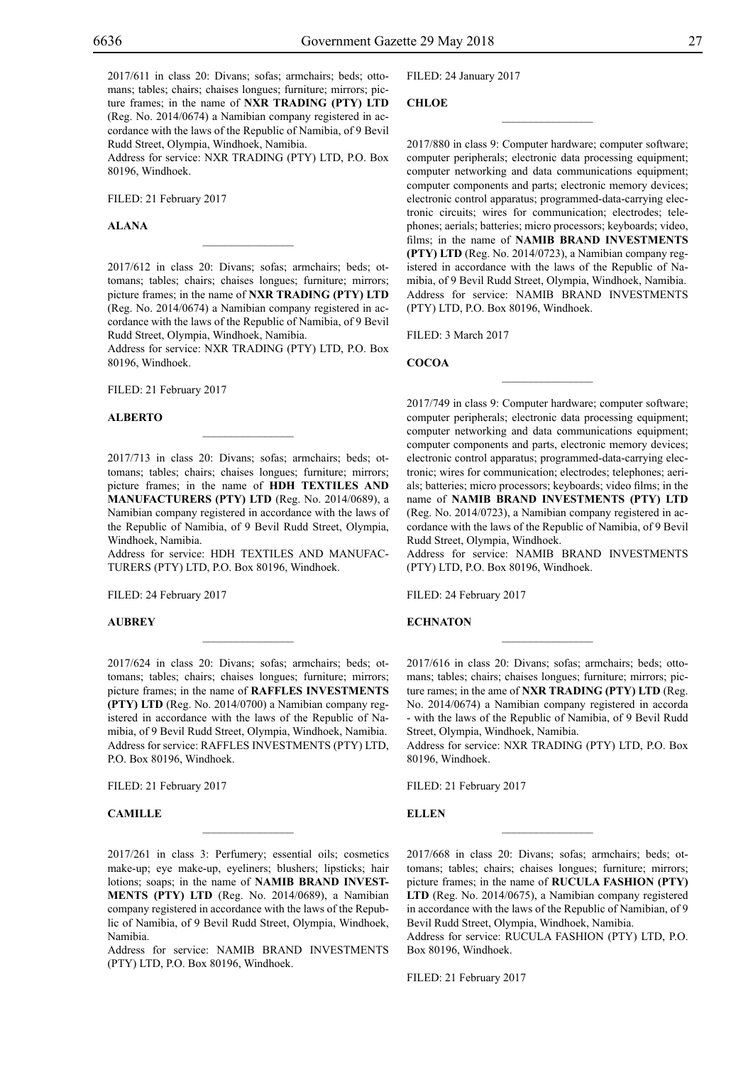2017/611 in class 20: Divans; sofas; armchairs; beds; ottomans; tables; chairs; chaises longues; furniture; mirrors; picture frames; in the name of **NXR TRADING (PTY) LTD** (Reg. No. 2014/0674) a Namibian company registered in accordance with the laws of the Republic of Namibia, of 9 Bevil Rudd Street, Olympia, Windhoek, Namibia.
Address for service: NXR TRADING (PTY) LTD, P.O. Box 80196, Windhoek.

FILED: 21 February 2017

**ALANA**

---

2017/612 in class 20: Divans; sofas; armchairs; beds; ottomans; tables; chairs; chaises longues; furniture; mirrors; picture frames; in the name of **NXR TRADING (PTY) LTD** (Reg. No. 2014/0674) a Namibian company registered in accordance with the laws of the Republic of Namibia, of 9 Bevil Rudd Street, Olympia, Windhoek, Namibia.
Address for service: NXR TRADING (PTY) LTD, P.O. Box 80196, Windhoek.

FILED: 21 February 2017

**ALBERTO**

---

2017/713 in class 20: Divans; sofas; armchairs; beds; ottomans; tables; chairs; chaises longues; furniture; mirrors; picture frames; in the name of **HDH TEXTILES AND MANUFACTURERS (PTY) LTD** (Reg. No. 2014/0689), a Namibian company registered in accordance with the laws of the Republic of Namibia, of 9 Bevil Rudd Street, Olympia, Windhoek, Namibia.
Address for service: HDH TEXTILES AND MANUFACTURERS (PTY) LTD, P.O. Box 80196, Windhoek.

FILED: 24 February 2017

**AUBREY**

---

2017/624 in class 20: Divans; sofas; armchairs; beds; ottomans; tables; chairs; chaises longues; furniture; mirrors; picture frames; in the name of **RAFFLES INVESTMENTS (PTY) LTD** (Reg. No. 2014/0700) a Namibian company registered in accordance with the laws of the Republic of Namibia, of 9 Bevil Rudd Street, Olympia, Windhoek, Namibia.
Address for service: RAFFLES INVESTMENTS (PTY) LTD, P.O. Box 80196, Windhoek.

FILED: 21 February 2017

**CAMILLE**

---

2017/261 in class 3: Perfumery; essential oils; cosmetics make-up; eye make-up, eyeliners; blushers; lipsticks; hair lotions; soaps; in the name of **NAMIB BRAND INVESTMENTS (PTY) LTD** (Reg. No. 2014/0689), a Namibian company registered in accordance with the laws of the Republic of Namibia, of 9 Bevil Rudd Street, Olympia, Windhoek, Namibia.
Address for service: NAMIB BRAND INVESTMENTS (PTY) LTD, P.O. Box 80196, Windhoek.

FILED: 24 January 2017

**CHLOE**

---

2017/880 in class 9: Computer hardware; computer software; computer peripherals; electronic data processing equipment; computer networking and data communications equipment; computer components and parts; electronic memory devices; electronic control apparatus; programmed-data-carrying electronic circuits; wires for communication; electrodes; telephones; aerials; batteries; micro processors; keyboards; video, films; in the name of **NAMIB BRAND INVESTMENTS (PTY) LTD** (Reg. No. 2014/0723), a Namibian company registered in accordance with the laws of the Republic of Namibia, of 9 Bevil Rudd Street, Olympia, Windhoek, Namibia.
Address for service: NAMIB BRAND INVESTMENTS (PTY) LTD, P.O. Box 80196, Windhoek.

FILED: 3 March 2017

**COCOA**

---

2017/749 in class 9: Computer hardware; computer software; computer peripherals; electronic data processing equipment; computer networking and data communications equipment; computer components and parts, electronic memory devices; electronic control apparatus; programmed-data-carrying electronic; wires for communication; electrodes; telephones; aerials; batteries; micro processors; keyboards; video films; in the name of **NAMIB BRAND INVESTMENTS (PTY) LTD** (Reg. No. 2014/0723), a Namibian company registered in accordance with the laws of the Republic of Namibia, of 9 Bevil Rudd Street, Olympia, Windhoek.
Address for service: NAMIB BRAND INVESTMENTS (PTY) LTD, P.O. Box 80196, Windhoek.

FILED: 24 February 2017

**ECHNATON**

---

2017/616 in class 20: Divans; sofas; armchairs; beds; ottomans; tables; chairs; chaises longues; furniture; mirrors; picture rames; in the ame of **NXR TRADING (PTY) LTD** (Reg. No. 2014/0674) a Namibian company registered in accorda - with the laws of the Republic of Namibia, of 9 Bevil Rudd Street, Olympia, Windhoek, Namibia.
Address for service: NXR TRADING (PTY) LTD, P.O. Box 80196, Windhoek.

FILED: 21 February 2017

**ELLEN**

---

2017/668 in class 20: Divans; sofas; armchairs; beds; ottomans; tables; chairs; chaises longues; furniture; mirrors; picture frames; in the name of **RUCULA FASHION (PTY) LTD** (Reg. No. 2014/0675), a Namibian company registered in accordance with the laws of the Republic of Namibian, of 9 Bevil Rudd Street, Olympia, Windhoek, Namibia.
Address for service: RUCULA FASHION (PTY) LTD, P.O. Box 80196, Windhoek.

FILED: 21 February 2017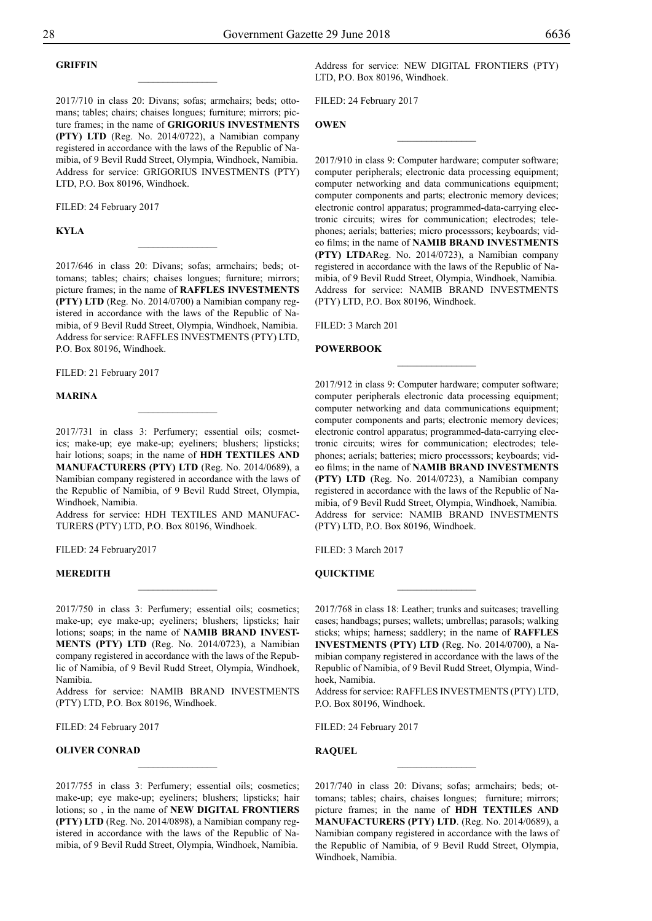**GRIFFIN**

2017/710 in class 20: Divans; sofas; armchairs; beds; ottomans; tables; chairs; chaises longues; furniture; mirrors; picture frames; in the name of **GRIGORIUS INVESTMENTS (PTY) LTD** (Reg. No. 2014/0722), a Namibian company registered in accordance with the laws of the Republic of Namibia, of 9 Bevil Rudd Street, Olympia, Windhoek, Namibia. Address for service: GRIGORIUS INVESTMENTS (PTY) LTD, P.O. Box 80196, Windhoek.

FILED: 24 February 2017

**KYLA**

2017/646 in class 20: Divans; sofas; armchairs; beds; ottomans; tables; chairs; chaises longues; furniture; mirrors; picture frames; in the name of **RAFFLES INVESTMENTS (PTY) LTD** (Reg. No. 2014/0700) a Namibian company registered in accordance with the laws of the Republic of Namibia, of 9 Bevil Rudd Street, Olympia, Windhoek, Namibia. Address for service: RAFFLES INVESTMENTS (PTY) LTD, P.O. Box 80196, Windhoek.

FILED: 21 February 2017

**MARINA**

2017/731 in class 3: Perfumery; essential oils; cosmetics; make-up; eye make-up; eyeliners; blushers; lipsticks; hair lotions; soaps; in the name of **HDH TEXTILES AND MANUFACTURERS (PTY) LTD** (Reg. No. 2014/0689), a Namibian company registered in accordance with the laws of the Republic of Namibia, of 9 Bevil Rudd Street, Olympia, Windhoek, Namibia.
Address for service: HDH TEXTILES AND MANUFACTURERS (PTY) LTD, P.O. Box 80196, Windhoek.

FILED: 24 February2017

**MEREDITH**

2017/750 in class 3: Perfumery; essential oils; cosmetics; make-up; eye make-up; eyeliners; blushers; lipsticks; hair lotions; soaps; in the name of **NAMIB BRAND INVESTMENTS (PTY) LTD** (Reg. No. 2014/0723), a Namibian company registered in accordance with the laws of the Republic of Namibia, of 9 Bevil Rudd Street, Olympia, Windhoek, Namibia.
Address for service: NAMIB BRAND INVESTMENTS (PTY) LTD, P.O. Box 80196, Windhoek.

FILED: 24 February 2017

**OLIVER CONRAD**

2017/755 in class 3: Perfumery; essential oils; cosmetics; make-up; eye make-up; eyeliners; blushers; lipsticks; hair lotions; so , in the name of **NEW DIGITAL FRONTIERS (PTY) LTD** (Reg. No. 2014/0898), a Namibian company registered in accordance with the laws of the Republic of Namibia, of 9 Bevil Rudd Street, Olympia, Windhoek, Namibia.

Address for service: NEW DIGITAL FRONTIERS (PTY) LTD, P.O. Box 80196, Windhoek.

FILED: 24 February 2017

**OWEN**

2017/910 in class 9: Computer hardware; computer software; computer peripherals; electronic data processing equipment; computer networking and data communications equipment; computer components and parts; electronic memory devices; electronic control apparatus; programmed-data-carrying electronic circuits; wires for communication; electrodes; telephones; aerials; batteries; micro processsors; keyboards; video films; in the name of **NAMIB BRAND INVESTMENTS (PTY) LTD**AReg. No. 2014/0723), a Namibian company registered in accordance with the laws of the Republic of Namibia, of 9 Bevil Rudd Street, Olympia, Windhoek, Namibia. Address for service: NAMIB BRAND INVESTMENTS (PTY) LTD, P.O. Box 80196, Windhoek.

FILED: 3 March 201

**POWERBOOK**

2017/912 in class 9: Computer hardware; computer software; computer peripherals electronic data processing equipment; computer networking and data communications equipment; computer components and parts; electronic memory devices; electronic control apparatus; programmed-data-carrying electronic circuits; wires for communication; electrodes; telephones; aerials; batteries; micro processsors; keyboards; video films; in the name of **NAMIB BRAND INVESTMENTS (PTY) LTD** (Reg. No. 2014/0723), a Namibian company registered in accordance with the laws of the Republic of Namibia, of 9 Bevil Rudd Street, Olympia, Windhoek, Namibia. Address for service: NAMIB BRAND INVESTMENTS (PTY) LTD, P.O. Box 80196, Windhoek.

FILED: 3 March 2017

**QUICKTIME**

2017/768 in class 18: Leather; trunks and suitcases; travelling cases; handbags; purses; wallets; umbrellas; parasols; walking sticks; whips; harness; saddlery; in the name of **RAFFLES INVESTMENTS (PTY) LTD** (Reg. No. 2014/0700), a Namibian company registered in accordance with the laws of the Republic of Namibia, of 9 Bevil Rudd Street, Olympia, Windhoek, Namibia.
Address for service: RAFFLES INVESTMENTS (PTY) LTD, P.O. Box 80196, Windhoek.

FILED: 24 February 2017

**RAQUEL**

2017/740 in class 20: Divans; sofas; armchairs; beds; ottomans; tables; chairs, chaises longues; furniture; mirrors; picture frames; in the name of **HDH TEXTILES AND MANUFACTURERS (PTY) LTD**. (Reg. No. 2014/0689), a Namibian company registered in accordance with the laws of the Republic of Namibia, of 9 Bevil Rudd Street, Olympia, Windhoek, Namibia.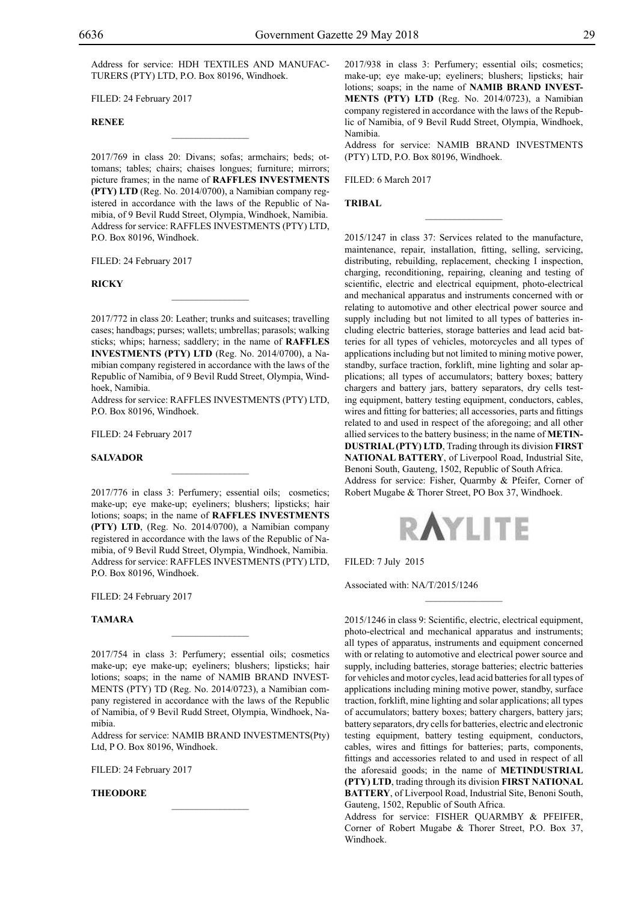Address for service: HDH TEXTILES AND MANUFACTURERS (PTY) LTD, P.O. Box 80196, Windhoek.

FILED: 24 February 2017

**RENEE**

---

2017/769 in class 20: Divans; sofas; armchairs; beds; ottomans; tables; chairs; chaises longues; furniture; mirrors; picture frames; in the name of **RAFFLES INVESTMENTS (PTY) LTD** (Reg. No. 2014/0700), a Namibian company registered in accordance with the laws of the Republic of Namibia, of 9 Bevil Rudd Street, Olympia, Windhoek, Namibia.
Address for service: RAFFLES INVESTMENTS (PTY) LTD, P.O. Box 80196, Windhoek.

FILED: 24 February 2017

**RICKY**

---

2017/772 in class 20: Leather; trunks and suitcases; travelling cases; handbags; purses; wallets; umbrellas; parasols; walking sticks; whips; harness; saddlery; in the name of **RAFFLES INVESTMENTS (PTY) LTD** (Reg. No. 2014/0700), a Namibian company registered in accordance with the laws of the Republic of Namibia, of 9 Bevil Rudd Street, Olympia, Windhoek, Namibia.
Address for service: RAFFLES INVESTMENTS (PTY) LTD, P.O. Box 80196, Windhoek.

FILED: 24 February 2017

**SALVADOR**

---

2017/776 in class 3: Perfumery; essential oils; cosmetics; make-up; eye make-up; eyeliners; blushers; lipsticks; hair lotions; soaps; in the name of **RAFFLES INVESTMENTS (PTY) LTD**, (Reg. No. 2014/0700), a Namibian company registered in accordance with the laws of the Republic of Namibia, of 9 Bevil Rudd Street, Olympia, Windhoek, Namibia.
Address for service: RAFFLES INVESTMENTS (PTY) LTD, P.O. Box 80196, Windhoek.

FILED: 24 February 2017

**TAMARA**

---

2017/754 in class 3: Perfumery; essential oils; cosmetics make-up; eye make-up; eyeliners; blushers; lipsticks; hair lotions; soaps; in the name of NAMIB BRAND INVESTMENTS (PTY) TD (Reg. No. 2014/0723), a Namibian company registered in accordance with the laws of the Republic of Namibia, of 9 Bevil Rudd Street, Olympia, Windhoek, Namibia.
Address for service: NAMIB BRAND INVESTMENTS(Pty) Ltd, P O. Box 80196, Windhoek.

FILED: 24 February 2017

**THEODORE**

---

2017/938 in class 3: Perfumery; essential oils; cosmetics; make-up; eye make-up; eyeliners; blushers; lipsticks; hair lotions; soaps; in the name of **NAMIB BRAND INVESTMENTS (PTY) LTD** (Reg. No. 2014/0723), a Namibian company registered in accordance with the laws of the Republic of Namibia, of 9 Bevil Rudd Street, Olympia, Windhoek, Namibia.
Address for service: NAMIB BRAND INVESTMENTS (PTY) LTD, P.O. Box 80196, Windhoek.

FILED: 6 March 2017

**TRIBAL**

---

2015/1247 in class 37: Services related to the manufacture, maintenance, repair, installation, fitting, selling, servicing, distributing, rebuilding, replacement, checking I inspection, charging, reconditioning, repairing, cleaning and testing of scientific, electric and electrical equipment, photo-electrical and mechanical apparatus and instruments concerned with or relating to automotive and other electrical power source and supply including but not limited to all types of batteries including electric batteries, storage batteries and lead acid batteries for all types of vehicles, motorcycles and all types of applications including but not limited to mining motive power, standby, surface traction, forklift, mine lighting and solar applications; all types of accumulators; battery boxes; battery chargers and battery jars, battery separators, dry cells testing equipment, battery testing equipment, conductors, cables, wires and fitting for batteries; all accessories, parts and fittings related to and used in respect of the aforegoing; and all other allied services to the battery business; in the name of **METINDUSTRIAL (PTY) LTD**, Trading through its division **FIRST NATIONAL BATTERY**, of Liverpool Road, Industrial Site, Benoni South, Gauteng, 1502, Republic of South Africa.
Address for service: Fisher, Quarmby & Pfeifer, Corner of Robert Mugabe & Thorer Street, PO Box 37, Windhoek.

RAYLITE

FILED: 7 July 2015

Associated with: NA/T/2015/1246

---

2015/1246 in class 9: Scientific, electric, electrical equipment, photo-electrical and mechanical apparatus and instruments; all types of apparatus, instruments and equipment concerned with or relating to automotive and electrical power source and supply, including batteries, storage batteries; electric batteries for vehicles and motor cycles, lead acid batteries for all types of applications including mining motive power, standby, surface traction, forklift, mine lighting and solar applications; all types of accumulators; battery boxes; battery chargers, battery jars; battery separators, dry cells for batteries, electric and electronic testing equipment, battery testing equipment, conductors, cables, wires and fittings for batteries; parts, components, fittings and accessories related to and used in respect of all the aforesaid goods; in the name of **METINDUSTRIAL (PTY) LTD**, trading through its division **FIRST NATIONAL BATTERY**, of Liverpool Road, Industrial Site, Benoni South, Gauteng, 1502, Republic of South Africa.
Address for service: FISHER QUARMBY & PFEIFER, Corner of Robert Mugabe & Thorer Street, P.O. Box 37, Windhoek.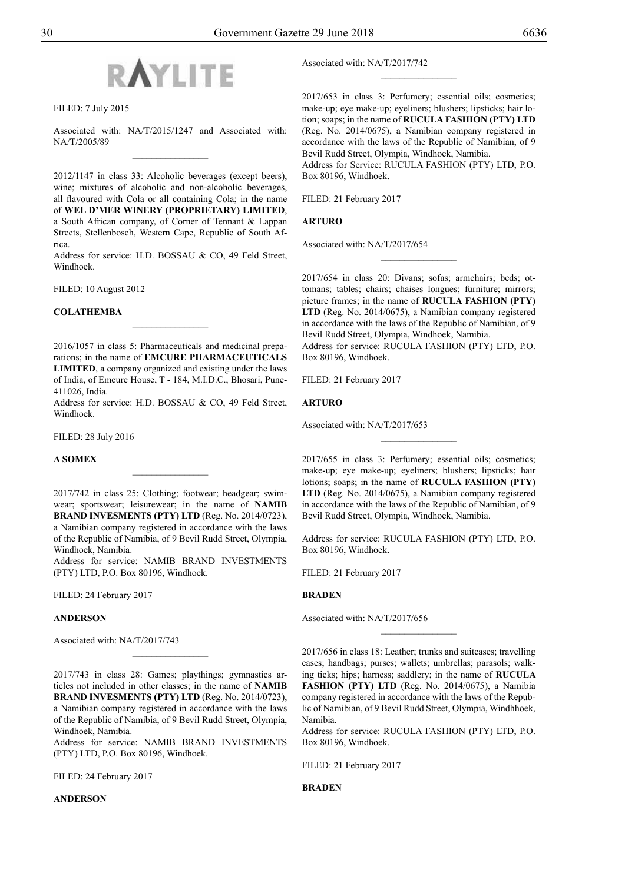RAYLITE

FILED: 7 July 2015

Associated with: NA/T/2015/1247 and Associated with: NA/T/2005/89

---

2012/1147 in class 33: Alcoholic beverages (except beers), wine; mixtures of alcoholic and non-alcoholic beverages, all flavoured with Cola or all containing Cola; in the name of **WEL D'MER WINERY (PROPRIETARY) LIMITED**, a South African company, of Corner of Tennant & Lappan Streets, Stellenbosch, Western Cape, Republic of South Africa.
Address for service: H.D. BOSSAU & CO, 49 Feld Street, Windhoek.

FILED: 10 August 2012

**COLATHEMBA**

---

2016/1057 in class 5: Pharmaceuticals and medicinal preparations; in the name of **EMCURE PHARMACEUTICALS LIMITED**, a company organized and existing under the laws of India, of Emcure House, T - 184, M.I.D.C., Bhosari, Pune-411026, India.
Address for service: H.D. BOSSAU & CO, 49 Feld Street, Windhoek.

FILED: 28 July 2016

**A SOMEX**

---

2017/742 in class 25: Clothing; footwear; headgear; swimwear; sportswear; leisurewear; in the name of **NAMIB BRAND INVESMENTS (PTY) LTD** (Reg. No. 2014/0723), a Namibian company registered in accordance with the laws of the Republic of Namibia, of 9 Bevil Rudd Street, Olympia, Windhoek, Namibia.
Address for service: NAMIB BRAND INVESTMENTS (PTY) LTD, P.O. Box 80196, Windhoek.

FILED: 24 February 2017

**ANDERSON**

Associated with: NA/T/2017/743

---

2017/743 in class 28: Games; playthings; gymnastics articles not included in other classes; in the name of **NAMIB BRAND INVESMENTS (PTY) LTD** (Reg. No. 2014/0723), a Namibian company registered in accordance with the laws of the Republic of Namibia, of 9 Bevil Rudd Street, Olympia, Windhoek, Namibia.
Address for service: NAMIB BRAND INVESTMENTS (PTY) LTD, P.O. Box 80196, Windhoek.

FILED: 24 February 2017

**ANDERSON**

Associated with: NA/T/2017/742

---

2017/653 in class 3: Perfumery; essential oils; cosmetics; make-up; eye make-up; eyeliners; blushers; lipsticks; hair lotion; soaps; in the name of **RUCULA FASHION (PTY) LTD** (Reg. No. 2014/0675), a Namibian company registered in accordance with the laws of the Republic of Namibian, of 9 Bevil Rudd Street, Olympia, Windhoek, Namibia.
Address for Service: RUCULA FASHION (PTY) LTD, P.O. Box 80196, Windhoek.

FILED: 21 February 2017

**ARTURO**

Associated with: NA/T/2017/654

---

2017/654 in class 20: Divans; sofas; armchairs; beds; ottomans; tables; chairs; chaises longues; furniture; mirrors; picture frames; in the name of **RUCULA FASHION (PTY) LTD** (Reg. No. 2014/0675), a Namibian company registered in accordance with the laws of the Republic of Namibian, of 9 Bevil Rudd Street, Olympia, Windhoek, Namibia.
Address for service: RUCULA FASHION (PTY) LTD, P.O. Box 80196, Windhoek.

FILED: 21 February 2017

**ARTURO**

Associated with: NA/T/2017/653

---

2017/655 in class 3: Perfumery; essential oils; cosmetics; make-up; eye make-up; eyeliners; blushers; lipsticks; hair lotions; soaps; in the name of **RUCULA FASHION (PTY) LTD** (Reg. No. 2014/0675), a Namibian company registered in accordance with the laws of the Republic of Namibian, of 9 Bevil Rudd Street, Olympia, Windhoek, Namibia.

Address for service: RUCULA FASHION (PTY) LTD, P.O. Box 80196, Windhoek.

FILED: 21 February 2017

**BRADEN**

Associated with: NA/T/2017/656

---

2017/656 in class 18: Leather; trunks and suitcases; travelling cases; handbags; purses; wallets; umbrellas; parasols; walking ticks; hips; harness; saddlery; in the name of **RUCULA FASHION (PTY) LTD** (Reg. No. 2014/0675), a Namibia company registered in accordance with the laws of the Republic of Namibian, of 9 Bevil Rudd Street, Olympia, Windhhoek, Namibia.
Address for service: RUCULA FASHION (PTY) LTD, P.O. Box 80196, Windhoek.

FILED: 21 February 2017

**BRADEN**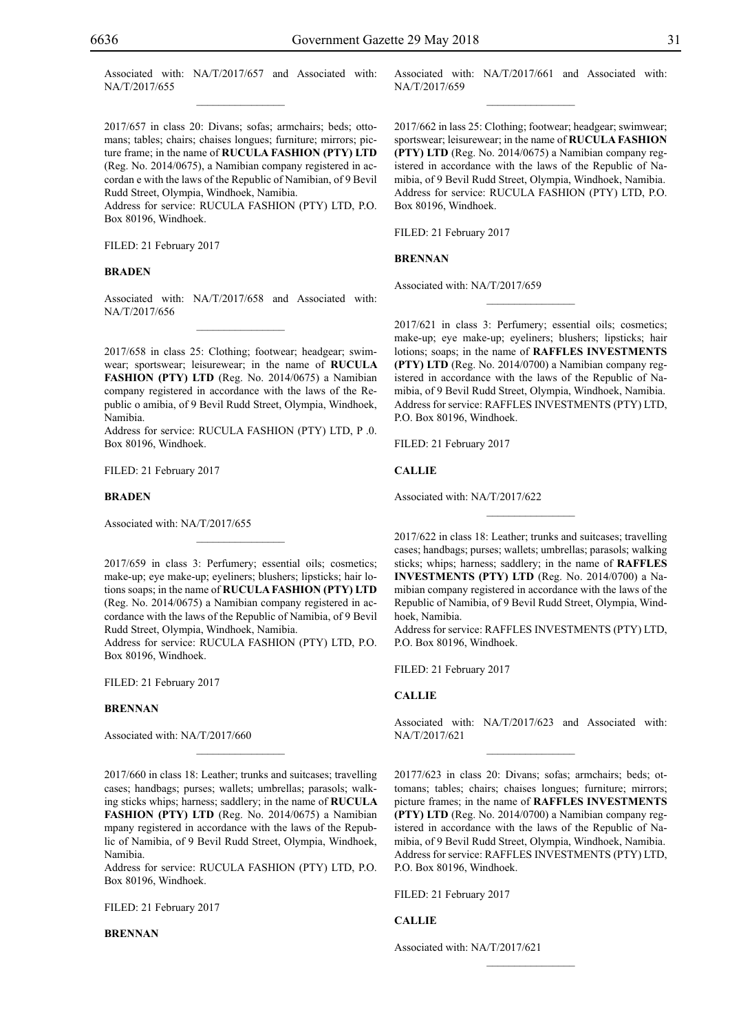Associated with: NA/T/2017/657 and Associated with: NA/T/2017/655

2017/657 in class 20: Divans; sofas; armchairs; beds; ottomans; tables; chairs; chaises longues; furniture; mirrors; picture frame; in the name of **RUCULA FASHION (PTY) LTD** (Reg. No. 2014/0675), a Namibian company registered in accordan e with the laws of the Republic of Namibian, of 9 Bevil Rudd Street, Olympia, Windhoek, Namibia.
Address for service: RUCULA FASHION (PTY) LTD, P.O. Box 80196, Windhoek.

FILED: 21 February 2017

**BRADEN**

Associated with: NA/T/2017/658 and Associated with: NA/T/2017/656

2017/658 in class 25: Clothing; footwear; headgear; swimwear; sportswear; leisurewear; in the name of **RUCULA FASHION (PTY) LTD** (Reg. No. 2014/0675) a Namibian company registered in accordance with the laws of the Republic o amibia, of 9 Bevil Rudd Street, Olympia, Windhoek, Namibia.
Address for service: RUCULA FASHION (PTY) LTD, P .0. Box 80196, Windhoek.

FILED: 21 February 2017

**BRADEN**

Associated with: NA/T/2017/655

2017/659 in class 3: Perfumery; essential oils; cosmetics; make-up; eye make-up; eyeliners; blushers; lipsticks; hair lotions soaps; in the name of **RUCULA FASHION (PTY) LTD** (Reg. No. 2014/0675) a Namibian company registered in accordance with the laws of the Republic of Namibia, of 9 Bevil Rudd Street, Olympia, Windhoek, Namibia.
Address for service: RUCULA FASHION (PTY) LTD, P.O. Box 80196, Windhoek.

FILED: 21 February 2017

**BRENNAN**

Associated with: NA/T/2017/660

2017/660 in class 18: Leather; trunks and suitcases; travelling cases; handbags; purses; wallets; umbrellas; parasols; walking sticks whips; harness; saddlery; in the name of **RUCULA FASHION (PTY) LTD** (Reg. No. 2014/0675) a Namibian mpany registered in accordance with the laws of the Republic of Namibia, of 9 Bevil Rudd Street, Olympia, Windhoek, Namibia.
Address for service: RUCULA FASHION (PTY) LTD, P.O. Box 80196, Windhoek.

FILED: 21 February 2017

**BRENNAN**

Associated with: NA/T/2017/661 and Associated with: NA/T/2017/659

2017/662 in lass 25: Clothing; footwear; headgear; swimwear; sportswear; leisurewear; in the name of **RUCULA FASHION (PTY) LTD** (Reg. No. 2014/0675) a Namibian company registered in accordance with the laws of the Republic of Namibia, of 9 Bevil Rudd Street, Olympia, Windhoek, Namibia. Address for service: RUCULA FASHION (PTY) LTD, P.O. Box 80196, Windhoek.

FILED: 21 February 2017

**BRENNAN**

Associated with: NA/T/2017/659

2017/621 in class 3: Perfumery; essential oils; cosmetics; make-up; eye make-up; eyeliners; blushers; lipsticks; hair lotions; soaps; in the name of **RAFFLES INVESTMENTS (PTY) LTD** (Reg. No. 2014/0700) a Namibian company registered in accordance with the laws of the Republic of Namibia, of 9 Bevil Rudd Street, Olympia, Windhoek, Namibia. Address for service: RAFFLES INVESTMENTS (PTY) LTD, P.O. Box 80196, Windhoek.

FILED: 21 February 2017

**CALLIE**

Associated with: NA/T/2017/622

2017/622 in class 18: Leather; trunks and suitcases; travelling cases; handbags; purses; wallets; umbrellas; parasols; walking sticks; whips; harness; saddlery; in the name of **RAFFLES INVESTMENTS (PTY) LTD** (Reg. No. 2014/0700) a Namibian company registered in accordance with the laws of the Republic of Namibia, of 9 Bevil Rudd Street, Olympia, Windhoek, Namibia.
Address for service: RAFFLES INVESTMENTS (PTY) LTD, P.O. Box 80196, Windhoek.

FILED: 21 February 2017

**CALLIE**

Associated with: NA/T/2017/623 and Associated with: NA/T/2017/621

20177/623 in class 20: Divans; sofas; armchairs; beds; ottomans; tables; chairs; chaises longues; furniture; mirrors; picture frames; in the name of **RAFFLES INVESTMENTS (PTY) LTD** (Reg. No. 2014/0700) a Namibian company registered in accordance with the laws of the Republic of Namibia, of 9 Bevil Rudd Street, Olympia, Windhoek, Namibia. Address for service: RAFFLES INVESTMENTS (PTY) LTD, P.O. Box 80196, Windhoek.

FILED: 21 February 2017

**CALLIE**

Associated with: NA/T/2017/621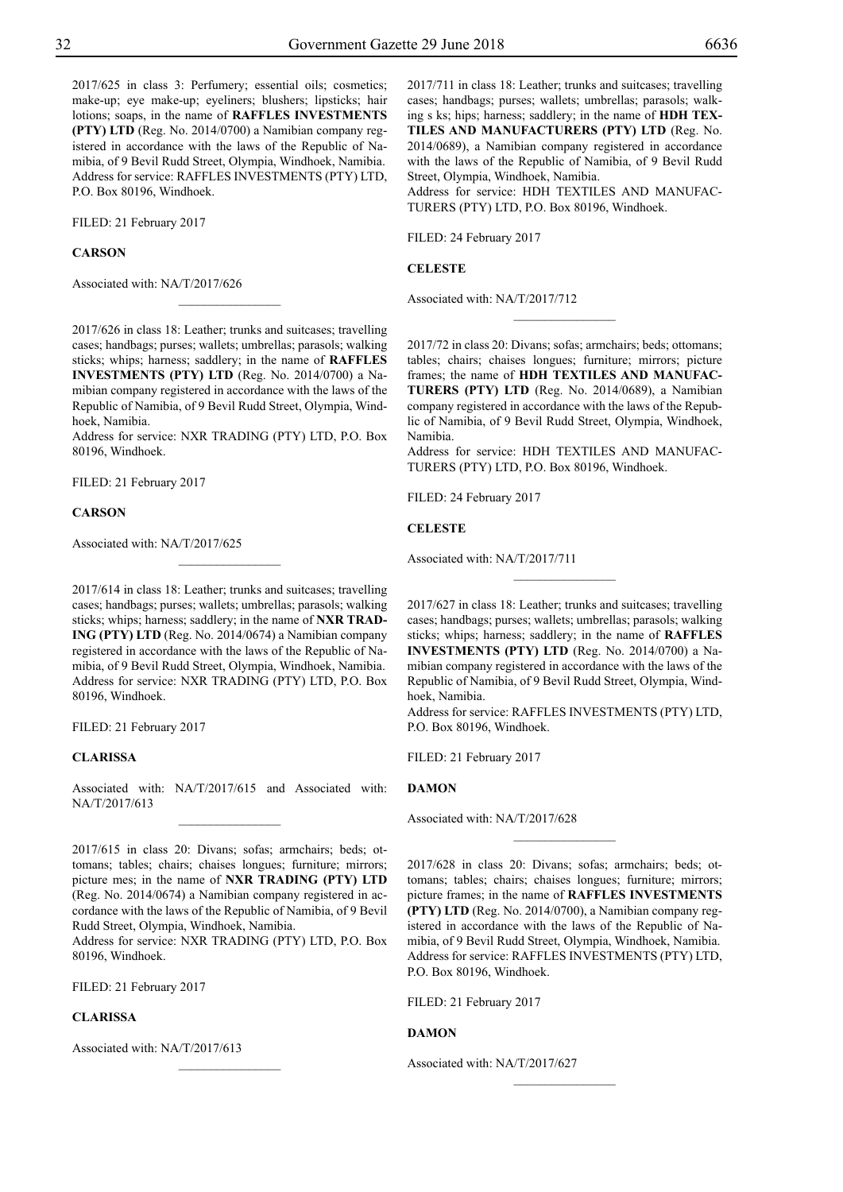2017/625 in class 3: Perfumery; essential oils; cosmetics; make-up; eye make-up; eyeliners; blushers; lipsticks; hair lotions; soaps, in the name of **RAFFLES INVESTMENTS (PTY) LTD** (Reg. No. 2014/0700) a Namibian company registered in accordance with the laws of the Republic of Namibia, of 9 Bevil Rudd Street, Olympia, Windhoek, Namibia. Address for service: RAFFLES INVESTMENTS (PTY) LTD, P.O. Box 80196, Windhoek.

FILED: 21 February 2017

**CARSON**

Associated with: NA/T/2017/626

---

2017/626 in class 18: Leather; trunks and suitcases; travelling cases; handbags; purses; wallets; umbrellas; parasols; walking sticks; whips; harness; saddlery; in the name of **RAFFLES INVESTMENTS (PTY) LTD** (Reg. No. 2014/0700) a Namibian company registered in accordance with the laws of the Republic of Namibia, of 9 Bevil Rudd Street, Olympia, Windhoek, Namibia.
Address for service: NXR TRADING (PTY) LTD, P.O. Box 80196, Windhoek.

FILED: 21 February 2017

**CARSON**

Associated with: NA/T/2017/625

---

2017/614 in class 18: Leather; trunks and suitcases; travelling cases; handbags; purses; wallets; umbrellas; parasols; walking sticks; whips; harness; saddlery; in the name of **NXR TRADING (PTY) LTD** (Reg. No. 2014/0674) a Namibian company registered in accordance with the laws of the Republic of Namibia, of 9 Bevil Rudd Street, Olympia, Windhoek, Namibia. Address for service: NXR TRADING (PTY) LTD, P.O. Box 80196, Windhoek.

FILED: 21 February 2017

**CLARISSA**

Associated with: NA/T/2017/615 and Associated with: NA/T/2017/613

---

2017/615 in class 20: Divans; sofas; armchairs; beds; ottomans; tables; chairs; chaises longues; furniture; mirrors; picture mes; in the name of **NXR TRADING (PTY) LTD** (Reg. No. 2014/0674) a Namibian company registered in accordance with the laws of the Republic of Namibia, of 9 Bevil Rudd Street, Olympia, Windhoek, Namibia.
Address for service: NXR TRADING (PTY) LTD, P.O. Box 80196, Windhoek.

FILED: 21 February 2017

**CLARISSA**

Associated with: NA/T/2017/613

---

2017/711 in class 18: Leather; trunks and suitcases; travelling cases; handbags; purses; wallets; umbrellas; parasols; walking s ks; hips; harness; saddlery; in the name of **HDH TEXTILES AND MANUFACTURERS (PTY) LTD** (Reg. No. 2014/0689), a Namibian company registered in accordance with the laws of the Republic of Namibia, of 9 Bevil Rudd Street, Olympia, Windhoek, Namibia.
Address for service: HDH TEXTILES AND MANUFACTURERS (PTY) LTD, P.O. Box 80196, Windhoek.

FILED: 24 February 2017

**CELESTE**

Associated with: NA/T/2017/712

---

2017/72 in class 20: Divans; sofas; armchairs; beds; ottomans; tables; chairs; chaises longues; furniture; mirrors; picture frames; the name of **HDH TEXTILES AND MANUFACTURERS (PTY) LTD** (Reg. No. 2014/0689), a Namibian company registered in accordance with the laws of the Republic of Namibia, of 9 Bevil Rudd Street, Olympia, Windhoek, Namibia.
Address for service: HDH TEXTILES AND MANUFACTURERS (PTY) LTD, P.O. Box 80196, Windhoek.

FILED: 24 February 2017

**CELESTE**

Associated with: NA/T/2017/711

---

2017/627 in class 18: Leather; trunks and suitcases; travelling cases; handbags; purses; wallets; umbrellas; parasols; walking sticks; whips; harness; saddlery; in the name of **RAFFLES INVESTMENTS (PTY) LTD** (Reg. No. 2014/0700) a Namibian company registered in accordance with the laws of the Republic of Namibia, of 9 Bevil Rudd Street, Olympia, Windhoek, Namibia.
Address for service: RAFFLES INVESTMENTS (PTY) LTD, P.O. Box 80196, Windhoek.

FILED: 21 February 2017

**DAMON**

Associated with: NA/T/2017/628

---

2017/628 in class 20: Divans; sofas; armchairs; beds; ottomans; tables; chairs; chaises longues; furniture; mirrors; picture frames; in the name of **RAFFLES INVESTMENTS (PTY) LTD** (Reg. No. 2014/0700), a Namibian company registered in accordance with the laws of the Republic of Namibia, of 9 Bevil Rudd Street, Olympia, Windhoek, Namibia. Address for service: RAFFLES INVESTMENTS (PTY) LTD, P.O. Box 80196, Windhoek.

FILED: 21 February 2017

**DAMON**

Associated with: NA/T/2017/627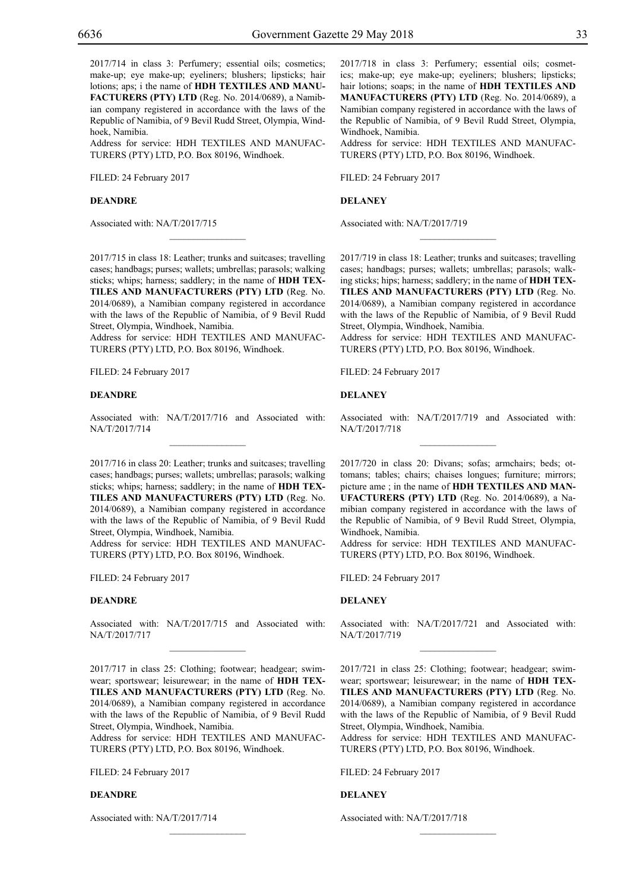2017/714 in class 3: Perfumery; essential oils; cosmetics; make-up; eye make-up; eyeliners; blushers; lipsticks; hair lotions; aps; i the name of **HDH TEXTILES AND MANUFACTURERS (PTY) LTD** (Reg. No. 2014/0689), a Namibian company registered in accordance with the laws of the Republic of Namibia, of 9 Bevil Rudd Street, Olympia, Windhoek, Namibia.
Address for service: HDH TEXTILES AND MANUFACTURERS (PTY) LTD, P.O. Box 80196, Windhoek.

FILED: 24 February 2017

**DEANDRE**

Associated with: NA/T/2017/715

---

2017/715 in class 18: Leather; trunks and suitcases; travelling cases; handbags; purses; wallets; umbrellas; parasols; walking sticks; whips; harness; saddlery; in the name of **HDH TEXTILES AND MANUFACTURERS (PTY) LTD** (Reg. No. 2014/0689), a Namibian company registered in accordance with the laws of the Republic of Namibia, of 9 Bevil Rudd Street, Olympia, Windhoek, Namibia.
Address for service: HDH TEXTILES AND MANUFACTURERS (PTY) LTD, P.O. Box 80196, Windhoek.

FILED: 24 February 2017

**DEANDRE**

Associated with: NA/T/2017/716 and Associated with: NA/T/2017/714

---

2017/716 in class 20: Leather; trunks and suitcases; travelling cases; handbags; purses; wallets; umbrellas; parasols; walking sticks; whips; harness; saddlery; in the name of **HDH TEXTILES AND MANUFACTURERS (PTY) LTD** (Reg. No. 2014/0689), a Namibian company registered in accordance with the laws of the Republic of Namibia, of 9 Bevil Rudd Street, Olympia, Windhoek, Namibia.
Address for service: HDH TEXTILES AND MANUFACTURERS (PTY) LTD, P.O. Box 80196, Windhoek.

FILED: 24 February 2017

**DEANDRE**

Associated with: NA/T/2017/715 and Associated with: NA/T/2017/717

---

2017/717 in class 25: Clothing; footwear; headgear; swimwear; sportswear; leisurewear; in the name of **HDH TEXTILES AND MANUFACTURERS (PTY) LTD** (Reg. No. 2014/0689), a Namibian company registered in accordance with the laws of the Republic of Namibia, of 9 Bevil Rudd Street, Olympia, Windhoek, Namibia.
Address for service: HDH TEXTILES AND MANUFACTURERS (PTY) LTD, P.O. Box 80196, Windhoek.

FILED: 24 February 2017

**DEANDRE**

Associated with: NA/T/2017/714

---

2017/718 in class 3: Perfumery; essential oils; cosmetics; make-up; eye make-up; eyeliners; blushers; lipsticks; hair lotions; soaps; in the name of **HDH TEXTILES AND MANUFACTURERS (PTY) LTD** (Reg. No. 2014/0689), a Namibian company registered in accordance with the laws of the Republic of Namibia, of 9 Bevil Rudd Street, Olympia, Windhoek, Namibia.
Address for service: HDH TEXTILES AND MANUFACTURERS (PTY) LTD, P.O. Box 80196, Windhoek.

FILED: 24 February 2017

**DELANEY**

Associated with: NA/T/2017/719

---

2017/719 in class 18: Leather; trunks and suitcases; travelling cases; handbags; purses; wallets; umbrellas; parasols; walking sticks; hips; harness; saddlery; in the name of **HDH TEXTILES AND MANUFACTURERS (PTY) LTD** (Reg. No. 2014/0689), a Namibian company registered in accordance with the laws of the Republic of Namibia, of 9 Bevil Rudd Street, Olympia, Windhoek, Namibia.
Address for service: HDH TEXTILES AND MANUFACTURERS (PTY) LTD, P.O. Box 80196, Windhoek.

FILED: 24 February 2017

**DELANEY**

Associated with: NA/T/2017/719 and Associated with: NA/T/2017/718

---

2017/720 in class 20: Divans; sofas; armchairs; beds; ottomans; tables; chairs; chaises longues; furniture; mirrors; picture ame ; in the name of **HDH TEXTILES AND MANUFACTURERS (PTY) LTD** (Reg. No. 2014/0689), a Namibian company registered in accordance with the laws of the Republic of Namibia, of 9 Bevil Rudd Street, Olympia, Windhoek, Namibia.
Address for service: HDH TEXTILES AND MANUFACTURERS (PTY) LTD, P.O. Box 80196, Windhoek.

FILED: 24 February 2017

**DELANEY**

Associated with: NA/T/2017/721 and Associated with: NA/T/2017/719

---

2017/721 in class 25: Clothing; footwear; headgear; swimwear; sportswear; leisurewear; in the name of **HDH TEXTILES AND MANUFACTURERS (PTY) LTD** (Reg. No. 2014/0689), a Namibian company registered in accordance with the laws of the Republic of Namibia, of 9 Bevil Rudd Street, Olympia, Windhoek, Namibia.
Address for service: HDH TEXTILES AND MANUFACTURERS (PTY) LTD, P.O. Box 80196, Windhoek.

FILED: 24 February 2017

**DELANEY**

Associated with: NA/T/2017/718

---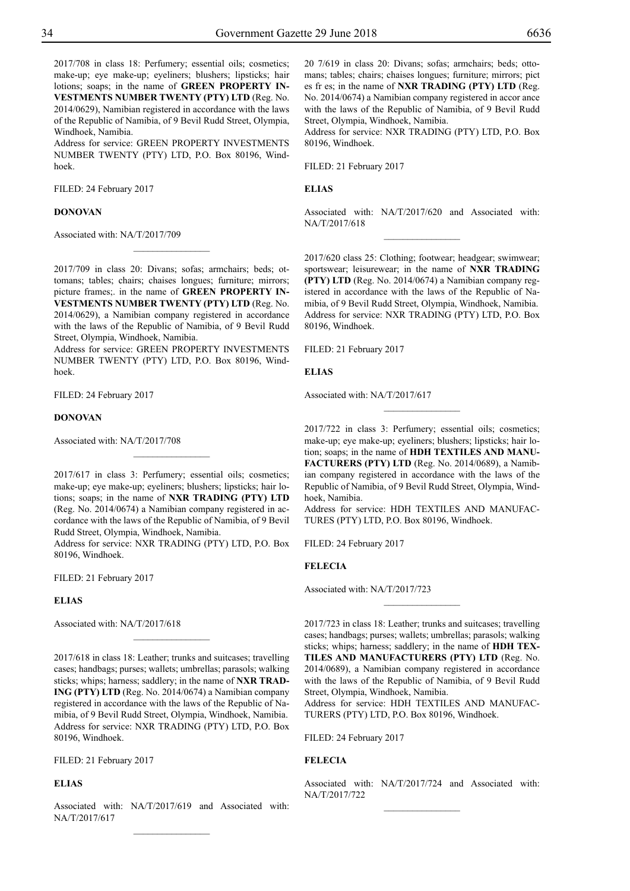2017/708 in class 18: Perfumery; essential oils; cosmetics; make-up; eye make-up; eyeliners; blushers; lipsticks; hair lotions; soaps; in the name of **GREEN PROPERTY INVESTMENTS NUMBER TWENTY (PTY) LTD** (Reg. No. 2014/0629), Namibian registered in accordance with the laws of the Republic of Namibia, of 9 Bevil Rudd Street, Olympia, Windhoek, Namibia.
Address for service: GREEN PROPERTY INVESTMENTS NUMBER TWENTY (PTY) LTD, P.O. Box 80196, Windhoek.

FILED: 24 February 2017

**DONOVAN**

Associated with: NA/T/2017/709

---

2017/709 in class 20: Divans; sofas; armchairs; beds; ottomans; tables; chairs; chaises longues; furniture; mirrors; picture frames;. in the name of **GREEN PROPERTY INVESTMENTS NUMBER TWENTY (PTY) LTD** (Reg. No. 2014/0629), a Namibian company registered in accordance with the laws of the Republic of Namibia, of 9 Bevil Rudd Street, Olympia, Windhoek, Namibia.
Address for service: GREEN PROPERTY INVESTMENTS NUMBER TWENTY (PTY) LTD, P.O. Box 80196, Windhoek.

FILED: 24 February 2017

**DONOVAN**

Associated with: NA/T/2017/708

---

2017/617 in class 3: Perfumery; essential oils; cosmetics; make-up; eye make-up; eyeliners; blushers; lipsticks; hair lotions; soaps; in the name of **NXR TRADING (PTY) LTD** (Reg. No. 2014/0674) a Namibian company registered in accordance with the laws of the Republic of Namibia, of 9 Bevil Rudd Street, Olympia, Windhoek, Namibia.
Address for service: NXR TRADING (PTY) LTD, P.O. Box 80196, Windhoek.

FILED: 21 February 2017

**ELIAS**

Associated with: NA/T/2017/618

---

2017/618 in class 18: Leather; trunks and suitcases; travelling cases; handbags; purses; wallets; umbrellas; parasols; walking sticks; whips; harness; saddlery; in the name of **NXR TRADING (PTY) LTD** (Reg. No. 2014/0674) a Namibian company registered in accordance with the laws of the Republic of Namibia, of 9 Bevil Rudd Street, Olympia, Windhoek, Namibia.
Address for service: NXR TRADING (PTY) LTD, P.O. Box 80196, Windhoek.

FILED: 21 February 2017

**ELIAS**

Associated with: NA/T/2017/619 and Associated with: NA/T/2017/617

---

20 7/619 in class 20: Divans; sofas; armchairs; beds; ottomans; tables; chairs; chaises longues; furniture; mirrors; pict es fr es; in the name of **NXR TRADING (PTY) LTD** (Reg. No. 2014/0674) a Namibian company registered in accor ance with the laws of the Republic of Namibia, of 9 Bevil Rudd Street, Olympia, Windhoek, Namibia.
Address for service: NXR TRADING (PTY) LTD, P.O. Box 80196, Windhoek.

FILED: 21 February 2017

**ELIAS**

Associated with: NA/T/2017/620 and Associated with: NA/T/2017/618

---

2017/620 class 25: Clothing; footwear; headgear; swimwear; sportswear; leisurewear; in the name of **NXR TRADING (PTY) LTD** (Reg. No. 2014/0674) a Namibian company registered in accordance with the laws of the Republic of Namibia, of 9 Bevil Rudd Street, Olympia, Windhoek, Namibia.
Address for service: NXR TRADING (PTY) LTD, P.O. Box 80196, Windhoek.

FILED: 21 February 2017

**ELIAS**

Associated with: NA/T/2017/617

---

2017/722 in class 3: Perfumery; essential oils; cosmetics; make-up; eye make-up; eyeliners; blushers; lipsticks; hair lotion; soaps; in the name of **HDH TEXTILES AND MANUFACTURERS (PTY) LTD** (Reg. No. 2014/0689), a Namibian company registered in accordance with the laws of the Republic of Namibia, of 9 Bevil Rudd Street, Olympia, Windhoek, Namibia.
Address for service: HDH TEXTILES AND MANUFACTURES (PTY) LTD, P.O. Box 80196, Windhoek.

FILED: 24 February 2017

**FELECIA**

Associated with: NA/T/2017/723

---

2017/723 in class 18: Leather; trunks and suitcases; travelling cases; handbags; purses; wallets; umbrellas; parasols; walking sticks; whips; harness; saddlery; in the name of **HDH TEXTILES AND MANUFACTURERS (PTY) LTD** (Reg. No. 2014/0689), a Namibian company registered in accordance with the laws of the Republic of Namibia, of 9 Bevil Rudd Street, Olympia, Windhoek, Namibia.
Address for service: HDH TEXTILES AND MANUFACTURERS (PTY) LTD, P.O. Box 80196, Windhoek.

FILED: 24 February 2017

**FELECIA**

Associated with: NA/T/2017/724 and Associated with: NA/T/2017/722

---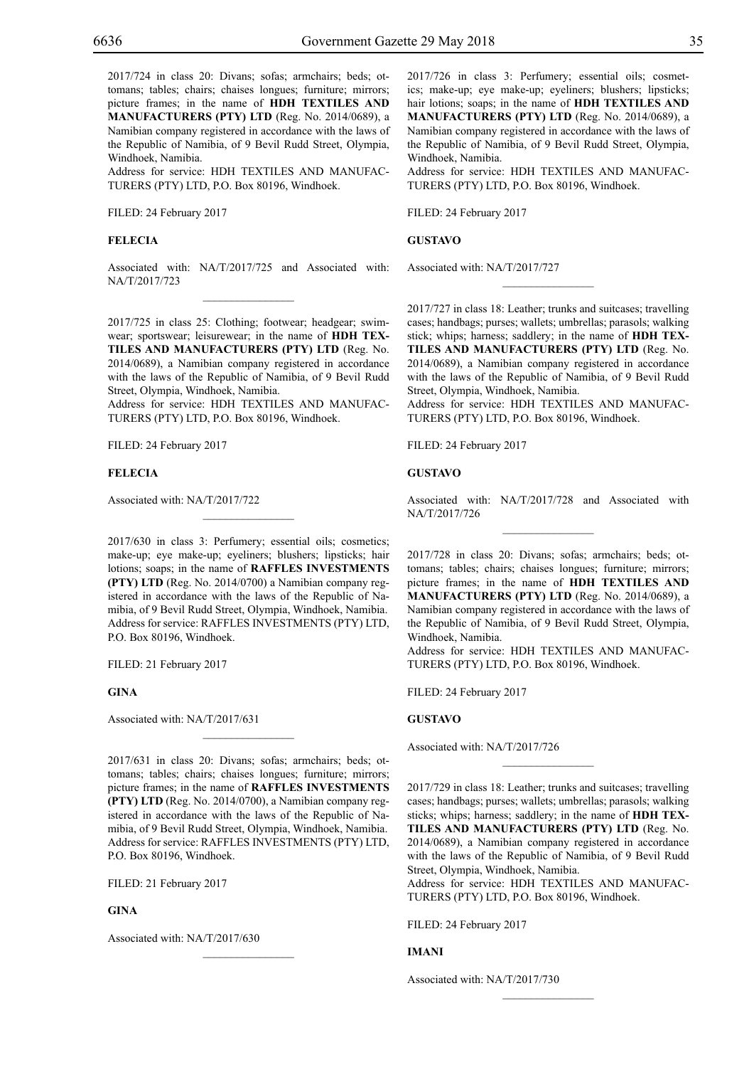2017/724 in class 20: Divans; sofas; armchairs; beds; ottomans; tables; chairs; chaises longues; furniture; mirrors; picture frames; in the name of **HDH TEXTILES AND MANUFACTURERS (PTY) LTD** (Reg. No. 2014/0689), a Namibian company registered in accordance with the laws of the Republic of Namibia, of 9 Bevil Rudd Street, Olympia, Windhoek, Namibia.
Address for service: HDH TEXTILES AND MANUFACTURERS (PTY) LTD, P.O. Box 80196, Windhoek.

FILED: 24 February 2017

**FELECIA**

Associated with: NA/T/2017/725 and Associated with: NA/T/2017/723

---

2017/725 in class 25: Clothing; footwear; headgear; swimwear; sportswear; leisurewear; in the name of **HDH TEXTILES AND MANUFACTURERS (PTY) LTD** (Reg. No. 2014/0689), a Namibian company registered in accordance with the laws of the Republic of Namibia, of 9 Bevil Rudd Street, Olympia, Windhoek, Namibia.
Address for service: HDH TEXTILES AND MANUFACTURERS (PTY) LTD, P.O. Box 80196, Windhoek.

FILED: 24 February 2017

**FELECIA**

Associated with: NA/T/2017/722

---

2017/630 in class 3: Perfumery; essential oils; cosmetics; make-up; eye make-up; eyeliners; blushers; lipsticks; hair lotions; soaps; in the name of **RAFFLES INVESTMENTS (PTY) LTD** (Reg. No. 2014/0700) a Namibian company registered in accordance with the laws of the Republic of Namibia, of 9 Bevil Rudd Street, Olympia, Windhoek, Namibia.
Address for service: RAFFLES INVESTMENTS (PTY) LTD, P.O. Box 80196, Windhoek.

FILED: 21 February 2017

**GINA**

Associated with: NA/T/2017/631

---

2017/631 in class 20: Divans; sofas; armchairs; beds; ottomans; tables; chairs; chaises longues; furniture; mirrors; picture frames; in the name of **RAFFLES INVESTMENTS (PTY) LTD** (Reg. No. 2014/0700), a Namibian company registered in accordance with the laws of the Republic of Namibia, of 9 Bevil Rudd Street, Olympia, Windhoek, Namibia.
Address for service: RAFFLES INVESTMENTS (PTY) LTD, P.O. Box 80196, Windhoek.

FILED: 21 February 2017

**GINA**

Associated with: NA/T/2017/630

---

2017/726 in class 3: Perfumery; essential oils; cosmetics; make-up; eye make-up; eyeliners; blushers; lipsticks; hair lotions; soaps; in the name of **HDH TEXTILES AND MANUFACTURERS (PTY) LTD** (Reg. No. 2014/0689), a Namibian company registered in accordance with the laws of the Republic of Namibia, of 9 Bevil Rudd Street, Olympia, Windhoek, Namibia.
Address for service: HDH TEXTILES AND MANUFACTURERS (PTY) LTD, P.O. Box 80196, Windhoek.

FILED: 24 February 2017

**GUSTAVO**

Associated with: NA/T/2017/727

---

2017/727 in class 18: Leather; trunks and suitcases; travelling cases; handbags; purses; wallets; umbrellas; parasols; walking stick; whips; harness; saddlery; in the name of **HDH TEXTILES AND MANUFACTURERS (PTY) LTD** (Reg. No. 2014/0689), a Namibian company registered in accordance with the laws of the Republic of Namibia, of 9 Bevil Rudd Street, Olympia, Windhoek, Namibia.
Address for service: HDH TEXTILES AND MANUFACTURERS (PTY) LTD, P.O. Box 80196, Windhoek.

FILED: 24 February 2017

**GUSTAVO**

Associated with: NA/T/2017/728 and Associated with NA/T/2017/726

---

2017/728 in class 20: Divans; sofas; armchairs; beds; ottomans; tables; chairs; chaises longues; furniture; mirrors; picture frames; in the name of **HDH TEXTILES AND MANUFACTURERS (PTY) LTD** (Reg. No. 2014/0689), a Namibian company registered in accordance with the laws of the Republic of Namibia, of 9 Bevil Rudd Street, Olympia, Windhoek, Namibia.
Address for service: HDH TEXTILES AND MANUFACTURERS (PTY) LTD, P.O. Box 80196, Windhoek.

FILED: 24 February 2017

**GUSTAVO**

Associated with: NA/T/2017/726

---

2017/729 in class 18: Leather; trunks and suitcases; travelling cases; handbags; purses; wallets; umbrellas; parasols; walking sticks; whips; harness; saddlery; in the name of **HDH TEXTILES AND MANUFACTURERS (PTY) LTD** (Reg. No. 2014/0689), a Namibian company registered in accordance with the laws of the Republic of Namibia, of 9 Bevil Rudd Street, Olympia, Windhoek, Namibia.
Address for service: HDH TEXTILES AND MANUFACTURERS (PTY) LTD, P.O. Box 80196, Windhoek.

FILED: 24 February 2017

**IMANI**

Associated with: NA/T/2017/730

---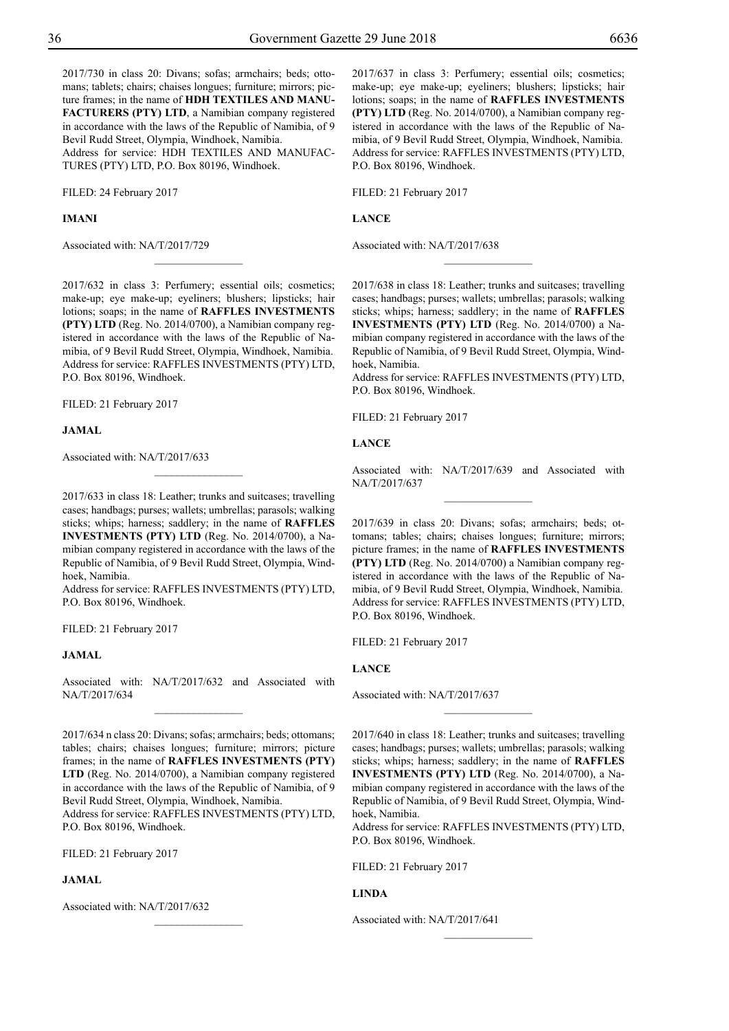2017/730 in class 20: Divans; sofas; armchairs; beds; ottomans; tablets; chairs; chaises longues; furniture; mirrors; picture frames; in the name of **HDH TEXTILES AND MANUFACTURERS (PTY) LTD**, a Namibian company registered in accordance with the laws of the Republic of Namibia, of 9 Bevil Rudd Street, Olympia, Windhoek, Namibia.
Address for service: HDH TEXTILES AND MANUFACTURES (PTY) LTD, P.O. Box 80196, Windhoek.

FILED: 24 February 2017

**IMANI**

Associated with: NA/T/2017/729

---

2017/632 in class 3: Perfumery; essential oils; cosmetics; make-up; eye make-up; eyeliners; blushers; lipsticks; hair lotions; soaps; in the name of **RAFFLES INVESTMENTS (PTY) LTD** (Reg. No. 2014/0700), a Namibian company registered in accordance with the laws of the Republic of Namibia, of 9 Bevil Rudd Street, Olympia, Windhoek, Namibia.
Address for service: RAFFLES INVESTMENTS (PTY) LTD, P.O. Box 80196, Windhoek.

FILED: 21 February 2017

**JAMAL**

Associated with: NA/T/2017/633

---

2017/633 in class 18: Leather; trunks and suitcases; travelling cases; handbags; purses; wallets; umbrellas; parasols; walking sticks; whips; harness; saddlery; in the name of **RAFFLES INVESTMENTS (PTY) LTD** (Reg. No. 2014/0700), a Namibian company registered in accordance with the laws of the Republic of Namibia, of 9 Bevil Rudd Street, Olympia, Windhoek, Namibia.
Address for service: RAFFLES INVESTMENTS (PTY) LTD, P.O. Box 80196, Windhoek.

FILED: 21 February 2017

**JAMAL**

Associated with: NA/T/2017/632 and Associated with NA/T/2017/634

---

2017/634 n class 20: Divans; sofas; armchairs; beds; ottomans; tables; chairs; chaises longues; furniture; mirrors; picture frames; in the name of **RAFFLES INVESTMENTS (PTY) LTD** (Reg. No. 2014/0700), a Namibian company registered in accordance with the laws of the Republic of Namibia, of 9 Bevil Rudd Street, Olympia, Windhoek, Namibia.
Address for service: RAFFLES INVESTMENTS (PTY) LTD, P.O. Box 80196, Windhoek.

FILED: 21 February 2017

**JAMAL**

Associated with: NA/T/2017/632

---

2017/637 in class 3: Perfumery; essential oils; cosmetics; make-up; eye make-up; eyeliners; blushers; lipsticks; hair lotions; soaps; in the name of **RAFFLES INVESTMENTS (PTY) LTD** (Reg. No. 2014/0700), a Namibian company registered in accordance with the laws of the Republic of Namibia, of 9 Bevil Rudd Street, Olympia, Windhoek, Namibia.
Address for service: RAFFLES INVESTMENTS (PTY) LTD, P.O. Box 80196, Windhoek.

FILED: 21 February 2017

**LANCE**

Associated with: NA/T/2017/638

---

2017/638 in class 18: Leather; trunks and suitcases; travelling cases; handbags; purses; wallets; umbrellas; parasols; walking sticks; whips; harness; saddlery; in the name of **RAFFLES INVESTMENTS (PTY) LTD** (Reg. No. 2014/0700) a Namibian company registered in accordance with the laws of the Republic of Namibia, of 9 Bevil Rudd Street, Olympia, Windhoek, Namibia.
Address for service: RAFFLES INVESTMENTS (PTY) LTD, P.O. Box 80196, Windhoek.

FILED: 21 February 2017

**LANCE**

Associated with: NA/T/2017/639 and Associated with NA/T/2017/637

---

2017/639 in class 20: Divans; sofas; armchairs; beds; ottomans; tables; chairs; chaises longues; furniture; mirrors; picture frames; in the name of **RAFFLES INVESTMENTS (PTY) LTD** (Reg. No. 2014/0700) a Namibian company registered in accordance with the laws of the Republic of Namibia, of 9 Bevil Rudd Street, Olympia, Windhoek, Namibia.
Address for service: RAFFLES INVESTMENTS (PTY) LTD, P.O. Box 80196, Windhoek.

FILED: 21 February 2017

**LANCE**

Associated with: NA/T/2017/637

---

2017/640 in class 18: Leather; trunks and suitcases; travelling cases; handbags; purses; wallets; umbrellas; parasols; walking sticks; whips; harness; saddlery; in the name of **RAFFLES INVESTMENTS (PTY) LTD** (Reg. No. 2014/0700), a Namibian company registered in accordance with the laws of the Republic of Namibia, of 9 Bevil Rudd Street, Olympia, Windhoek, Namibia.
Address for service: RAFFLES INVESTMENTS (PTY) LTD, P.O. Box 80196, Windhoek.

FILED: 21 February 2017

**LINDA**

Associated with: NA/T/2017/641

---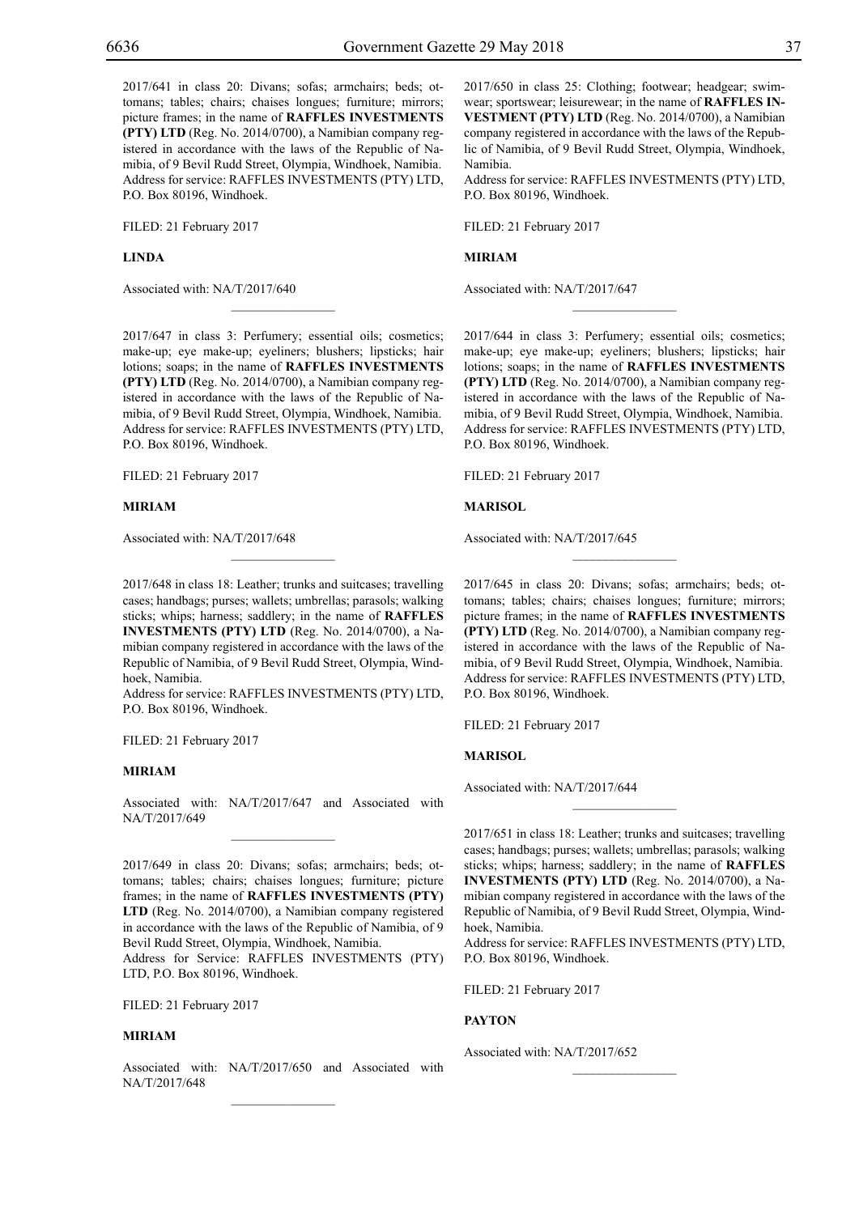2017/641 in class 20: Divans; sofas; armchairs; beds; ottomans; tables; chairs; chaises longues; furniture; mirrors; picture frames; in the name of **RAFFLES INVESTMENTS (PTY) LTD** (Reg. No. 2014/0700), a Namibian company registered in accordance with the laws of the Republic of Namibia, of 9 Bevil Rudd Street, Olympia, Windhoek, Namibia. Address for service: RAFFLES INVESTMENTS (PTY) LTD, P.O. Box 80196, Windhoek.

FILED: 21 February 2017

**LINDA**

Associated with: NA/T/2017/640

________________

2017/647 in class 3: Perfumery; essential oils; cosmetics; make-up; eye make-up; eyeliners; blushers; lipsticks; hair lotions; soaps; in the name of **RAFFLES INVESTMENTS (PTY) LTD** (Reg. No. 2014/0700), a Namibian company registered in accordance with the laws of the Republic of Namibia, of 9 Bevil Rudd Street, Olympia, Windhoek, Namibia. Address for service: RAFFLES INVESTMENTS (PTY) LTD, P.O. Box 80196, Windhoek.

FILED: 21 February 2017

**MIRIAM**

Associated with: NA/T/2017/648

________________

2017/648 in class 18: Leather; trunks and suitcases; travelling cases; handbags; purses; wallets; umbrellas; parasols; walking sticks; whips; harness; saddlery; in the name of **RAFFLES INVESTMENTS (PTY) LTD** (Reg. No. 2014/0700), a Namibian company registered in accordance with the laws of the Republic of Namibia, of 9 Bevil Rudd Street, Olympia, Windhoek, Namibia.
Address for service: RAFFLES INVESTMENTS (PTY) LTD, P.O. Box 80196, Windhoek.

FILED: 21 February 2017

**MIRIAM**

Associated with: NA/T/2017/647 and Associated with NA/T/2017/649

________________

2017/649 in class 20: Divans; sofas; armchairs; beds; ottomans; tables; chairs; chaises longues; furniture; picture frames; in the name of **RAFFLES INVESTMENTS (PTY) LTD** (Reg. No. 2014/0700), a Namibian company registered in accordance with the laws of the Republic of Namibia, of 9 Bevil Rudd Street, Olympia, Windhoek, Namibia.
Address for Service: RAFFLES INVESTMENTS (PTY) LTD, P.O. Box 80196, Windhoek.

FILED: 21 February 2017

**MIRIAM**

Associated with: NA/T/2017/650 and Associated with NA/T/2017/648

________________

2017/650 in class 25: Clothing; footwear; headgear; swimwear; sportswear; leisurewear; in the name of **RAFFLES INVESTMENT (PTY) LTD** (Reg. No. 2014/0700), a Namibian company registered in accordance with the laws of the Republic of Namibia, of 9 Bevil Rudd Street, Olympia, Windhoek, Namibia.
Address for service: RAFFLES INVESTMENTS (PTY) LTD, P.O. Box 80196, Windhoek.

FILED: 21 February 2017

**MIRIAM**

Associated with: NA/T/2017/647

________________

2017/644 in class 3: Perfumery; essential oils; cosmetics; make-up; eye make-up; eyeliners; blushers; lipsticks; hair lotions; soaps; in the name of **RAFFLES INVESTMENTS (PTY) LTD** (Reg. No. 2014/0700), a Namibian company registered in accordance with the laws of the Republic of Namibia, of 9 Bevil Rudd Street, Olympia, Windhoek, Namibia. Address for service: RAFFLES INVESTMENTS (PTY) LTD, P.O. Box 80196, Windhoek.

FILED: 21 February 2017

**MARISOL**

Associated with: NA/T/2017/645

________________

2017/645 in class 20: Divans; sofas; armchairs; beds; ottomans; tables; chairs; chaises longues; furniture; mirrors; picture frames; in the name of **RAFFLES INVESTMENTS (PTY) LTD** (Reg. No. 2014/0700), a Namibian company registered in accordance with the laws of the Republic of Namibia, of 9 Bevil Rudd Street, Olympia, Windhoek, Namibia. Address for service: RAFFLES INVESTMENTS (PTY) LTD, P.O. Box 80196, Windhoek.

FILED: 21 February 2017

**MARISOL**

Associated with: NA/T/2017/644

________________

2017/651 in class 18: Leather; trunks and suitcases; travelling cases; handbags; purses; wallets; umbrellas; parasols; walking sticks; whips; harness; saddlery; in the name of **RAFFLES INVESTMENTS (PTY) LTD** (Reg. No. 2014/0700), a Namibian company registered in accordance with the laws of the Republic of Namibia, of 9 Bevil Rudd Street, Olympia, Windhoek, Namibia.
Address for service: RAFFLES INVESTMENTS (PTY) LTD, P.O. Box 80196, Windhoek.

FILED: 21 February 2017

**PAYTON**

Associated with: NA/T/2017/652

________________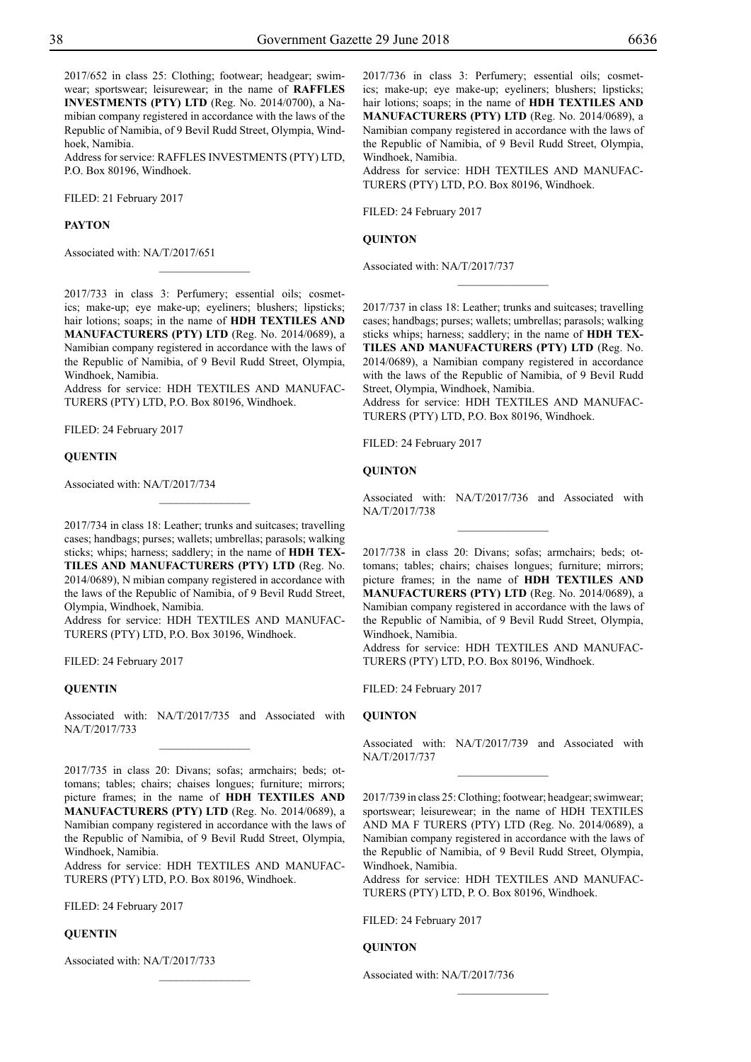2017/652 in class 25: Clothing; footwear; headgear; swimwear; sportswear; leisurewear; in the name of **RAFFLES INVESTMENTS (PTY) LTD** (Reg. No. 2014/0700), a Namibian company registered in accordance with the laws of the Republic of Namibia, of 9 Bevil Rudd Street, Olympia, Windhoek, Namibia.
Address for service: RAFFLES INVESTMENTS (PTY) LTD, P.O. Box 80196, Windhoek.

FILED: 21 February 2017

**PAYTON**

Associated with: NA/T/2017/651

________________

2017/733 in class 3: Perfumery; essential oils; cosmetics; make-up; eye make-up; eyeliners; blushers; lipsticks; hair lotions; soaps; in the name of **HDH TEXTILES AND MANUFACTURERS (PTY) LTD** (Reg. No. 2014/0689), a Namibian company registered in accordance with the laws of the Republic of Namibia, of 9 Bevil Rudd Street, Olympia, Windhoek, Namibia.
Address for service: HDH TEXTILES AND MANUFACTURERS (PTY) LTD, P.O. Box 80196, Windhoek.

FILED: 24 February 2017

**QUENTIN**

Associated with: NA/T/2017/734

________________

2017/734 in class 18: Leather; trunks and suitcases; travelling cases; handbags; purses; wallets; umbrellas; parasols; walking sticks; whips; harness; saddlery; in the name of **HDH TEXTILES AND MANUFACTURERS (PTY) LTD** (Reg. No. 2014/0689), N mibian company registered in accordance with the laws of the Republic of Namibia, of 9 Bevil Rudd Street, Olympia, Windhoek, Namibia.
Address for service: HDH TEXTILES AND MANUFACTURERS (PTY) LTD, P.O. Box 30196, Windhoek.

FILED: 24 February 2017

**QUENTIN**

Associated with: NA/T/2017/735 and Associated with NA/T/2017/733

________________

2017/735 in class 20: Divans; sofas; armchairs; beds; ottomans; tables; chairs; chaises longues; furniture; mirrors; picture frames; in the name of **HDH TEXTILES AND MANUFACTURERS (PTY) LTD** (Reg. No. 2014/0689), a Namibian company registered in accordance with the laws of the Republic of Namibia, of 9 Bevil Rudd Street, Olympia, Windhoek, Namibia.
Address for service: HDH TEXTILES AND MANUFACTURERS (PTY) LTD, P.O. Box 80196, Windhoek.

FILED: 24 February 2017

**QUENTIN**

Associated with: NA/T/2017/733

________________

2017/736 in class 3: Perfumery; essential oils; cosmetics; make-up; eye make-up; eyeliners; blushers; lipsticks; hair lotions; soaps; in the name of **HDH TEXTILES AND MANUFACTURERS (PTY) LTD** (Reg. No. 2014/0689), a Namibian company registered in accordance with the laws of the Republic of Namibia, of 9 Bevil Rudd Street, Olympia, Windhoek, Namibia.
Address for service: HDH TEXTILES AND MANUFACTURERS (PTY) LTD, P.O. Box 80196, Windhoek.

FILED: 24 February 2017

**QUINTON**

Associated with: NA/T/2017/737

________________

2017/737 in class 18: Leather; trunks and suitcases; travelling cases; handbags; purses; wallets; umbrellas; parasols; walking sticks whips; harness; saddlery; in the name of **HDH TEXTILES AND MANUFACTURERS (PTY) LTD** (Reg. No. 2014/0689), a Namibian company registered in accordance with the laws of the Republic of Namibia, of 9 Bevil Rudd Street, Olympia, Windhoek, Namibia.
Address for service: HDH TEXTILES AND MANUFACTURERS (PTY) LTD, P.O. Box 80196, Windhoek.

FILED: 24 February 2017

**QUINTON**

Associated with: NA/T/2017/736 and Associated with NA/T/2017/738

________________

2017/738 in class 20: Divans; sofas; armchairs; beds; ottomans; tables; chairs; chaises longues; furniture; mirrors; picture frames; in the name of **HDH TEXTILES AND MANUFACTURERS (PTY) LTD** (Reg. No. 2014/0689), a Namibian company registered in accordance with the laws of the Republic of Namibia, of 9 Bevil Rudd Street, Olympia, Windhoek, Namibia.
Address for service: HDH TEXTILES AND MANUFACTURERS (PTY) LTD, P.O. Box 80196, Windhoek.

FILED: 24 February 2017

**QUINTON**

Associated with: NA/T/2017/739 and Associated with NA/T/2017/737

________________

2017/739 in class 25: Clothing; footwear; headgear; swimwear; sportswear; leisurewear; in the name of HDH TEXTILES AND MA F TURERS (PTY) LTD (Reg. No. 2014/0689), a Namibian company registered in accordance with the laws of the Republic of Namibia, of 9 Bevil Rudd Street, Olympia, Windhoek, Namibia.
Address for service: HDH TEXTILES AND MANUFACTURERS (PTY) LTD, P. O. Box 80196, Windhoek.

FILED: 24 February 2017

**QUINTON**

Associated with: NA/T/2017/736

________________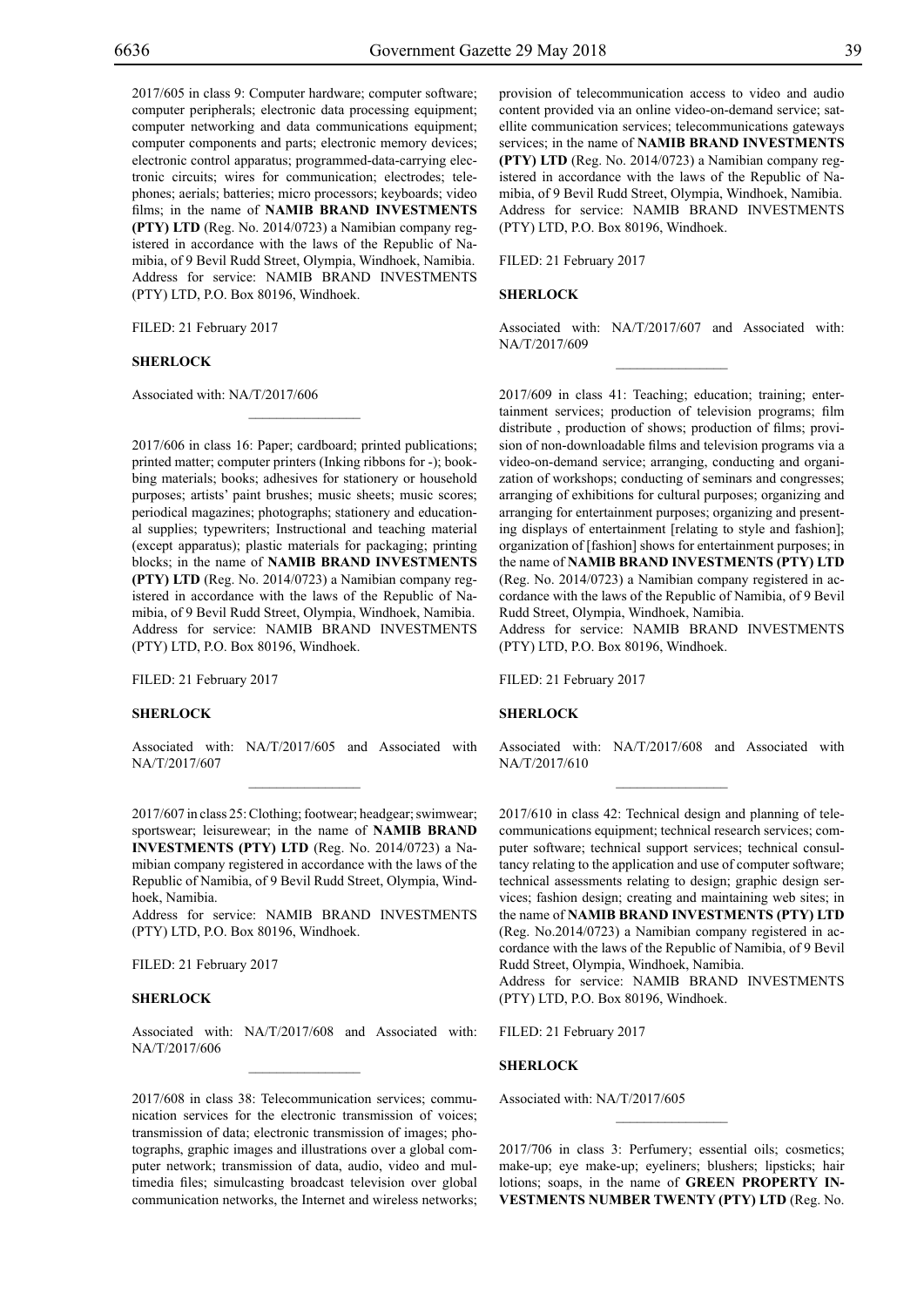2017/605 in class 9: Computer hardware; computer software; computer peripherals; electronic data processing equipment; computer networking and data communications equipment; computer components and parts; electronic memory devices; electronic control apparatus; programmed-data-carrying electronic circuits; wires for communication; electrodes; telephones; aerials; batteries; micro processors; keyboards; video films; in the name of **NAMIB BRAND INVESTMENTS (PTY) LTD** (Reg. No. 2014/0723) a Namibian company registered in accordance with the laws of the Republic of Namibia, of 9 Bevil Rudd Street, Olympia, Windhoek, Namibia. Address for service: NAMIB BRAND INVESTMENTS (PTY) LTD, P.O. Box 80196, Windhoek.

FILED: 21 February 2017

**SHERLOCK**

Associated with: NA/T/2017/606

________________

2017/606 in class 16: Paper; cardboard; printed publications; printed matter; computer printers (Inking ribbons for -); bookbing materials; books; adhesives for stationery or household purposes; artists' paint brushes; music sheets; music scores; periodical magazines; photographs; stationery and educational supplies; typewriters; Instructional and teaching material (except apparatus); plastic materials for packaging; printing blocks; in the name of **NAMIB BRAND INVESTMENTS (PTY) LTD** (Reg. No. 2014/0723) a Namibian company registered in accordance with the laws of the Republic of Namibia, of 9 Bevil Rudd Street, Olympia, Windhoek, Namibia. Address for service: NAMIB BRAND INVESTMENTS (PTY) LTD, P.O. Box 80196, Windhoek.

FILED: 21 February 2017

**SHERLOCK**

Associated with: NA/T/2017/605 and Associated with NA/T/2017/607

________________

2017/607 in class 25: Clothing; footwear; headgear; swimwear; sportswear; leisurewear; in the name of **NAMIB BRAND INVESTMENTS (PTY) LTD** (Reg. No. 2014/0723) a Namibian company registered in accordance with the laws of the Republic of Namibia, of 9 Bevil Rudd Street, Olympia, Windhoek, Namibia.
Address for service: NAMIB BRAND INVESTMENTS (PTY) LTD, P.O. Box 80196, Windhoek.

FILED: 21 February 2017

**SHERLOCK**

Associated with: NA/T/2017/608 and Associated with: NA/T/2017/606

________________

2017/608 in class 38: Telecommunication services; communication services for the electronic transmission of voices; transmission of data; electronic transmission of images; photographs, graphic images and illustrations over a global computer network; transmission of data, audio, video and multimedia files; simulcasting broadcast television over global communication networks, the Internet and wireless networks; provision of telecommunication access to video and audio content provided via an online video-on-demand service; satellite communication services; telecommunications gateways services; in the name of **NAMIB BRAND INVESTMENTS (PTY) LTD** (Reg. No. 2014/0723) a Namibian company registered in accordance with the laws of the Republic of Namibia, of 9 Bevil Rudd Street, Olympia, Windhoek, Namibia. Address for service: NAMIB BRAND INVESTMENTS (PTY) LTD, P.O. Box 80196, Windhoek.

FILED: 21 February 2017

**SHERLOCK**

Associated with: NA/T/2017/607 and Associated with: NA/T/2017/609

________________

2017/609 in class 41: Teaching; education; training; entertainment services; production of television programs; film distribute , production of shows; production of films; provision of non-downloadable films and television programs via a video-on-demand service; arranging, conducting and organization of workshops; conducting of seminars and congresses; arranging of exhibitions for cultural purposes; organizing and arranging for entertainment purposes; organizing and presenting displays of entertainment [relating to style and fashion]; organization of [fashion] shows for entertainment purposes; in the name of **NAMIB BRAND INVESTMENTS (PTY) LTD** (Reg. No. 2014/0723) a Namibian company registered in accordance with the laws of the Republic of Namibia, of 9 Bevil Rudd Street, Olympia, Windhoek, Namibia.
Address for service: NAMIB BRAND INVESTMENTS (PTY) LTD, P.O. Box 80196, Windhoek.

FILED: 21 February 2017

**SHERLOCK**

Associated with: NA/T/2017/608 and Associated with NA/T/2017/610

________________

2017/610 in class 42: Technical design and planning of telecommunications equipment; technical research services; computer software; technical support services; technical consultancy relating to the application and use of computer software; technical assessments relating to design; graphic design services; fashion design; creating and maintaining web sites; in the name of **NAMIB BRAND INVESTMENTS (PTY) LTD** (Reg. No.2014/0723) a Namibian company registered in accordance with the laws of the Republic of Namibia, of 9 Bevil Rudd Street, Olympia, Windhoek, Namibia.
Address for service: NAMIB BRAND INVESTMENTS (PTY) LTD, P.O. Box 80196, Windhoek.

FILED: 21 February 2017

**SHERLOCK**

Associated with: NA/T/2017/605

________________

2017/706 in class 3: Perfumery; essential oils; cosmetics; make-up; eye make-up; eyeliners; blushers; lipsticks; hair lotions; soaps, in the name of **GREEN PROPERTY INVESTMENTS NUMBER TWENTY (PTY) LTD** (Reg. No.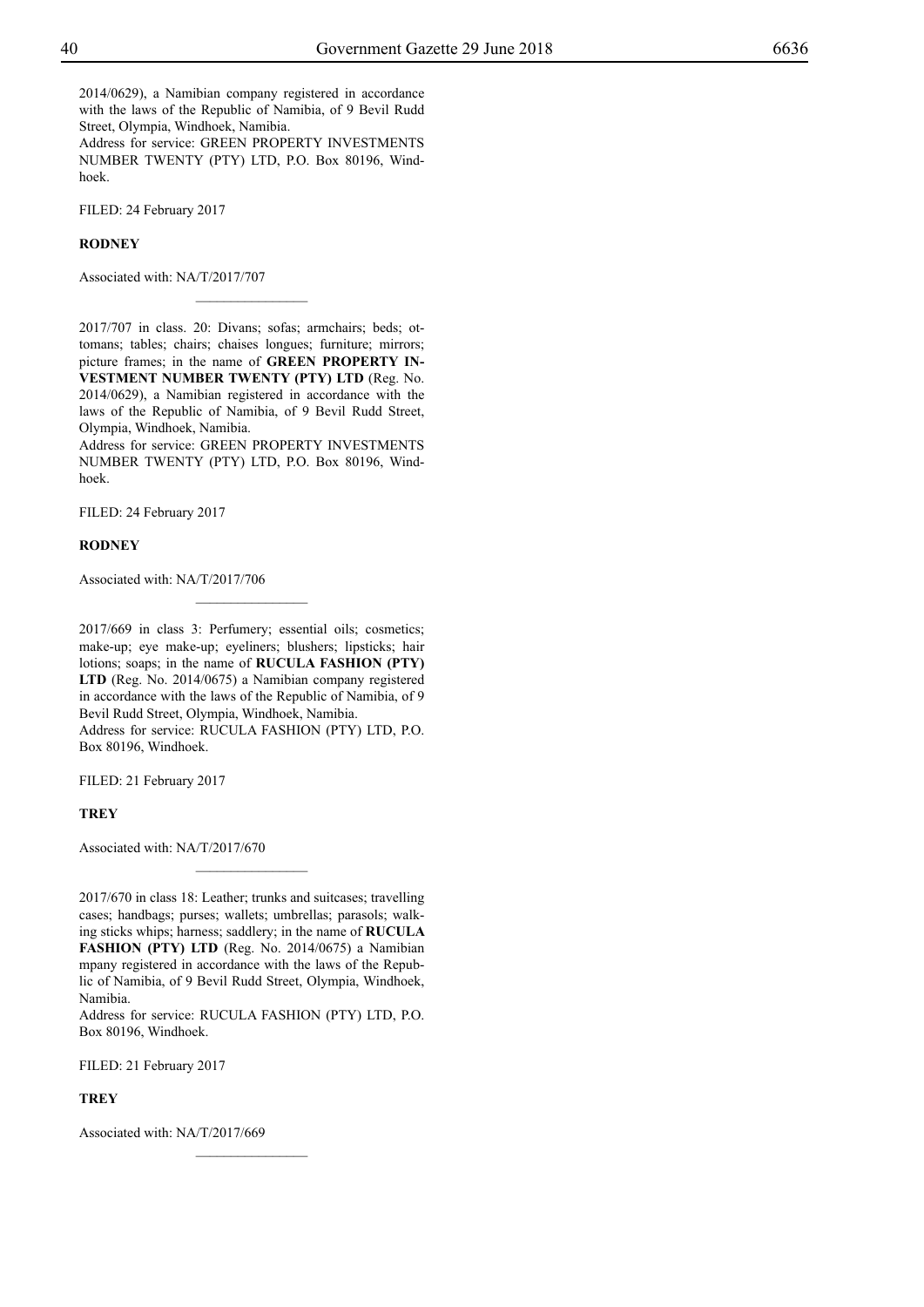2014/0629), a Namibian company registered in accordance with the laws of the Republic of Namibia, of 9 Bevil Rudd Street, Olympia, Windhoek, Namibia.
Address for service: GREEN PROPERTY INVESTMENTS NUMBER TWENTY (PTY) LTD, P.O. Box 80196, Windhoek.

FILED: 24 February 2017

**RODNEY**

Associated with: NA/T/2017/707

---

2017/707 in class. 20: Divans; sofas; armchairs; beds; ottomans; tables; chairs; chaises longues; furniture; mirrors; picture frames; in the name of **GREEN PROPERTY INVESTMENT NUMBER TWENTY (PTY) LTD** (Reg. No. 2014/0629), a Namibian registered in accordance with the laws of the Republic of Namibia, of 9 Bevil Rudd Street, Olympia, Windhoek, Namibia.
Address for service: GREEN PROPERTY INVESTMENTS NUMBER TWENTY (PTY) LTD, P.O. Box 80196, Windhoek.

FILED: 24 February 2017

**RODNEY**

Associated with: NA/T/2017/706

---

2017/669 in class 3: Perfumery; essential oils; cosmetics; make-up; eye make-up; eyeliners; blushers; lipsticks; hair lotions; soaps; in the name of **RUCULA FASHION (PTY) LTD** (Reg. No. 2014/0675) a Namibian company registered in accordance with the laws of the Republic of Namibia, of 9 Bevil Rudd Street, Olympia, Windhoek, Namibia.
Address for service: RUCULA FASHION (PTY) LTD, P.O. Box 80196, Windhoek.

FILED: 21 February 2017

**TREY**

Associated with: NA/T/2017/670

---

2017/670 in class 18: Leather; trunks and suitcases; travelling cases; handbags; purses; wallets; umbrellas; parasols; walking sticks whips; harness; saddlery; in the name of **RUCULA FASHION (PTY) LTD** (Reg. No. 2014/0675) a Namibian mpany registered in accordance with the laws of the Republic of Namibia, of 9 Bevil Rudd Street, Olympia, Windhoek, Namibia.
Address for service: RUCULA FASHION (PTY) LTD, P.O. Box 80196, Windhoek.

FILED: 21 February 2017

**TREY**

Associated with: NA/T/2017/669

---